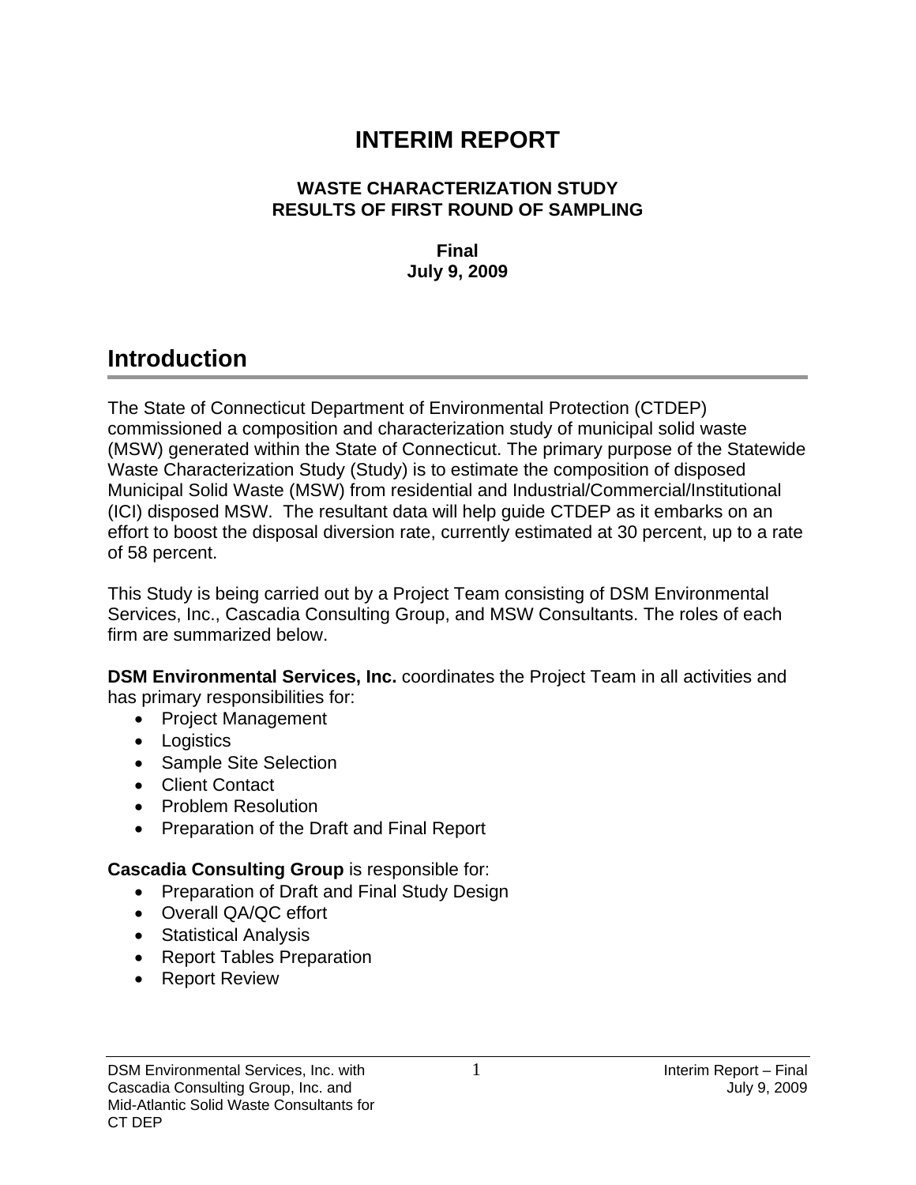# INTERIM REPORT

### WASTE CHARACTERIZATION STUDY
### RESULTS OF FIRST ROUND OF SAMPLING

**Final**
**July 9, 2009**

## Introduction

The State of Connecticut Department of Environmental Protection (CTDEP) commissioned a composition and characterization study of municipal solid waste (MSW) generated within the State of Connecticut. The primary purpose of the Statewide Waste Characterization Study (Study) is to estimate the composition of disposed Municipal Solid Waste (MSW) from residential and Industrial/Commercial/Institutional (ICI) disposed MSW. The resultant data will help guide CTDEP as it embarks on an effort to boost the disposal diversion rate, currently estimated at 30 percent, up to a rate of 58 percent.

This Study is being carried out by a Project Team consisting of DSM Environmental Services, Inc., Cascadia Consulting Group, and MSW Consultants. The roles of each firm are summarized below.

**DSM Environmental Services, Inc.** coordinates the Project Team in all activities and has primary responsibilities for:

- Project Management
- Logistics
- Sample Site Selection
- Client Contact
- Problem Resolution
- Preparation of the Draft and Final Report

**Cascadia Consulting Group** is responsible for:

- Preparation of Draft and Final Study Design
- Overall QA/QC effort
- Statistical Analysis
- Report Tables Preparation
- Report Review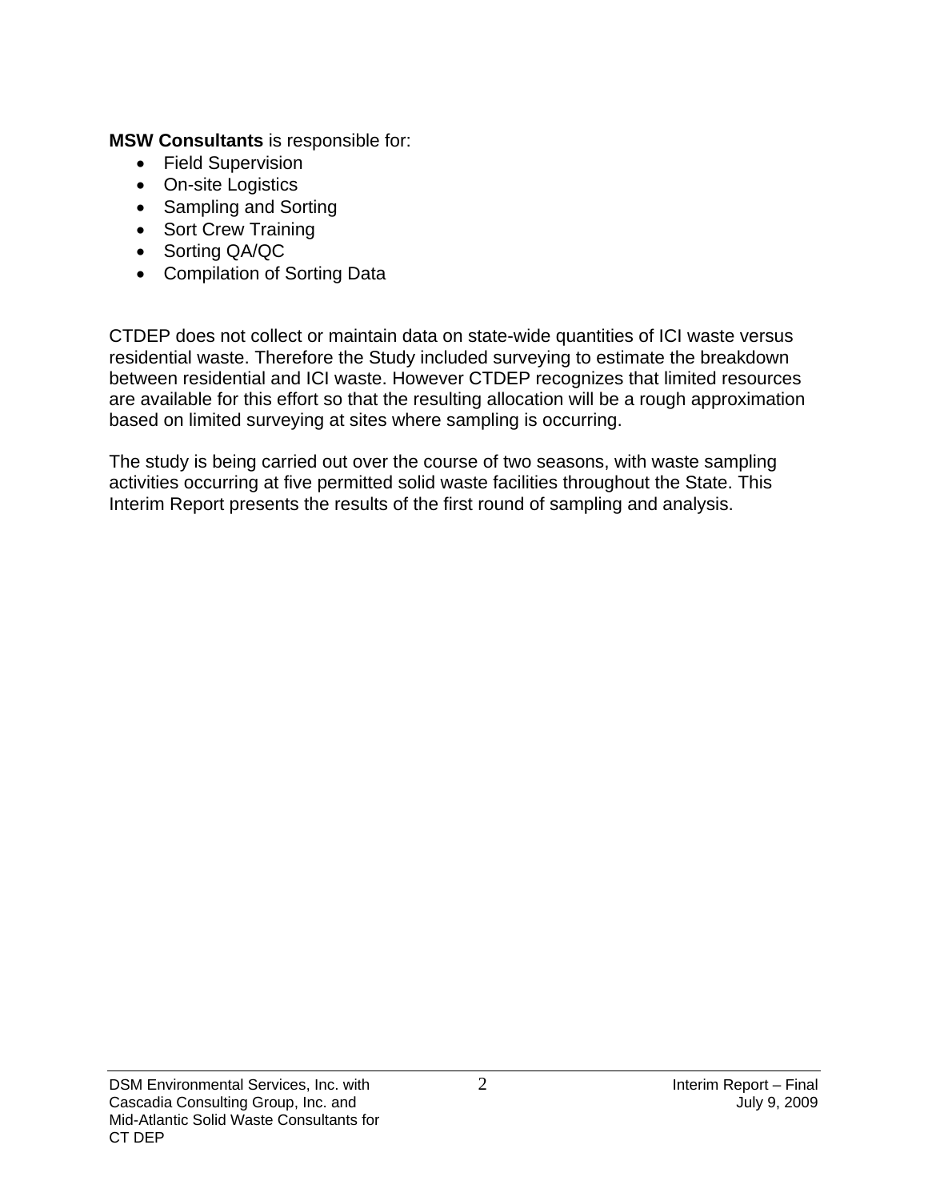**MSW Consultants** is responsible for:

- Field Supervision
- On-site Logistics
- Sampling and Sorting
- Sort Crew Training
- Sorting QA/QC
- Compilation of Sorting Data

CTDEP does not collect or maintain data on state-wide quantities of ICI waste versus residential waste. Therefore the Study included surveying to estimate the breakdown between residential and ICI waste. However CTDEP recognizes that limited resources are available for this effort so that the resulting allocation will be a rough approximation based on limited surveying at sites where sampling is occurring.

The study is being carried out over the course of two seasons, with waste sampling activities occurring at five permitted solid waste facilities throughout the State. This Interim Report presents the results of the first round of sampling and analysis.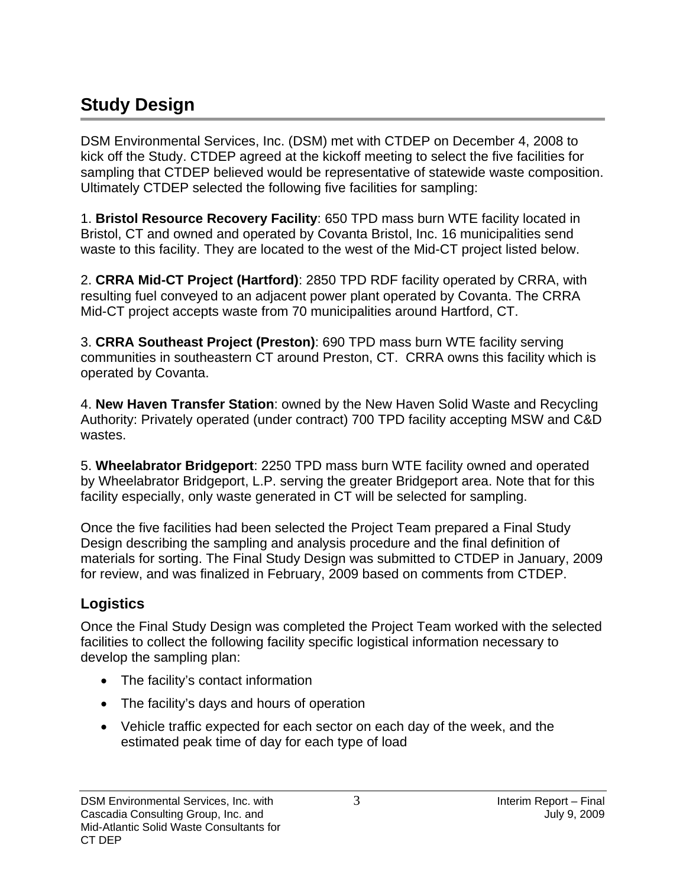# Study Design

DSM Environmental Services, Inc. (DSM) met with CTDEP on December 4, 2008 to kick off the Study. CTDEP agreed at the kickoff meeting to select the five facilities for sampling that CTDEP believed would be representative of statewide waste composition. Ultimately CTDEP selected the following five facilities for sampling:

1. **Bristol Resource Recovery Facility**: 650 TPD mass burn WTE facility located in Bristol, CT and owned and operated by Covanta Bristol, Inc. 16 municipalities send waste to this facility. They are located to the west of the Mid-CT project listed below.

2. **CRRA Mid-CT Project (Hartford)**: 2850 TPD RDF facility operated by CRRA, with resulting fuel conveyed to an adjacent power plant operated by Covanta. The CRRA Mid-CT project accepts waste from 70 municipalities around Hartford, CT.

3. **CRRA Southeast Project (Preston)**: 690 TPD mass burn WTE facility serving communities in southeastern CT around Preston, CT. CRRA owns this facility which is operated by Covanta.

4. **New Haven Transfer Station**: owned by the New Haven Solid Waste and Recycling Authority: Privately operated (under contract) 700 TPD facility accepting MSW and C&D wastes.

5. **Wheelabrator Bridgeport**: 2250 TPD mass burn WTE facility owned and operated by Wheelabrator Bridgeport, L.P. serving the greater Bridgeport area. Note that for this facility especially, only waste generated in CT will be selected for sampling.

Once the five facilities had been selected the Project Team prepared a Final Study Design describing the sampling and analysis procedure and the final definition of materials for sorting. The Final Study Design was submitted to CTDEP in January, 2009 for review, and was finalized in February, 2009 based on comments from CTDEP.

## Logistics

Once the Final Study Design was completed the Project Team worked with the selected facilities to collect the following facility specific logistical information necessary to develop the sampling plan:

- The facility's contact information
- The facility's days and hours of operation
- Vehicle traffic expected for each sector on each day of the week, and the estimated peak time of day for each type of load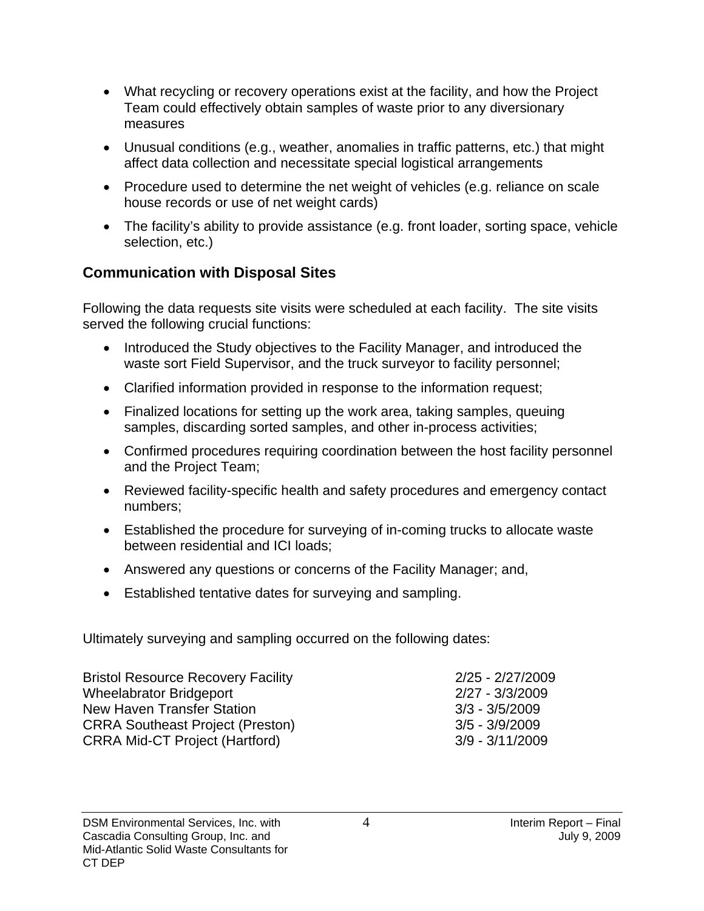- What recycling or recovery operations exist at the facility, and how the Project Team could effectively obtain samples of waste prior to any diversionary measures
- Unusual conditions (e.g., weather, anomalies in traffic patterns, etc.) that might affect data collection and necessitate special logistical arrangements
- Procedure used to determine the net weight of vehicles (e.g. reliance on scale house records or use of net weight cards)
- The facility's ability to provide assistance (e.g. front loader, sorting space, vehicle selection, etc.)

## Communication with Disposal Sites

Following the data requests site visits were scheduled at each facility. The site visits served the following crucial functions:

- Introduced the Study objectives to the Facility Manager, and introduced the waste sort Field Supervisor, and the truck surveyor to facility personnel;
- Clarified information provided in response to the information request;
- Finalized locations for setting up the work area, taking samples, queuing samples, discarding sorted samples, and other in-process activities;
- Confirmed procedures requiring coordination between the host facility personnel and the Project Team;
- Reviewed facility-specific health and safety procedures and emergency contact numbers;
- Established the procedure for surveying of in-coming trucks to allocate waste between residential and ICI loads;
- Answered any questions or concerns of the Facility Manager; and,
- Established tentative dates for surveying and sampling.

Ultimately surveying and sampling occurred on the following dates:

| | |
|---|---|
| Bristol Resource Recovery Facility | 2/25 - 2/27/2009 |
| Wheelabrator Bridgeport | 2/27 - 3/3/2009 |
| New Haven Transfer Station | 3/3 - 3/5/2009 |
| CRRA Southeast Project (Preston) | 3/5 - 3/9/2009 |
| CRRA Mid-CT Project (Hartford) | 3/9 - 3/11/2009 |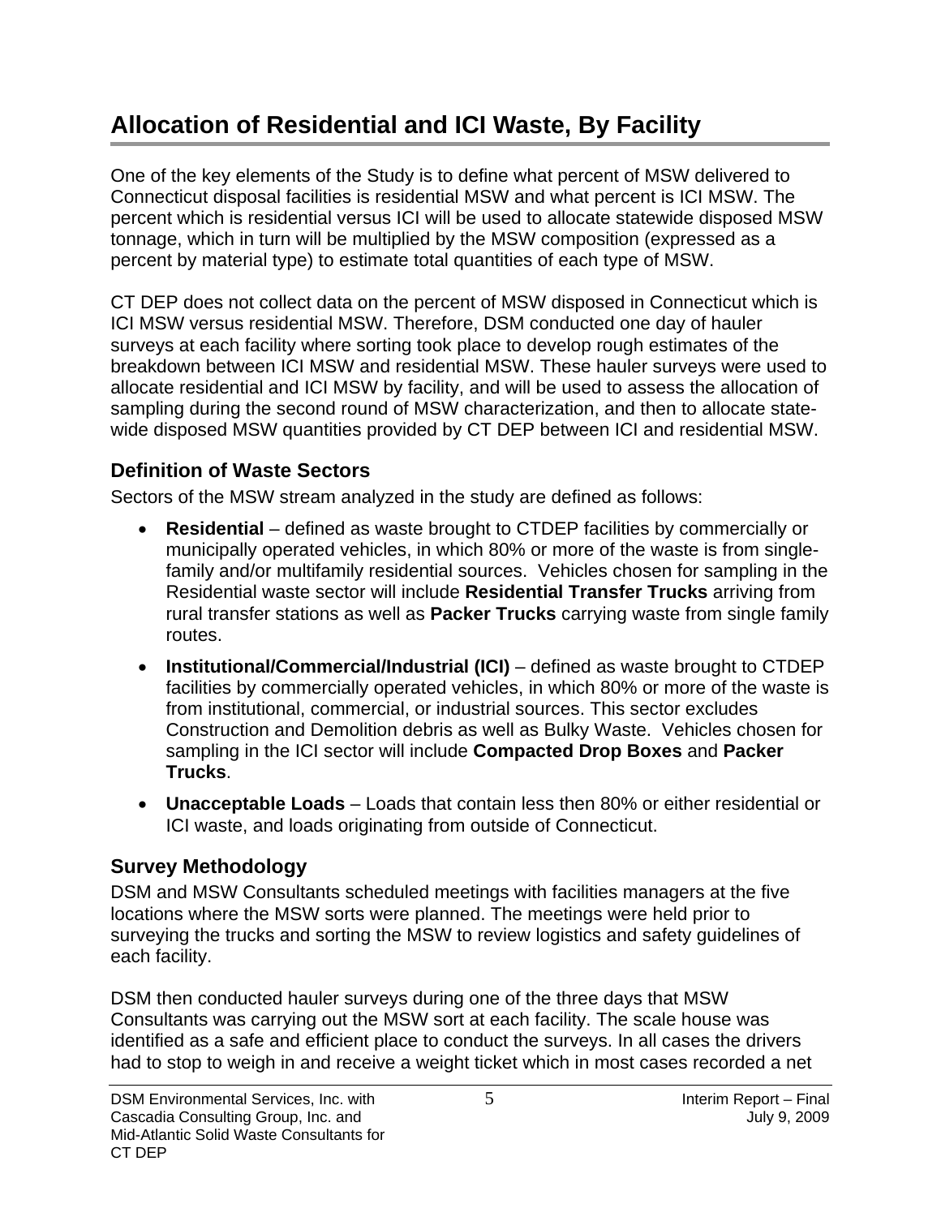# Allocation of Residential and ICI Waste, By Facility

One of the key elements of the Study is to define what percent of MSW delivered to Connecticut disposal facilities is residential MSW and what percent is ICI MSW. The percent which is residential versus ICI will be used to allocate statewide disposed MSW tonnage, which in turn will be multiplied by the MSW composition (expressed as a percent by material type) to estimate total quantities of each type of MSW.

CT DEP does not collect data on the percent of MSW disposed in Connecticut which is ICI MSW versus residential MSW. Therefore, DSM conducted one day of hauler surveys at each facility where sorting took place to develop rough estimates of the breakdown between ICI MSW and residential MSW. These hauler surveys were used to allocate residential and ICI MSW by facility, and will be used to assess the allocation of sampling during the second round of MSW characterization, and then to allocate state-wide disposed MSW quantities provided by CT DEP between ICI and residential MSW.

## Definition of Waste Sectors

Sectors of the MSW stream analyzed in the study are defined as follows:

- **Residential** – defined as waste brought to CTDEP facilities by commercially or municipally operated vehicles, in which 80% or more of the waste is from single-family and/or multifamily residential sources. Vehicles chosen for sampling in the Residential waste sector will include **Residential Transfer Trucks** arriving from rural transfer stations as well as **Packer Trucks** carrying waste from single family routes.
- **Institutional/Commercial/Industrial (ICI)** – defined as waste brought to CTDEP facilities by commercially operated vehicles, in which 80% or more of the waste is from institutional, commercial, or industrial sources. This sector excludes Construction and Demolition debris as well as Bulky Waste. Vehicles chosen for sampling in the ICI sector will include **Compacted Drop Boxes** and **Packer Trucks**.
- **Unacceptable Loads** – Loads that contain less then 80% or either residential or ICI waste, and loads originating from outside of Connecticut.

## Survey Methodology

DSM and MSW Consultants scheduled meetings with facilities managers at the five locations where the MSW sorts were planned. The meetings were held prior to surveying the trucks and sorting the MSW to review logistics and safety guidelines of each facility.

DSM then conducted hauler surveys during one of the three days that MSW Consultants was carrying out the MSW sort at each facility. The scale house was identified as a safe and efficient place to conduct the surveys. In all cases the drivers had to stop to weigh in and receive a weight ticket which in most cases recorded a net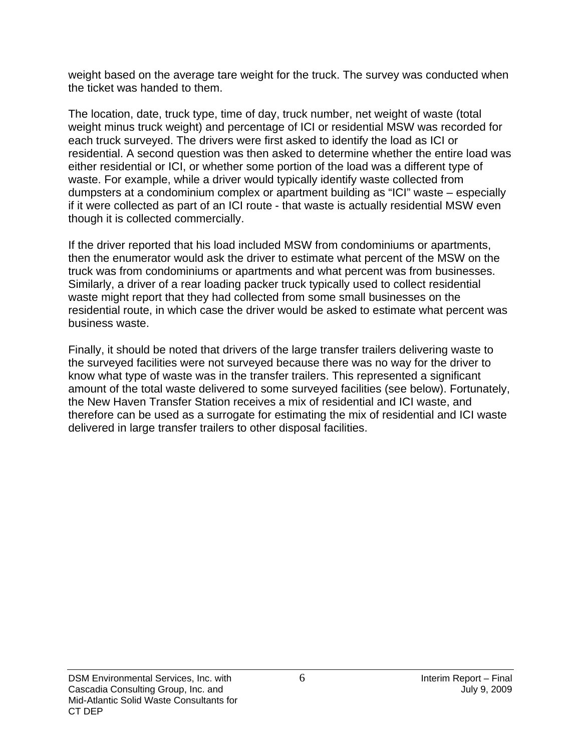weight based on the average tare weight for the truck. The survey was conducted when the ticket was handed to them.

The location, date, truck type, time of day, truck number, net weight of waste (total weight minus truck weight) and percentage of ICI or residential MSW was recorded for each truck surveyed. The drivers were first asked to identify the load as ICI or residential. A second question was then asked to determine whether the entire load was either residential or ICI, or whether some portion of the load was a different type of waste. For example, while a driver would typically identify waste collected from dumpsters at a condominium complex or apartment building as "ICI" waste – especially if it were collected as part of an ICI route - that waste is actually residential MSW even though it is collected commercially.

If the driver reported that his load included MSW from condominiums or apartments, then the enumerator would ask the driver to estimate what percent of the MSW on the truck was from condominiums or apartments and what percent was from businesses. Similarly, a driver of a rear loading packer truck typically used to collect residential waste might report that they had collected from some small businesses on the residential route, in which case the driver would be asked to estimate what percent was business waste.

Finally, it should be noted that drivers of the large transfer trailers delivering waste to the surveyed facilities were not surveyed because there was no way for the driver to know what type of waste was in the transfer trailers. This represented a significant amount of the total waste delivered to some surveyed facilities (see below). Fortunately, the New Haven Transfer Station receives a mix of residential and ICI waste, and therefore can be used as a surrogate for estimating the mix of residential and ICI waste delivered in large transfer trailers to other disposal facilities.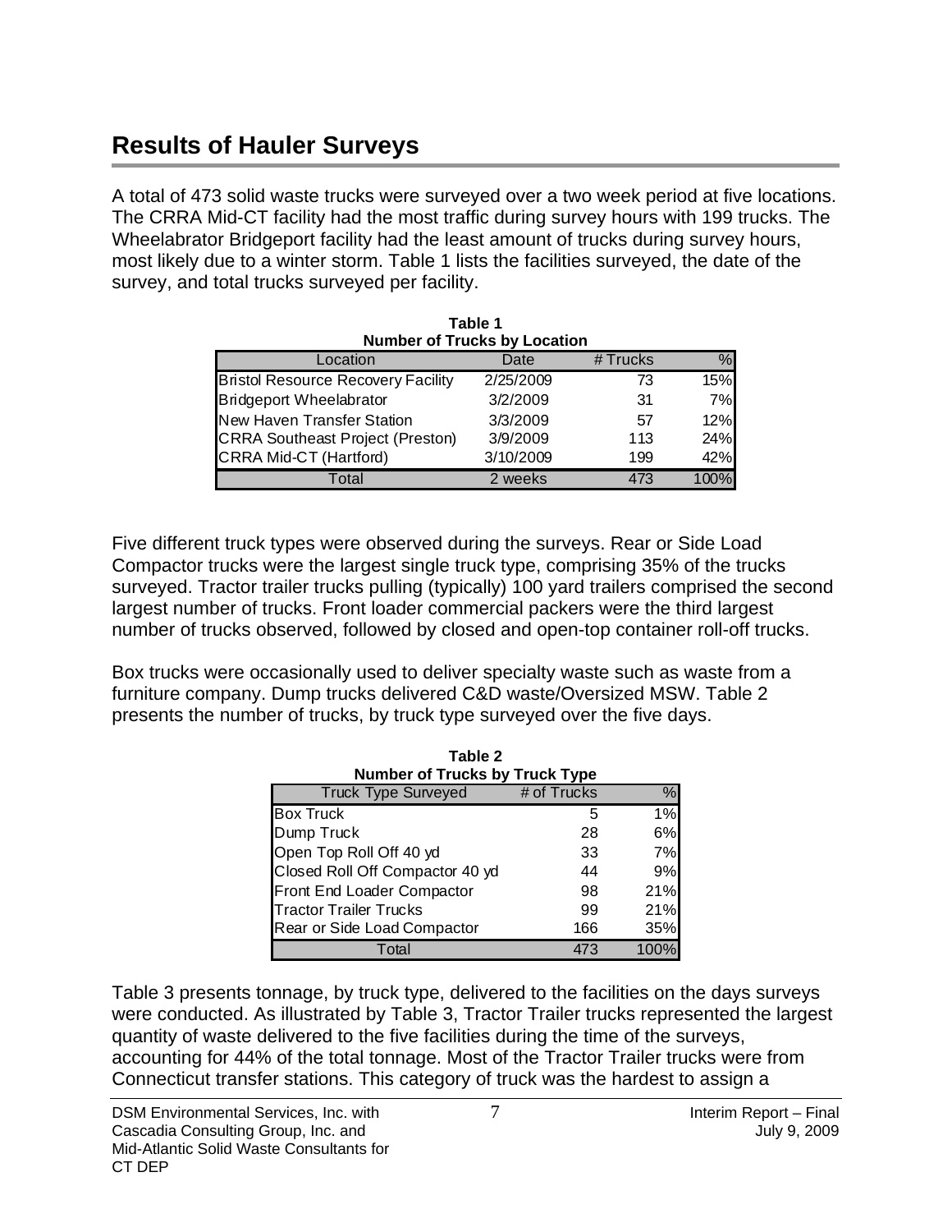## Results of Hauler Surveys

A total of 473 solid waste trucks were surveyed over a two week period at five locations. The CRRA Mid-CT facility had the most traffic during survey hours with 199 trucks. The Wheelabrator Bridgeport facility had the least amount of trucks during survey hours, most likely due to a winter storm. Table 1 lists the facilities surveyed, the date of the survey, and total trucks surveyed per facility.

**Table 1**
**Number of Trucks by Location**

| Location | Date | # Trucks | % |
|---|---|---|---|
| Bristol Resource Recovery Facility | 2/25/2009 | 73 | 15% |
| Bridgeport Wheelabrator | 3/2/2009 | 31 | 7% |
| New Haven Transfer Station | 3/3/2009 | 57 | 12% |
| CRRA Southeast Project (Preston) | 3/9/2009 | 113 | 24% |
| CRRA Mid-CT (Hartford) | 3/10/2009 | 199 | 42% |
| Total | 2 weeks | 473 | 100% |

Five different truck types were observed during the surveys. Rear or Side Load Compactor trucks were the largest single truck type, comprising 35% of the trucks surveyed. Tractor trailer trucks pulling (typically) 100 yard trailers comprised the second largest number of trucks. Front loader commercial packers were the third largest number of trucks observed, followed by closed and open-top container roll-off trucks.

Box trucks were occasionally used to deliver specialty waste such as waste from a furniture company. Dump trucks delivered C&D waste/Oversized MSW. Table 2 presents the number of trucks, by truck type surveyed over the five days.

**Table 2**
**Number of Trucks by Truck Type**

| Truck Type Surveyed | # of Trucks | % |
|---|---|---|
| Box Truck | 5 | 1% |
| Dump Truck | 28 | 6% |
| Open Top Roll Off 40 yd | 33 | 7% |
| Closed Roll Off Compactor 40 yd | 44 | 9% |
| Front End Loader Compactor | 98 | 21% |
| Tractor Trailer Trucks | 99 | 21% |
| Rear or Side Load Compactor | 166 | 35% |
| Total | 473 | 100% |

Table 3 presents tonnage, by truck type, delivered to the facilities on the days surveys were conducted. As illustrated by Table 3, Tractor Trailer trucks represented the largest quantity of waste delivered to the five facilities during the time of the surveys, accounting for 44% of the total tonnage. Most of the Tractor Trailer trucks were from Connecticut transfer stations. This category of truck was the hardest to assign a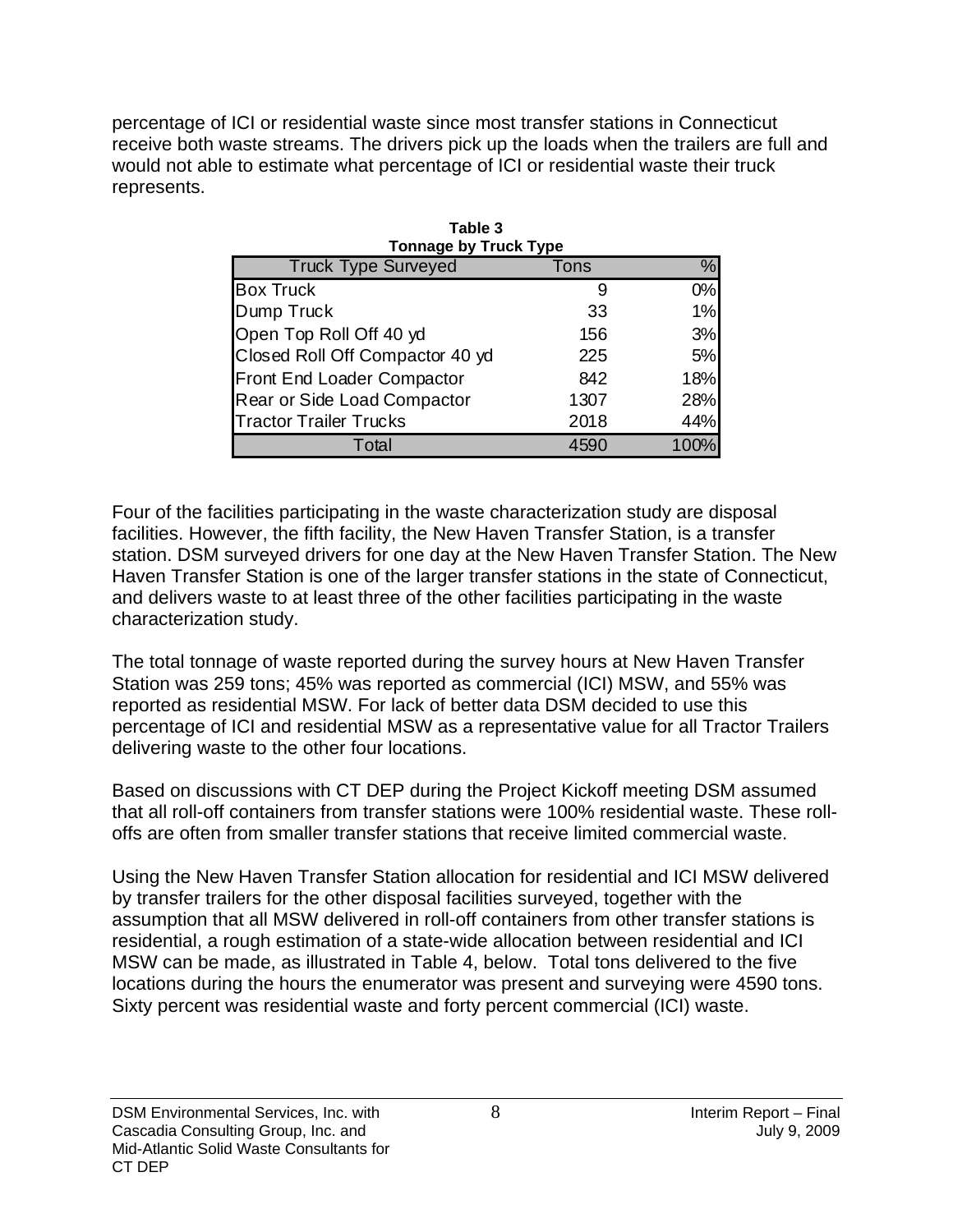percentage of ICI or residential waste since most transfer stations in Connecticut receive both waste streams. The drivers pick up the loads when the trailers are full and would not able to estimate what percentage of ICI or residential waste their truck represents.

**Table 3**
**Tonnage by Truck Type**

| Truck Type Surveyed | Tons | % |
|---|---|---|
| Box Truck | 9 | 0% |
| Dump Truck | 33 | 1% |
| Open Top Roll Off 40 yd | 156 | 3% |
| Closed Roll Off Compactor 40 yd | 225 | 5% |
| Front End Loader Compactor | 842 | 18% |
| Rear or Side Load Compactor | 1307 | 28% |
| Tractor Trailer Trucks | 2018 | 44% |
| Total | 4590 | 100% |

Four of the facilities participating in the waste characterization study are disposal facilities. However, the fifth facility, the New Haven Transfer Station, is a transfer station. DSM surveyed drivers for one day at the New Haven Transfer Station. The New Haven Transfer Station is one of the larger transfer stations in the state of Connecticut, and delivers waste to at least three of the other facilities participating in the waste characterization study.

The total tonnage of waste reported during the survey hours at New Haven Transfer Station was 259 tons; 45% was reported as commercial (ICI) MSW, and 55% was reported as residential MSW. For lack of better data DSM decided to use this percentage of ICI and residential MSW as a representative value for all Tractor Trailers delivering waste to the other four locations.

Based on discussions with CT DEP during the Project Kickoff meeting DSM assumed that all roll-off containers from transfer stations were 100% residential waste. These roll-offs are often from smaller transfer stations that receive limited commercial waste.

Using the New Haven Transfer Station allocation for residential and ICI MSW delivered by transfer trailers for the other disposal facilities surveyed, together with the assumption that all MSW delivered in roll-off containers from other transfer stations is residential, a rough estimation of a state-wide allocation between residential and ICI MSW can be made, as illustrated in Table 4, below. Total tons delivered to the five locations during the hours the enumerator was present and surveying were 4590 tons. Sixty percent was residential waste and forty percent commercial (ICI) waste.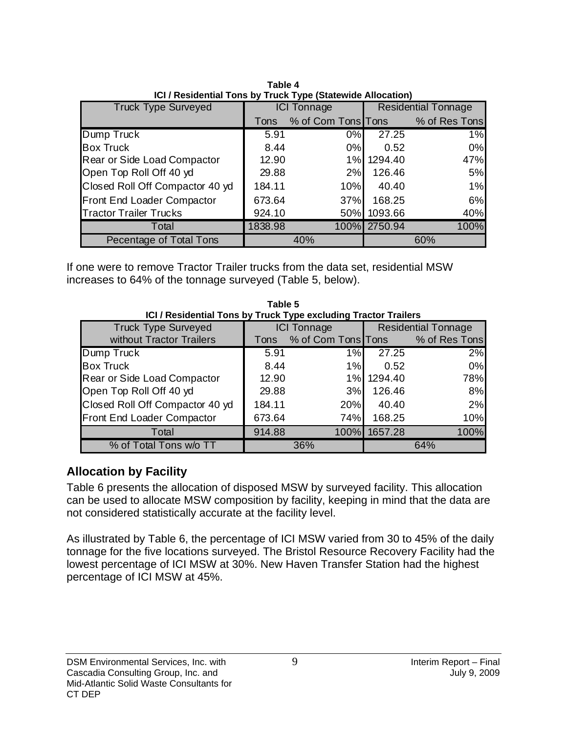**Table 4**
**ICI / Residential Tons by Truck Type (Statewide Allocation)**

| Truck Type Surveyed | ICI Tonnage | | Residential Tonnage | |
|---|---|---|---|---|
| | Tons | % of Com Tons | Tons | % of Res Tons |
| Dump Truck | 5.91 | 0% | 27.25 | 1% |
| Box Truck | 8.44 | 0% | 0.52 | 0% |
| Rear or Side Load Compactor | 12.90 | 1% | 1294.40 | 47% |
| Open Top Roll Off 40 yd | 29.88 | 2% | 126.46 | 5% |
| Closed Roll Off Compactor 40 yd | 184.11 | 10% | 40.40 | 1% |
| Front End Loader Compactor | 673.64 | 37% | 168.25 | 6% |
| Tractor Trailer Trucks | 924.10 | 50% | 1093.66 | 40% |
| Total | 1838.98 | 100% | 2750.94 | 100% |
| Pecentage of Total Tons | 40% | | 60% | |

If one were to remove Tractor Trailer trucks from the data set, residential MSW increases to 64% of the tonnage surveyed (Table 5, below).

**Table 5**
**ICI / Residential Tons by Truck Type excluding Tractor Trailers**

| Truck Type Surveyed without Tractor Trailers | ICI Tonnage | | Residential Tonnage | |
|---|---|---|---|---|
| | Tons | % of Com Tons | Tons | % of Res Tons |
| Dump Truck | 5.91 | 1% | 27.25 | 2% |
| Box Truck | 8.44 | 1% | 0.52 | 0% |
| Rear or Side Load Compactor | 12.90 | 1% | 1294.40 | 78% |
| Open Top Roll Off 40 yd | 29.88 | 3% | 126.46 | 8% |
| Closed Roll Off Compactor 40 yd | 184.11 | 20% | 40.40 | 2% |
| Front End Loader Compactor | 673.64 | 74% | 168.25 | 10% |
| Total | 914.88 | 100% | 1657.28 | 100% |
| % of Total Tons w/o TT | 36% | | 64% | |

## Allocation by Facility

Table 6 presents the allocation of disposed MSW by surveyed facility. This allocation can be used to allocate MSW composition by facility, keeping in mind that the data are not considered statistically accurate at the facility level.

As illustrated by Table 6, the percentage of ICI MSW varied from 30 to 45% of the daily tonnage for the five locations surveyed. The Bristol Resource Recovery Facility had the lowest percentage of ICI MSW at 30%. New Haven Transfer Station had the highest percentage of ICI MSW at 45%.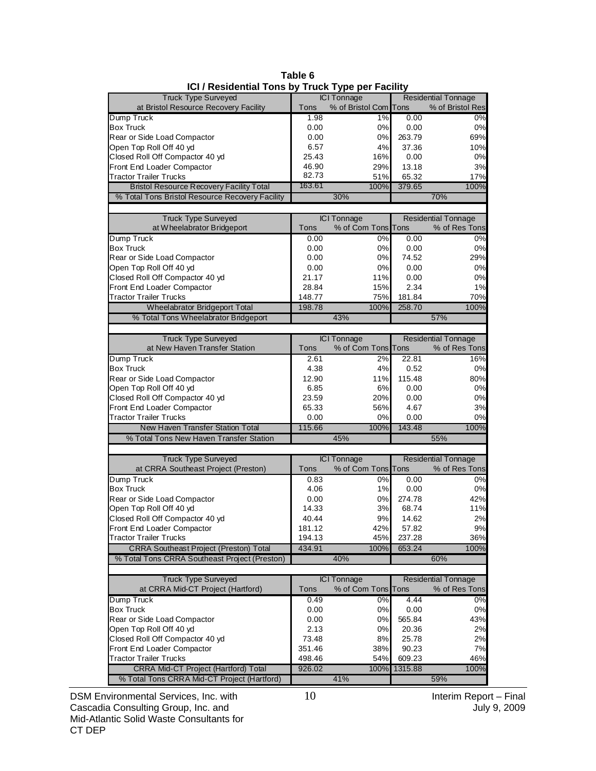**Table 6**
**ICI / Residential Tons by Truck Type per Facility**

| Truck Type Surveyed at Bristol Resource Recovery Facility | ICI Tonnage | | Residential Tonnage | |
|---|---|---|---|---|
| | Tons | % of Bristol Com | Tons | % of Bristol Res |
| Dump Truck | 1.98 | 1% | 0.00 | 0% |
| Box Truck | 0.00 | 0% | 0.00 | 0% |
| Rear or Side Load Compactor | 0.00 | 0% | 263.79 | 69% |
| Open Top Roll Off 40 yd | 6.57 | 4% | 37.36 | 10% |
| Closed Roll Off Compactor 40 yd | 25.43 | 16% | 0.00 | 0% |
| Front End Loader Compactor | 46.90 | 29% | 13.18 | 3% |
| Tractor Trailer Trucks | 82.73 | 51% | 65.32 | 17% |
| Bristol Resource Recovery Facility Total | 163.61 | 100% | 379.65 | 100% |
| % Total Tons Bristol Resource Recovery Facility | 30% | | 70% | |

| Truck Type Surveyed at Wheelabrator Bridgeport | ICI Tonnage | | Residential Tonnage | |
|---|---|---|---|---|
| | Tons | % of Com Tons | Tons | % of Res Tons |
| Dump Truck | 0.00 | 0% | 0.00 | 0% |
| Box Truck | 0.00 | 0% | 0.00 | 0% |
| Rear or Side Load Compactor | 0.00 | 0% | 74.52 | 29% |
| Open Top Roll Off 40 yd | 0.00 | 0% | 0.00 | 0% |
| Closed Roll Off Compactor 40 yd | 21.17 | 11% | 0.00 | 0% |
| Front End Loader Compactor | 28.84 | 15% | 2.34 | 1% |
| Tractor Trailer Trucks | 148.77 | 75% | 181.84 | 70% |
| Wheelabrator Bridgeport Total | 198.78 | 100% | 258.70 | 100% |
| % Total Tons Wheelabrator Bridgeport | 43% | | 57% | |

| Truck Type Surveyed at New Haven Transfer Station | ICI Tonnage | | Residential Tonnage | |
|---|---|---|---|---|
| | Tons | % of Com Tons | Tons | % of Res Tons |
| Dump Truck | 2.61 | 2% | 22.81 | 16% |
| Box Truck | 4.38 | 4% | 0.52 | 0% |
| Rear or Side Load Compactor | 12.90 | 11% | 115.48 | 80% |
| Open Top Roll Off 40 yd | 6.85 | 6% | 0.00 | 0% |
| Closed Roll Off Compactor 40 yd | 23.59 | 20% | 0.00 | 0% |
| Front End Loader Compactor | 65.33 | 56% | 4.67 | 3% |
| Tractor Trailer Trucks | 0.00 | 0% | 0.00 | 0% |
| New Haven Transfer Station Total | 115.66 | 100% | 143.48 | 100% |
| % Total Tons New Haven Transfer Station | 45% | | 55% | |

| Truck Type Surveyed at CRRA Southeast Project (Preston) | ICI Tonnage | | Residential Tonnage | |
|---|---|---|---|---|
| | Tons | % of Com Tons | Tons | % of Res Tons |
| Dump Truck | 0.83 | 0% | 0.00 | 0% |
| Box Truck | 4.06 | 1% | 0.00 | 0% |
| Rear or Side Load Compactor | 0.00 | 0% | 274.78 | 42% |
| Open Top Roll Off 40 yd | 14.33 | 3% | 68.74 | 11% |
| Closed Roll Off Compactor 40 yd | 40.44 | 9% | 14.62 | 2% |
| Front End Loader Compactor | 181.12 | 42% | 57.82 | 9% |
| Tractor Trailer Trucks | 194.13 | 45% | 237.28 | 36% |
| CRRA Southeast Project (Preston) Total | 434.91 | 100% | 653.24 | 100% |
| % Total Tons CRRA Southeast Project (Preston) | 40% | | 60% | |

| Truck Type Surveyed at CRRA Mid-CT Project (Hartford) | ICI Tonnage | | Residential Tonnage | |
|---|---|---|---|---|
| | Tons | % of Com Tons | Tons | % of Res Tons |
| Dump Truck | 0.49 | 0% | 4.44 | 0% |
| Box Truck | 0.00 | 0% | 0.00 | 0% |
| Rear or Side Load Compactor | 0.00 | 0% | 565.84 | 43% |
| Open Top Roll Off 40 yd | 2.13 | 0% | 20.36 | 2% |
| Closed Roll Off Compactor 40 yd | 73.48 | 8% | 25.78 | 2% |
| Front End Loader Compactor | 351.46 | 38% | 90.23 | 7% |
| Tractor Trailer Trucks | 498.46 | 54% | 609.23 | 46% |
| CRRA Mid-CT Project (Hartford) Total | 926.02 | 100% | 1315.88 | 100% |
| % Total Tons CRRA Mid-CT Project (Hartford) | 41% | | 59% | |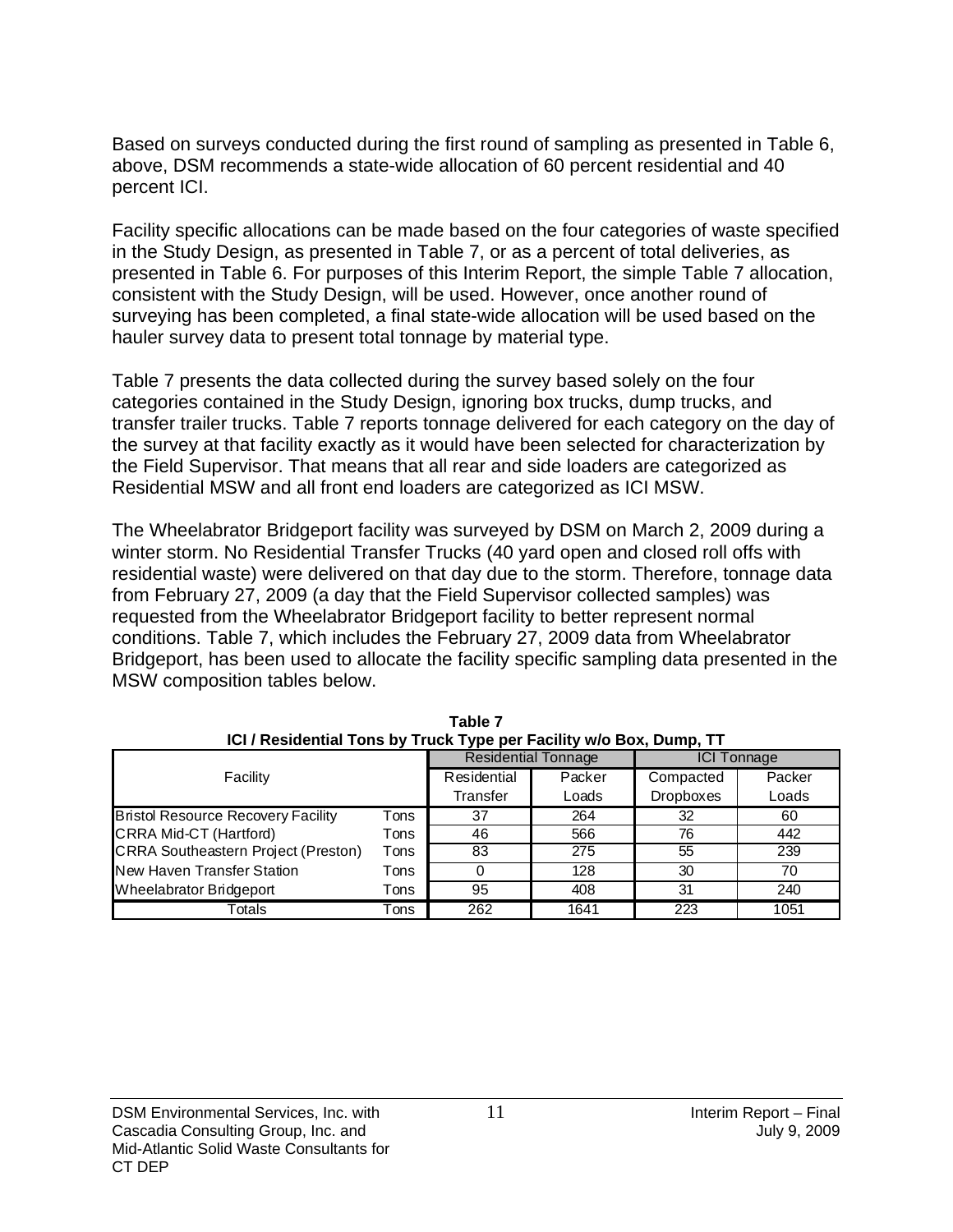Based on surveys conducted during the first round of sampling as presented in Table 6, above, DSM recommends a state-wide allocation of 60 percent residential and 40 percent ICI.

Facility specific allocations can be made based on the four categories of waste specified in the Study Design, as presented in Table 7, or as a percent of total deliveries, as presented in Table 6. For purposes of this Interim Report, the simple Table 7 allocation, consistent with the Study Design, will be used. However, once another round of surveying has been completed, a final state-wide allocation will be used based on the hauler survey data to present total tonnage by material type.

Table 7 presents the data collected during the survey based solely on the four categories contained in the Study Design, ignoring box trucks, dump trucks, and transfer trailer trucks. Table 7 reports tonnage delivered for each category on the day of the survey at that facility exactly as it would have been selected for characterization by the Field Supervisor. That means that all rear and side loaders are categorized as Residential MSW and all front end loaders are categorized as ICI MSW.

The Wheelabrator Bridgeport facility was surveyed by DSM on March 2, 2009 during a winter storm. No Residential Transfer Trucks (40 yard open and closed roll offs with residential waste) were delivered on that day due to the storm. Therefore, tonnage data from February 27, 2009 (a day that the Field Supervisor collected samples) was requested from the Wheelabrator Bridgeport facility to better represent normal conditions. Table 7, which includes the February 27, 2009 data from Wheelabrator Bridgeport, has been used to allocate the facility specific sampling data presented in the MSW composition tables below.

**Table 7**
**ICI / Residential Tons by Truck Type per Facility w/o Box, Dump, TT**

| Facility | | Residential Tonnage | | ICI Tonnage | |
|---|---|---|---|---|---|
| | | Residential Transfer | Packer Loads | Compacted Dropboxes | Packer Loads |
| Bristol Resource Recovery Facility | Tons | 37 | 264 | 32 | 60 |
| CRRA Mid-CT (Hartford) | Tons | 46 | 566 | 76 | 442 |
| CRRA Southeastern Project (Preston) | Tons | 83 | 275 | 55 | 239 |
| New Haven Transfer Station | Tons | 0 | 128 | 30 | 70 |
| Wheelabrator Bridgeport | Tons | 95 | 408 | 31 | 240 |
| Totals | Tons | 262 | 1641 | 223 | 1051 |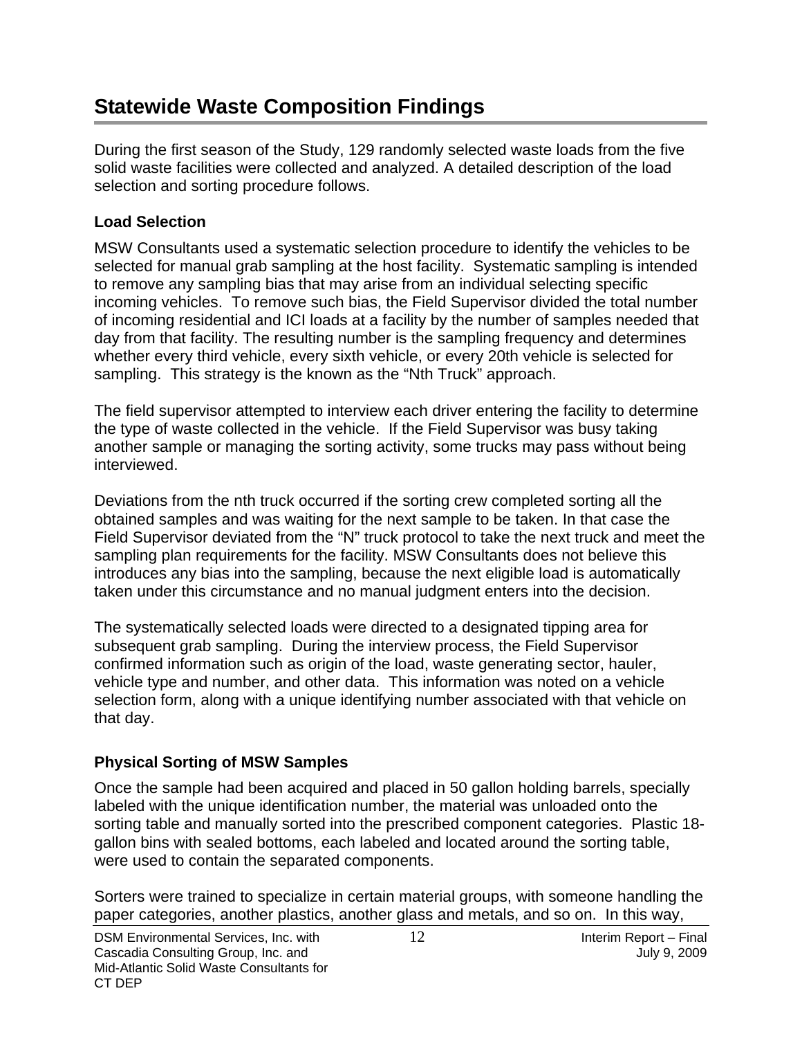# Statewide Waste Composition Findings

During the first season of the Study, 129 randomly selected waste loads from the five solid waste facilities were collected and analyzed. A detailed description of the load selection and sorting procedure follows.

### Load Selection

MSW Consultants used a systematic selection procedure to identify the vehicles to be selected for manual grab sampling at the host facility. Systematic sampling is intended to remove any sampling bias that may arise from an individual selecting specific incoming vehicles. To remove such bias, the Field Supervisor divided the total number of incoming residential and ICI loads at a facility by the number of samples needed that day from that facility. The resulting number is the sampling frequency and determines whether every third vehicle, every sixth vehicle, or every 20th vehicle is selected for sampling. This strategy is the known as the "Nth Truck" approach.

The field supervisor attempted to interview each driver entering the facility to determine the type of waste collected in the vehicle. If the Field Supervisor was busy taking another sample or managing the sorting activity, some trucks may pass without being interviewed.

Deviations from the nth truck occurred if the sorting crew completed sorting all the obtained samples and was waiting for the next sample to be taken. In that case the Field Supervisor deviated from the "N" truck protocol to take the next truck and meet the sampling plan requirements for the facility. MSW Consultants does not believe this introduces any bias into the sampling, because the next eligible load is automatically taken under this circumstance and no manual judgment enters into the decision.

The systematically selected loads were directed to a designated tipping area for subsequent grab sampling. During the interview process, the Field Supervisor confirmed information such as origin of the load, waste generating sector, hauler, vehicle type and number, and other data. This information was noted on a vehicle selection form, along with a unique identifying number associated with that vehicle on that day.

### Physical Sorting of MSW Samples

Once the sample had been acquired and placed in 50 gallon holding barrels, specially labeled with the unique identification number, the material was unloaded onto the sorting table and manually sorted into the prescribed component categories. Plastic 18-gallon bins with sealed bottoms, each labeled and located around the sorting table, were used to contain the separated components.

Sorters were trained to specialize in certain material groups, with someone handling the paper categories, another plastics, another glass and metals, and so on. In this way,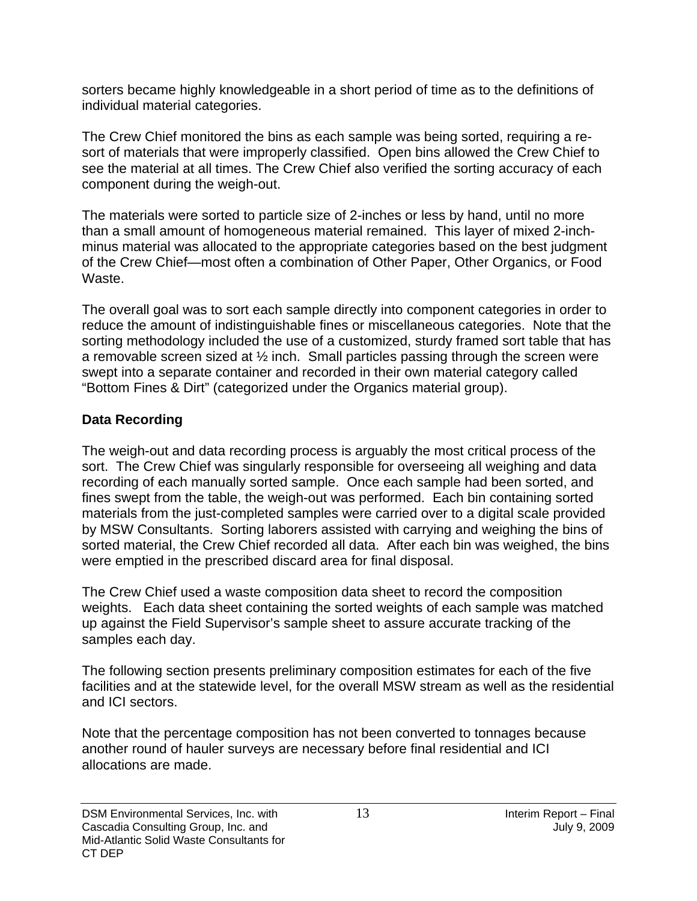sorters became highly knowledgeable in a short period of time as to the definitions of individual material categories.

The Crew Chief monitored the bins as each sample was being sorted, requiring a re-sort of materials that were improperly classified. Open bins allowed the Crew Chief to see the material at all times. The Crew Chief also verified the sorting accuracy of each component during the weigh-out.

The materials were sorted to particle size of 2-inches or less by hand, until no more than a small amount of homogeneous material remained. This layer of mixed 2-inch-minus material was allocated to the appropriate categories based on the best judgment of the Crew Chief—most often a combination of Other Paper, Other Organics, or Food Waste.

The overall goal was to sort each sample directly into component categories in order to reduce the amount of indistinguishable fines or miscellaneous categories. Note that the sorting methodology included the use of a customized, sturdy framed sort table that has a removable screen sized at ½ inch. Small particles passing through the screen were swept into a separate container and recorded in their own material category called "Bottom Fines & Dirt" (categorized under the Organics material group).

**Data Recording**

The weigh-out and data recording process is arguably the most critical process of the sort. The Crew Chief was singularly responsible for overseeing all weighing and data recording of each manually sorted sample. Once each sample had been sorted, and fines swept from the table, the weigh-out was performed. Each bin containing sorted materials from the just-completed samples were carried over to a digital scale provided by MSW Consultants. Sorting laborers assisted with carrying and weighing the bins of sorted material, the Crew Chief recorded all data. After each bin was weighed, the bins were emptied in the prescribed discard area for final disposal.

The Crew Chief used a waste composition data sheet to record the composition weights. Each data sheet containing the sorted weights of each sample was matched up against the Field Supervisor's sample sheet to assure accurate tracking of the samples each day.

The following section presents preliminary composition estimates for each of the five facilities and at the statewide level, for the overall MSW stream as well as the residential and ICI sectors.

Note that the percentage composition has not been converted to tonnages because another round of hauler surveys are necessary before final residential and ICI allocations are made.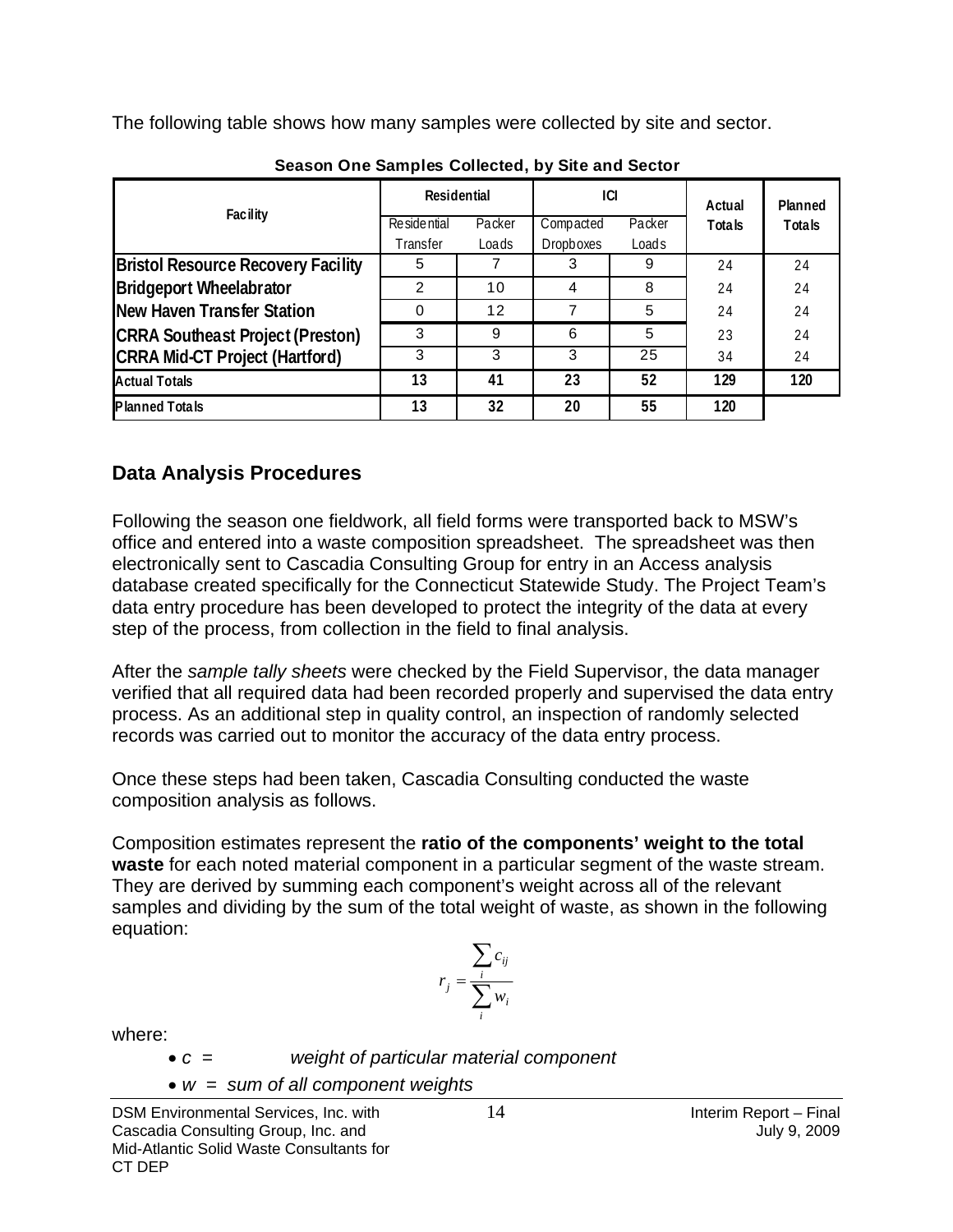The following table shows how many samples were collected by site and sector.

**Season One Samples Collected, by Site and Sector**

| Facility | Residential | | ICI | | Actual Totals | Planned Totals |
|---|---|---|---|---|---|---|
| | Residential Transfer | Packer Loads | Compacted Dropboxes | Packer Loads | | |
| **Bristol Resource Recovery Facility** | 5 | 7 | 3 | 9 | 24 | 24 |
| **Bridgeport Wheelabrator** | 2 | 10 | 4 | 8 | 24 | 24 |
| **New Haven Transfer Station** | 0 | 12 | 7 | 5 | 24 | 24 |
| **CRRA Southeast Project (Preston)** | 3 | 9 | 6 | 5 | 23 | 24 |
| **CRRA Mid-CT Project (Hartford)** | 3 | 3 | 3 | 25 | 34 | 24 |
| **Actual Totals** | **13** | **41** | **23** | **52** | **129** | **120** |
| **Planned Totals** | **13** | **32** | **20** | **55** | **120** | |

## Data Analysis Procedures

Following the season one fieldwork, all field forms were transported back to MSW's office and entered into a waste composition spreadsheet. The spreadsheet was then electronically sent to Cascadia Consulting Group for entry in an Access analysis database created specifically for the Connecticut Statewide Study. The Project Team's data entry procedure has been developed to protect the integrity of the data at every step of the process, from collection in the field to final analysis.

After the *sample tally sheets* were checked by the Field Supervisor, the data manager verified that all required data had been recorded properly and supervised the data entry process. As an additional step in quality control, an inspection of randomly selected records was carried out to monitor the accuracy of the data entry process.

Once these steps had been taken, Cascadia Consulting conducted the waste composition analysis as follows.

Composition estimates represent the **ratio of the components' weight to the total waste** for each noted material component in a particular segment of the waste stream. They are derived by summing each component's weight across all of the relevant samples and dividing by the sum of the total weight of waste, as shown in the following equation:

$$r_j = \frac{\sum_i c_{ij}}{\sum_i w_i}$$

where:

- *$c$ = weight of particular material component*
- *$w$ = sum of all component weights*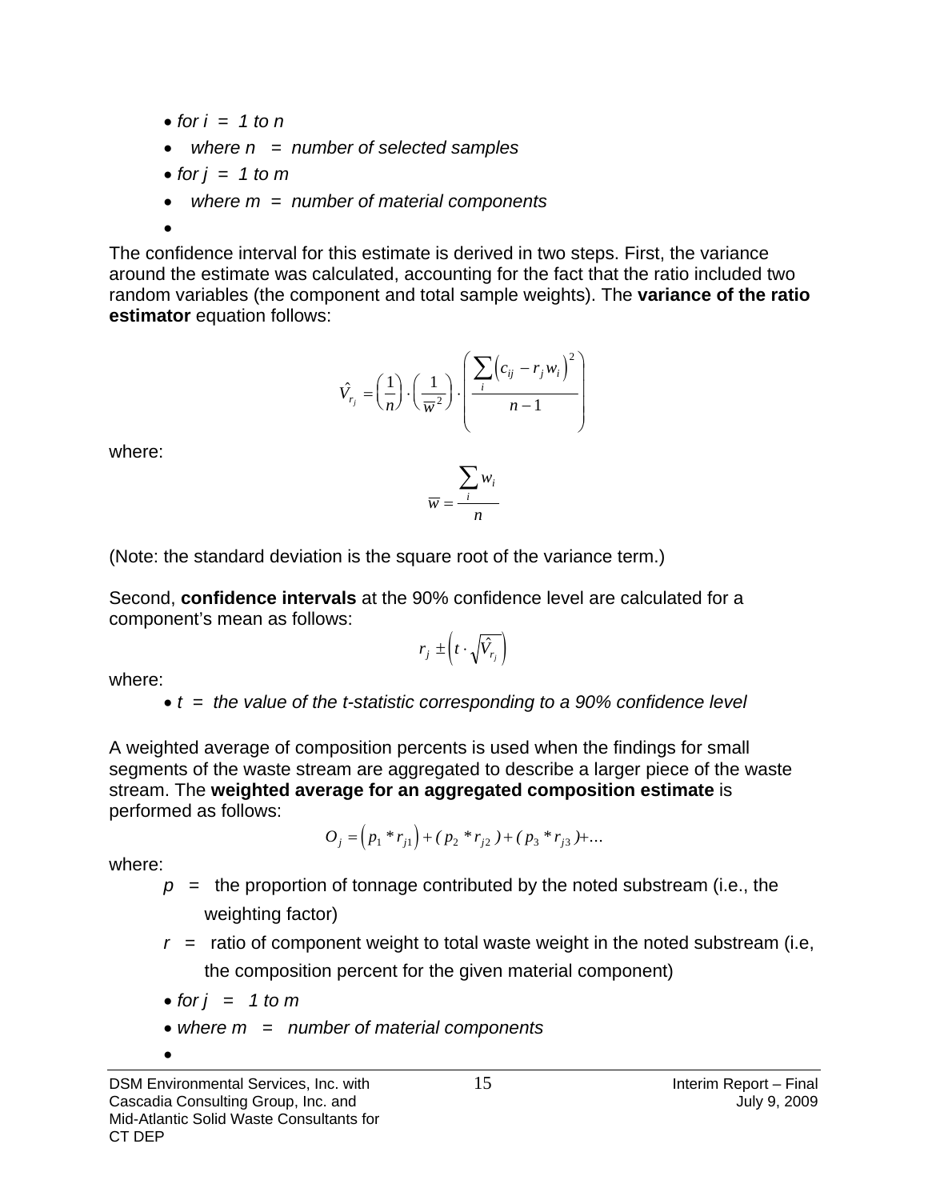- *for i = 1 to n*
- *where n = number of selected samples*
- *for j = 1 to m*
- *where m = number of material components*

The confidence interval for this estimate is derived in two steps. First, the variance around the estimate was calculated, accounting for the fact that the ratio included two random variables (the component and total sample weights). The **variance of the ratio estimator** equation follows:

$$\hat{V}_{r_j} = \left(\frac{1}{n}\right) \cdot \left(\frac{1}{\overline{w}^2}\right) \cdot \left(\frac{\sum_i \left(c_{ij} - r_j w_i\right)^2}{n-1}\right)$$

where:

$$\overline{w} = \frac{\sum_i w_i}{n}$$

(Note: the standard deviation is the square root of the variance term.)

Second, **confidence intervals** at the 90% confidence level are calculated for a component's mean as follows:

$$r_j \pm \left(t \cdot \sqrt{\hat{V}_{r_j}}\right)$$

where:

- *t = the value of the t-statistic corresponding to a 90% confidence level*

A weighted average of composition percents is used when the findings for small segments of the waste stream are aggregated to describe a larger piece of the waste stream. The **weighted average for an aggregated composition estimate** is performed as follows:

$$O_j = \left(p_1 * r_{j1}\right) + (p_2 * r_{j2}) + (p_3 * r_{j3}) + \ldots$$

where:

- $p$ = the proportion of tonnage contributed by the noted substream (i.e., the weighting factor)
- $r$ = ratio of component weight to total waste weight in the noted substream (i.e, the composition percent for the given material component)
- *for j = 1 to m*
- *where m = number of material components*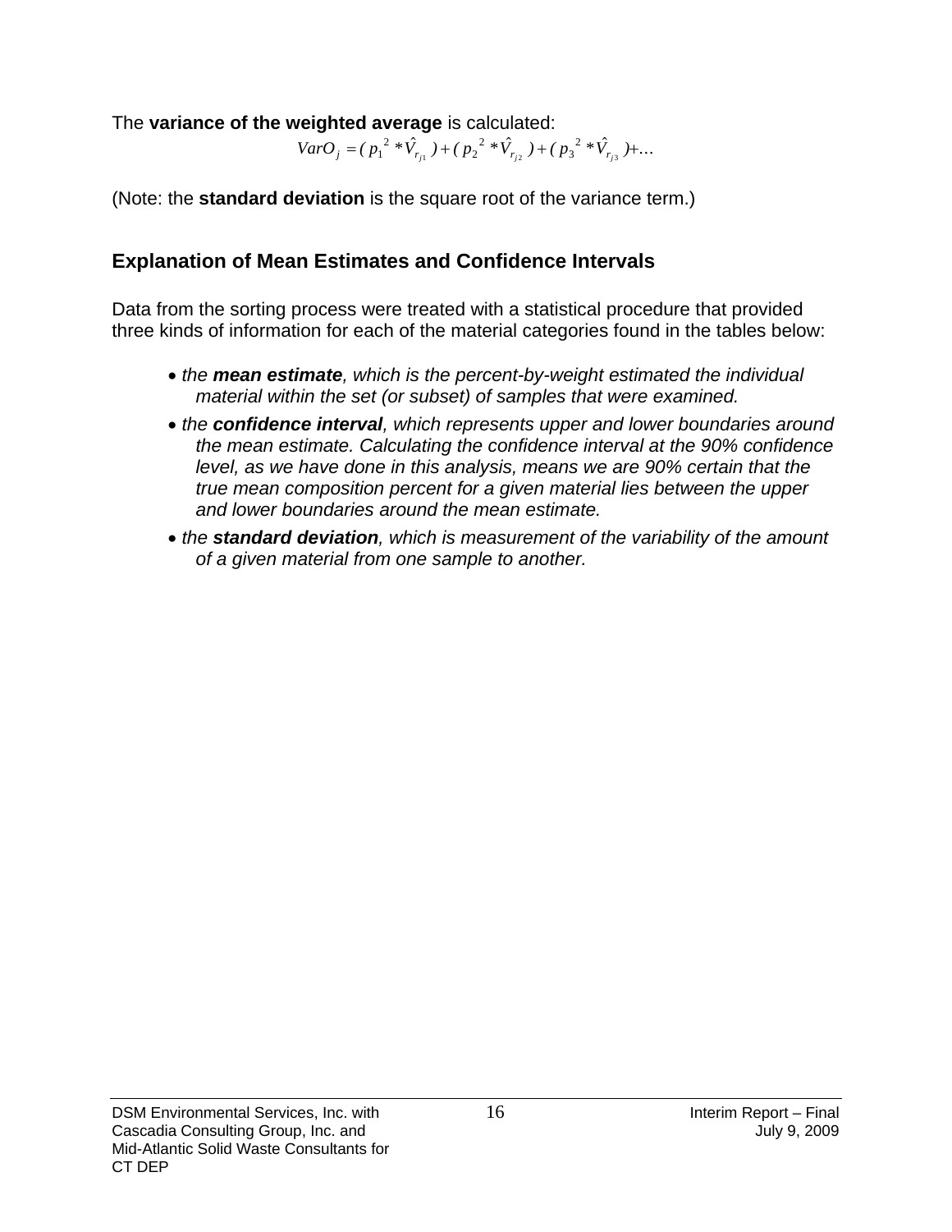The **variance of the weighted average** is calculated:

$$VarO_j = (p_1^2 * \hat{V}_{r_{j1}}) + (p_2^2 * \hat{V}_{r_{j2}}) + (p_3^2 * \hat{V}_{r_{j3}}) + \ldots$$

(Note: the **standard deviation** is the square root of the variance term.)

## Explanation of Mean Estimates and Confidence Intervals

Data from the sorting process were treated with a statistical procedure that provided three kinds of information for each of the material categories found in the tables below:

- *the **mean estimate**, which is the percent-by-weight estimated the individual material within the set (or subset) of samples that were examined.*
- *the **confidence interval**, which represents upper and lower boundaries around the mean estimate. Calculating the confidence interval at the 90% confidence level, as we have done in this analysis, means we are 90% certain that the true mean composition percent for a given material lies between the upper and lower boundaries around the mean estimate.*
- *the **standard deviation**, which is measurement of the variability of the amount of a given material from one sample to another.*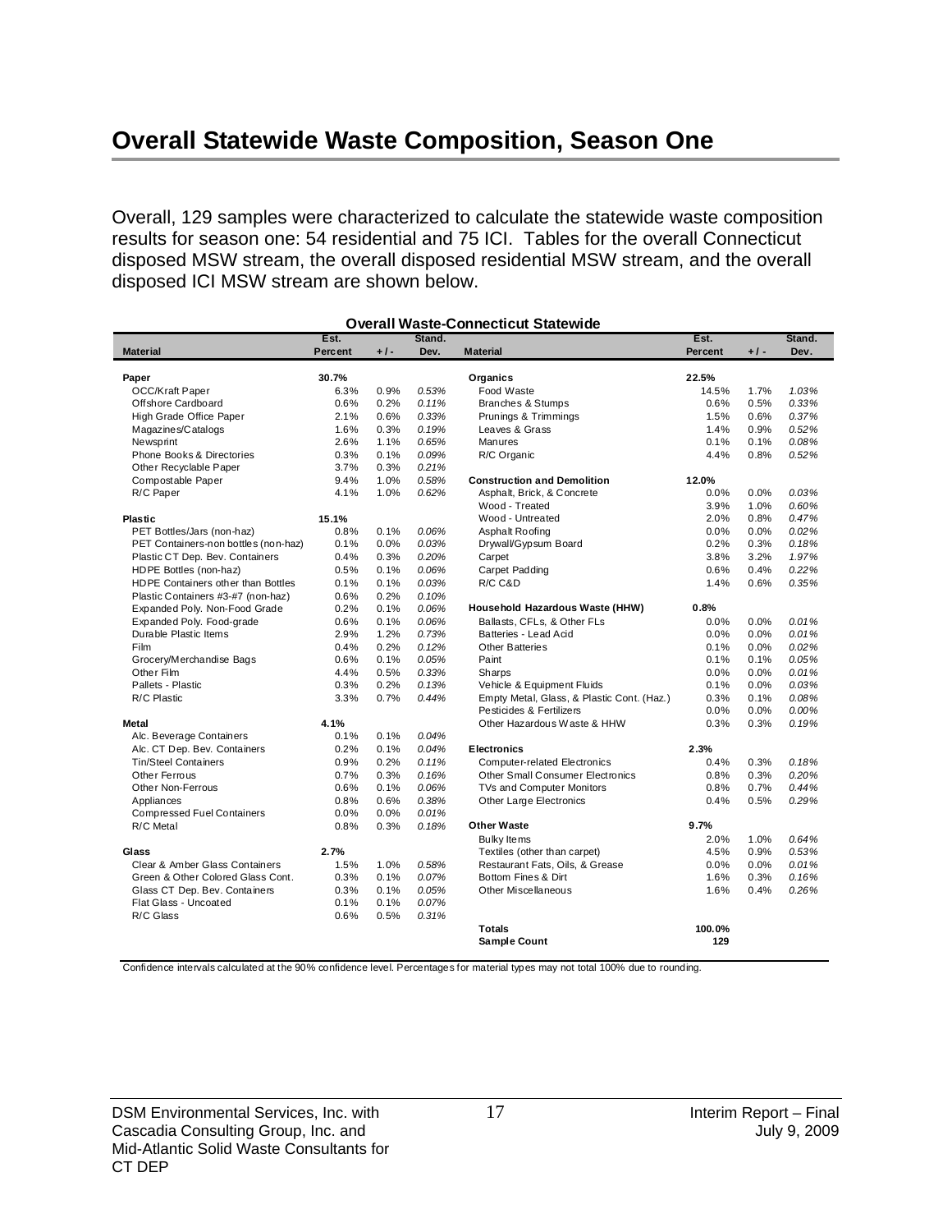# Overall Statewide Waste Composition, Season One

Overall, 129 samples were characterized to calculate the statewide waste composition results for season one: 54 residential and 75 ICI. Tables for the overall Connecticut disposed MSW stream, the overall disposed residential MSW stream, and the overall disposed ICI MSW stream are shown below.

**Overall Waste-Connecticut Statewide**

| Material | Est. Percent | +/- | Stand. Dev. | Material | Est. Percent | +/- | Stand. Dev. |
|---|---|---|---|---|---|---|---|
| **Paper** | **30.7%** | | | **Organics** | **22.5%** | | |
| OCC/Kraft Paper | 6.3% | 0.9% | *0.53%* | Food Waste | 14.5% | 1.7% | *1.03%* |
| Offshore Cardboard | 0.6% | 0.2% | *0.11%* | Branches & Stumps | 0.6% | 0.5% | *0.33%* |
| High Grade Office Paper | 2.1% | 0.6% | *0.33%* | Prunings & Trimmings | 1.5% | 0.6% | *0.37%* |
| Magazines/Catalogs | 1.6% | 0.3% | *0.19%* | Leaves & Grass | 1.4% | 0.9% | *0.52%* |
| Newsprint | 2.6% | 1.1% | *0.65%* | Manures | 0.1% | 0.1% | *0.08%* |
| Phone Books & Directories | 0.3% | 0.1% | *0.09%* | R/C Organic | 4.4% | 0.8% | *0.52%* |
| Other Recyclable Paper | 3.7% | 0.3% | *0.21%* | | | | |
| Compostable Paper | 9.4% | 1.0% | *0.58%* | **Construction and Demolition** | **12.0%** | | |
| R/C Paper | 4.1% | 1.0% | *0.62%* | Asphalt, Brick, & Concrete | 0.0% | 0.0% | *0.03%* |
| | | | | Wood - Treated | 3.9% | 1.0% | *0.60%* |
| **Plastic** | **15.1%** | | | Wood - Untreated | 2.0% | 0.8% | *0.47%* |
| PET Bottles/Jars (non-haz) | 0.8% | 0.1% | *0.06%* | Asphalt Roofing | 0.0% | 0.0% | *0.02%* |
| PET Containers-non bottles (non-haz) | 0.1% | 0.0% | *0.03%* | Drywall/Gypsum Board | 0.2% | 0.3% | *0.18%* |
| Plastic CT Dep. Bev. Containers | 0.4% | 0.3% | *0.20%* | Carpet | 3.8% | 3.2% | *1.97%* |
| HDPE Bottles (non-haz) | 0.5% | 0.1% | *0.06%* | Carpet Padding | 0.6% | 0.4% | *0.22%* |
| HDPE Containers other than Bottles | 0.1% | 0.1% | *0.03%* | R/C C&D | 1.4% | 0.6% | *0.35%* |
| Plastic Containers #3-#7 (non-haz) | 0.6% | 0.2% | *0.10%* | | | | |
| Expanded Poly. Non-Food Grade | 0.2% | 0.1% | *0.06%* | **Household Hazardous Waste (HHW)** | **0.8%** | | |
| Expanded Poly. Food-grade | 0.6% | 0.1% | *0.06%* | Ballasts, CFLs, & Other FLs | 0.0% | 0.0% | *0.01%* |
| Durable Plastic Items | 2.9% | 1.2% | *0.73%* | Batteries - Lead Acid | 0.0% | 0.0% | *0.01%* |
| Film | 0.4% | 0.2% | *0.12%* | Other Batteries | 0.1% | 0.0% | *0.02%* |
| Grocery/Merchandise Bags | 0.6% | 0.1% | *0.05%* | Paint | 0.1% | 0.1% | *0.05%* |
| Other Film | 4.4% | 0.5% | *0.33%* | Sharps | 0.0% | 0.0% | *0.01%* |
| Pallets - Plastic | 0.3% | 0.2% | *0.13%* | Vehicle & Equipment Fluids | 0.1% | 0.0% | *0.03%* |
| R/C Plastic | 3.3% | 0.7% | *0.44%* | Empty Metal, Glass, & Plastic Cont. (Haz.) | 0.3% | 0.1% | *0.08%* |
| | | | | Pesticides & Fertilizers | 0.0% | 0.0% | *0.00%* |
| **Metal** | **4.1%** | | | Other Hazardous Waste & HHW | 0.3% | 0.3% | *0.19%* |
| Alc. Beverage Containers | 0.1% | 0.1% | *0.04%* | | | | |
| Alc. CT Dep. Bev. Containers | 0.2% | 0.1% | *0.04%* | **Electronics** | **2.3%** | | |
| Tin/Steel Containers | 0.9% | 0.2% | *0.11%* | Computer-related Electronics | 0.4% | 0.3% | *0.18%* |
| Other Ferrous | 0.7% | 0.3% | *0.16%* | Other Small Consumer Electronics | 0.8% | 0.3% | *0.20%* |
| Other Non-Ferrous | 0.6% | 0.1% | *0.06%* | TVs and Computer Monitors | 0.8% | 0.7% | *0.44%* |
| Appliances | 0.8% | 0.6% | *0.38%* | Other Large Electronics | 0.4% | 0.5% | *0.29%* |
| Compressed Fuel Containers | 0.0% | 0.0% | *0.01%* | | | | |
| R/C Metal | 0.8% | 0.3% | *0.18%* | **Other Waste** | **9.7%** | | |
| | | | | Bulky Items | 2.0% | 1.0% | *0.64%* |
| **Glass** | **2.7%** | | | Textiles (other than carpet) | 4.5% | 0.9% | *0.53%* |
| Clear & Amber Glass Containers | 1.5% | 1.0% | *0.58%* | Restaurant Fats, Oils, & Grease | 0.0% | 0.0% | *0.01%* |
| Green & Other Colored Glass Cont. | 0.3% | 0.1% | *0.07%* | Bottom Fines & Dirt | 1.6% | 0.3% | *0.16%* |
| Glass CT Dep. Bev. Containers | 0.3% | 0.1% | *0.05%* | Other Miscellaneous | 1.6% | 0.4% | *0.26%* |
| Flat Glass - Uncoated | 0.1% | 0.1% | *0.07%* | | | | |
| R/C Glass | 0.6% | 0.5% | *0.31%* | | | | |
| | | | | **Totals** | **100.0%** | | |
| | | | | **Sample Count** | **129** | | |

Confidence intervals calculated at the 90% confidence level. Percentages for material types may not total 100% due to rounding.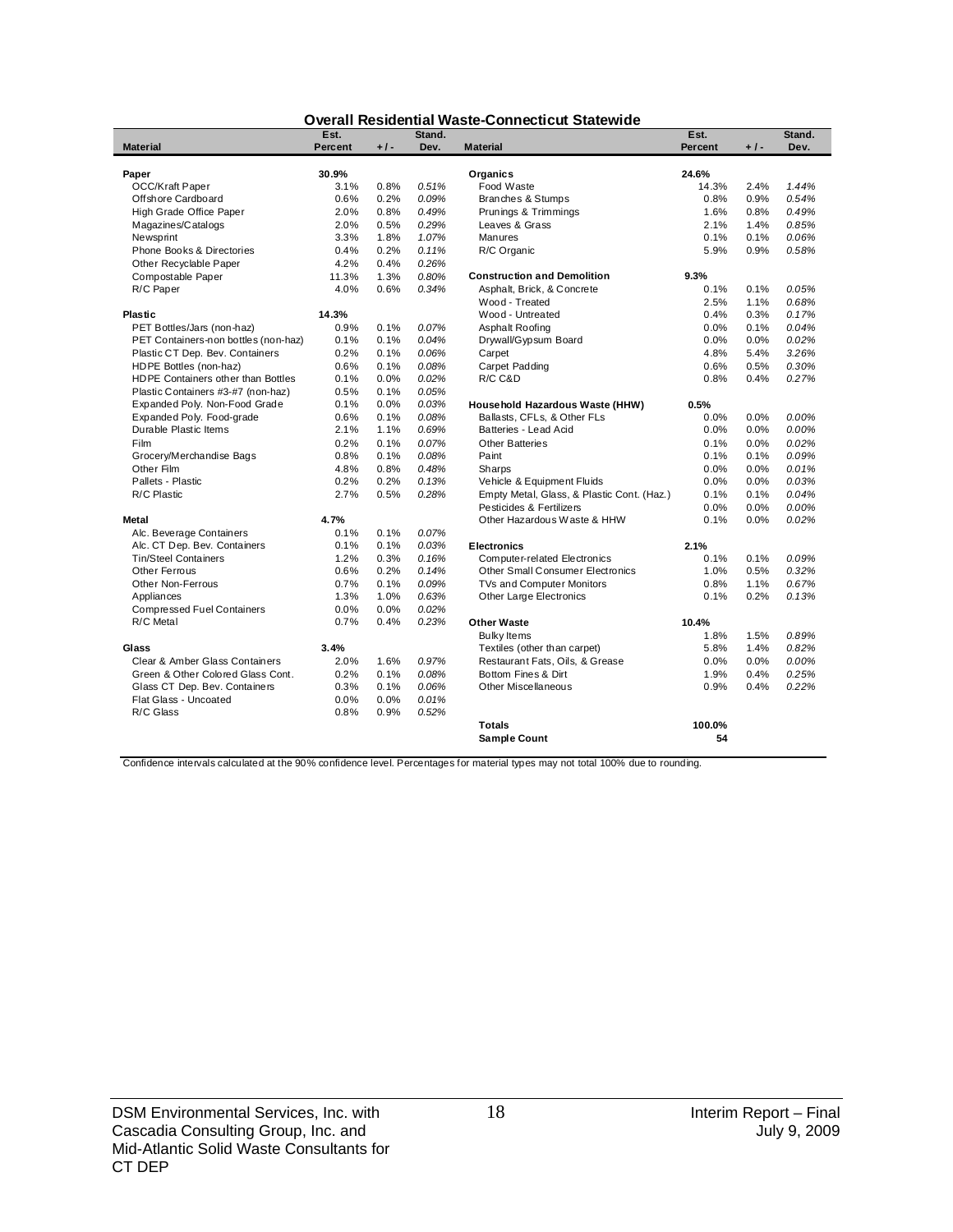**Overall Residential Waste-Connecticut Statewide**

| Material | Est. Percent | +/- | Stand. Dev. | Material | Est. Percent | +/- | Stand. Dev. |
|---|---|---|---|---|---|---|---|
| **Paper** | **30.9%** | | | **Organics** | **24.6%** | | |
| OCC/Kraft Paper | 3.1% | 0.8% | *0.51%* | Food Waste | 14.3% | 2.4% | *1.44%* |
| Offshore Cardboard | 0.6% | 0.2% | *0.09%* | Branches & Stumps | 0.8% | 0.9% | *0.54%* |
| High Grade Office Paper | 2.0% | 0.8% | *0.49%* | Prunings & Trimmings | 1.6% | 0.8% | *0.49%* |
| Magazines/Catalogs | 2.0% | 0.5% | *0.29%* | Leaves & Grass | 2.1% | 1.4% | *0.85%* |
| Newsprint | 3.3% | 1.8% | *1.07%* | Manures | 0.1% | 0.1% | *0.06%* |
| Phone Books & Directories | 0.4% | 0.2% | *0.11%* | R/C Organic | 5.9% | 0.9% | *0.58%* |
| Other Recyclable Paper | 4.2% | 0.4% | *0.26%* | | | | |
| Compostable Paper | 11.3% | 1.3% | *0.80%* | **Construction and Demolition** | **9.3%** | | |
| R/C Paper | 4.0% | 0.6% | *0.34%* | Asphalt, Brick, & Concrete | 0.1% | 0.1% | *0.05%* |
| | | | | Wood - Treated | 2.5% | 1.1% | *0.68%* |
| **Plastic** | **14.3%** | | | Wood - Untreated | 0.4% | 0.3% | *0.17%* |
| PET Bottles/Jars (non-haz) | 0.9% | 0.1% | *0.07%* | Asphalt Roofing | 0.0% | 0.1% | *0.04%* |
| PET Containers-non bottles (non-haz) | 0.1% | 0.1% | *0.04%* | Drywall/Gypsum Board | 0.0% | 0.0% | *0.02%* |
| Plastic CT Dep. Bev. Containers | 0.2% | 0.1% | *0.06%* | Carpet | 4.8% | 5.4% | *3.26%* |
| HDPE Bottles (non-haz) | 0.6% | 0.1% | *0.08%* | Carpet Padding | 0.6% | 0.5% | *0.30%* |
| HDPE Containers other than Bottles | 0.1% | 0.0% | *0.02%* | R/C C&D | 0.8% | 0.4% | *0.27%* |
| Plastic Containers #3-#7 (non-haz) | 0.5% | 0.1% | *0.05%* | | | | |
| Expanded Poly. Non-Food Grade | 0.1% | 0.0% | *0.03%* | **Household Hazardous Waste (HHW)** | **0.5%** | | |
| Expanded Poly. Food-grade | 0.6% | 0.1% | *0.08%* | Ballasts, CFLs, & Other FLs | 0.0% | 0.0% | *0.00%* |
| Durable Plastic Items | 2.1% | 1.1% | *0.69%* | Batteries - Lead Acid | 0.0% | 0.0% | *0.00%* |
| Film | 0.2% | 0.1% | *0.07%* | Other Batteries | 0.1% | 0.0% | *0.02%* |
| Grocery/Merchandise Bags | 0.8% | 0.1% | *0.08%* | Paint | 0.1% | 0.1% | *0.09%* |
| Other Film | 4.8% | 0.8% | *0.48%* | Sharps | 0.0% | 0.0% | *0.01%* |
| Pallets - Plastic | 0.2% | 0.2% | *0.13%* | Vehicle & Equipment Fluids | 0.0% | 0.0% | *0.03%* |
| R/C Plastic | 2.7% | 0.5% | *0.28%* | Empty Metal, Glass, & Plastic Cont. (Haz.) | 0.1% | 0.1% | *0.04%* |
| | | | | Pesticides & Fertilizers | 0.0% | 0.0% | *0.00%* |
| **Metal** | **4.7%** | | | Other Hazardous Waste & HHW | 0.1% | 0.0% | *0.02%* |
| Alc. Beverage Containers | 0.1% | 0.1% | *0.07%* | | | | |
| Alc. CT Dep. Bev. Containers | 0.1% | 0.1% | *0.03%* | **Electronics** | **2.1%** | | |
| Tin/Steel Containers | 1.2% | 0.3% | *0.16%* | Computer-related Electronics | 0.1% | 0.1% | *0.09%* |
| Other Ferrous | 0.6% | 0.2% | *0.14%* | Other Small Consumer Electronics | 1.0% | 0.5% | *0.32%* |
| Other Non-Ferrous | 0.7% | 0.1% | *0.09%* | TVs and Computer Monitors | 0.8% | 1.1% | *0.67%* |
| Appliances | 1.3% | 1.0% | *0.63%* | Other Large Electronics | 0.1% | 0.2% | *0.13%* |
| Compressed Fuel Containers | 0.0% | 0.0% | *0.02%* | | | | |
| R/C Metal | 0.7% | 0.4% | *0.23%* | **Other Waste** | **10.4%** | | |
| | | | | Bulky Items | 1.8% | 1.5% | *0.89%* |
| **Glass** | **3.4%** | | | Textiles (other than carpet) | 5.8% | 1.4% | *0.82%* |
| Clear & Amber Glass Containers | 2.0% | 1.6% | *0.97%* | Restaurant Fats, Oils, & Grease | 0.0% | 0.0% | *0.00%* |
| Green & Other Colored Glass Cont. | 0.2% | 0.1% | *0.08%* | Bottom Fines & Dirt | 1.9% | 0.4% | *0.25%* |
| Glass CT Dep. Bev. Containers | 0.3% | 0.1% | *0.06%* | Other Miscellaneous | 0.9% | 0.4% | *0.22%* |
| Flat Glass - Uncoated | 0.0% | 0.0% | *0.01%* | | | | |
| R/C Glass | 0.8% | 0.9% | *0.52%* | | | | |
| | | | | **Totals** | **100.0%** | | |
| | | | | **Sample Count** | **54** | | |

Confidence intervals calculated at the 90% confidence level. Percentages for material types may not total 100% due to rounding.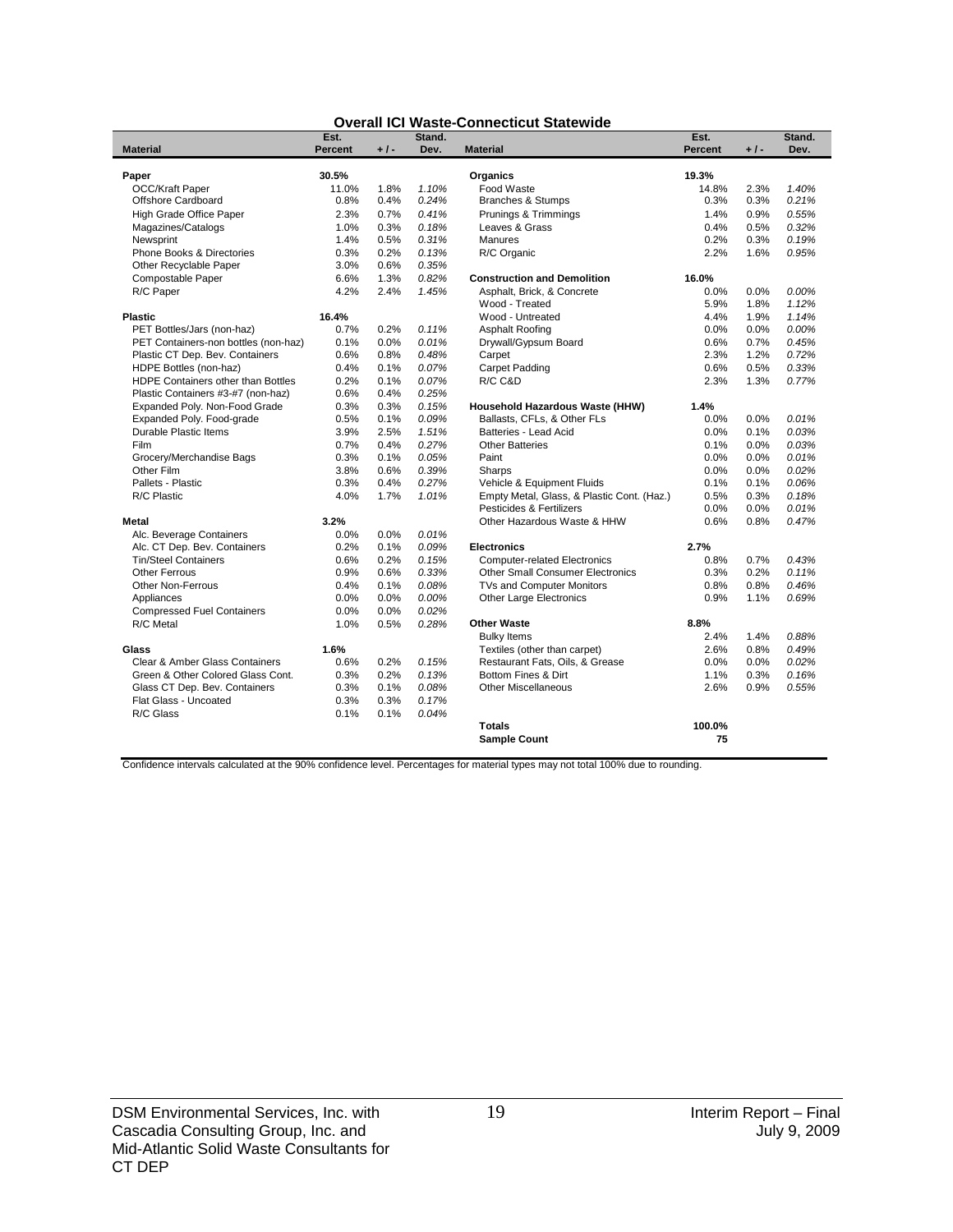## Overall ICI Waste-Connecticut Statewide

| Material | Est. Percent | + / - | Stand. Dev. | Material | Est. Percent | + / - | Stand. Dev. |
|---|---|---|---|---|---|---|---|
| **Paper** | **30.5%** | | | **Organics** | **19.3%** | | |
| OCC/Kraft Paper | 11.0% | 1.8% | *1.10%* | Food Waste | 14.8% | 2.3% | *1.40%* |
| Offshore Cardboard | 0.8% | 0.4% | *0.24%* | Branches & Stumps | 0.3% | 0.3% | *0.21%* |
| High Grade Office Paper | 2.3% | 0.7% | *0.41%* | Prunings & Trimmings | 1.4% | 0.9% | *0.55%* |
| Magazines/Catalogs | 1.0% | 0.3% | *0.18%* | Leaves & Grass | 0.4% | 0.5% | *0.32%* |
| Newsprint | 1.4% | 0.5% | *0.31%* | Manures | 0.2% | 0.3% | *0.19%* |
| Phone Books & Directories | 0.3% | 0.2% | *0.13%* | R/C Organic | 2.2% | 1.6% | *0.95%* |
| Other Recyclable Paper | 3.0% | 0.6% | *0.35%* | | | | |
| Compostable Paper | 6.6% | 1.3% | *0.82%* | **Construction and Demolition** | **16.0%** | | |
| R/C Paper | 4.2% | 2.4% | *1.45%* | Asphalt, Brick, & Concrete | 0.0% | 0.0% | *0.00%* |
| | | | | Wood - Treated | 5.9% | 1.8% | *1.12%* |
| **Plastic** | **16.4%** | | | Wood - Untreated | 4.4% | 1.9% | *1.14%* |
| PET Bottles/Jars (non-haz) | 0.7% | 0.2% | *0.11%* | Asphalt Roofing | 0.0% | 0.0% | *0.00%* |
| PET Containers-non bottles (non-haz) | 0.1% | 0.0% | *0.01%* | Drywall/Gypsum Board | 0.6% | 0.7% | *0.45%* |
| Plastic CT Dep. Bev. Containers | 0.6% | 0.8% | *0.48%* | Carpet | 2.3% | 1.2% | *0.72%* |
| HDPE Bottles (non-haz) | 0.4% | 0.1% | *0.07%* | Carpet Padding | 0.6% | 0.5% | *0.33%* |
| HDPE Containers other than Bottles | 0.2% | 0.1% | *0.07%* | R/C C&D | 2.3% | 1.3% | *0.77%* |
| Plastic Containers #3-#7 (non-haz) | 0.6% | 0.4% | *0.25%* | | | | |
| Expanded Poly. Non-Food Grade | 0.3% | 0.3% | *0.15%* | **Household Hazardous Waste (HHW)** | **1.4%** | | |
| Expanded Poly. Food-grade | 0.5% | 0.1% | *0.09%* | Ballasts, CFLs, & Other FLs | 0.0% | 0.0% | *0.01%* |
| Durable Plastic Items | 3.9% | 2.5% | *1.51%* | Batteries - Lead Acid | 0.0% | 0.1% | *0.03%* |
| Film | 0.7% | 0.4% | *0.27%* | Other Batteries | 0.1% | 0.0% | *0.03%* |
| Grocery/Merchandise Bags | 0.3% | 0.1% | *0.05%* | Paint | 0.0% | 0.0% | *0.01%* |
| Other Film | 3.8% | 0.6% | *0.39%* | Sharps | 0.0% | 0.0% | *0.02%* |
| Pallets - Plastic | 0.3% | 0.4% | *0.27%* | Vehicle & Equipment Fluids | 0.1% | 0.1% | *0.06%* |
| R/C Plastic | 4.0% | 1.7% | *1.01%* | Empty Metal, Glass, & Plastic Cont. (Haz.) | 0.5% | 0.3% | *0.18%* |
| | | | | Pesticides & Fertilizers | 0.0% | 0.0% | *0.01%* |
| **Metal** | **3.2%** | | | Other Hazardous Waste & HHW | 0.6% | 0.8% | *0.47%* |
| Alc. Beverage Containers | 0.0% | 0.0% | *0.01%* | | | | |
| Alc. CT Dep. Bev. Containers | 0.2% | 0.1% | *0.09%* | **Electronics** | **2.7%** | | |
| Tin/Steel Containers | 0.6% | 0.2% | *0.15%* | Computer-related Electronics | 0.8% | 0.7% | *0.43%* |
| Other Ferrous | 0.9% | 0.6% | *0.33%* | Other Small Consumer Electronics | 0.3% | 0.2% | *0.11%* |
| Other Non-Ferrous | 0.4% | 0.1% | *0.08%* | TVs and Computer Monitors | 0.8% | 0.8% | *0.46%* |
| Appliances | 0.0% | 0.0% | *0.00%* | Other Large Electronics | 0.9% | 1.1% | *0.69%* |
| Compressed Fuel Containers | 0.0% | 0.0% | *0.02%* | | | | |
| R/C Metal | 1.0% | 0.5% | *0.28%* | **Other Waste** | **8.8%** | | |
| | | | | Bulky Items | 2.4% | 1.4% | *0.88%* |
| **Glass** | **1.6%** | | | Textiles (other than carpet) | 2.6% | 0.8% | *0.49%* |
| Clear & Amber Glass Containers | 0.6% | 0.2% | *0.15%* | Restaurant Fats, Oils, & Grease | 0.0% | 0.0% | *0.02%* |
| Green & Other Colored Glass Cont. | 0.3% | 0.2% | *0.13%* | Bottom Fines & Dirt | 1.1% | 0.3% | *0.16%* |
| Glass CT Dep. Bev. Containers | 0.3% | 0.1% | *0.08%* | Other Miscellaneous | 2.6% | 0.9% | *0.55%* |
| Flat Glass - Uncoated | 0.3% | 0.3% | *0.17%* | | | | |
| R/C Glass | 0.1% | 0.1% | *0.04%* | | | | |
| | | | | **Totals** | **100.0%** | | |
| | | | | **Sample Count** | **75** | | |

Confidence intervals calculated at the 90% confidence level. Percentages for material types may not total 100% due to rounding.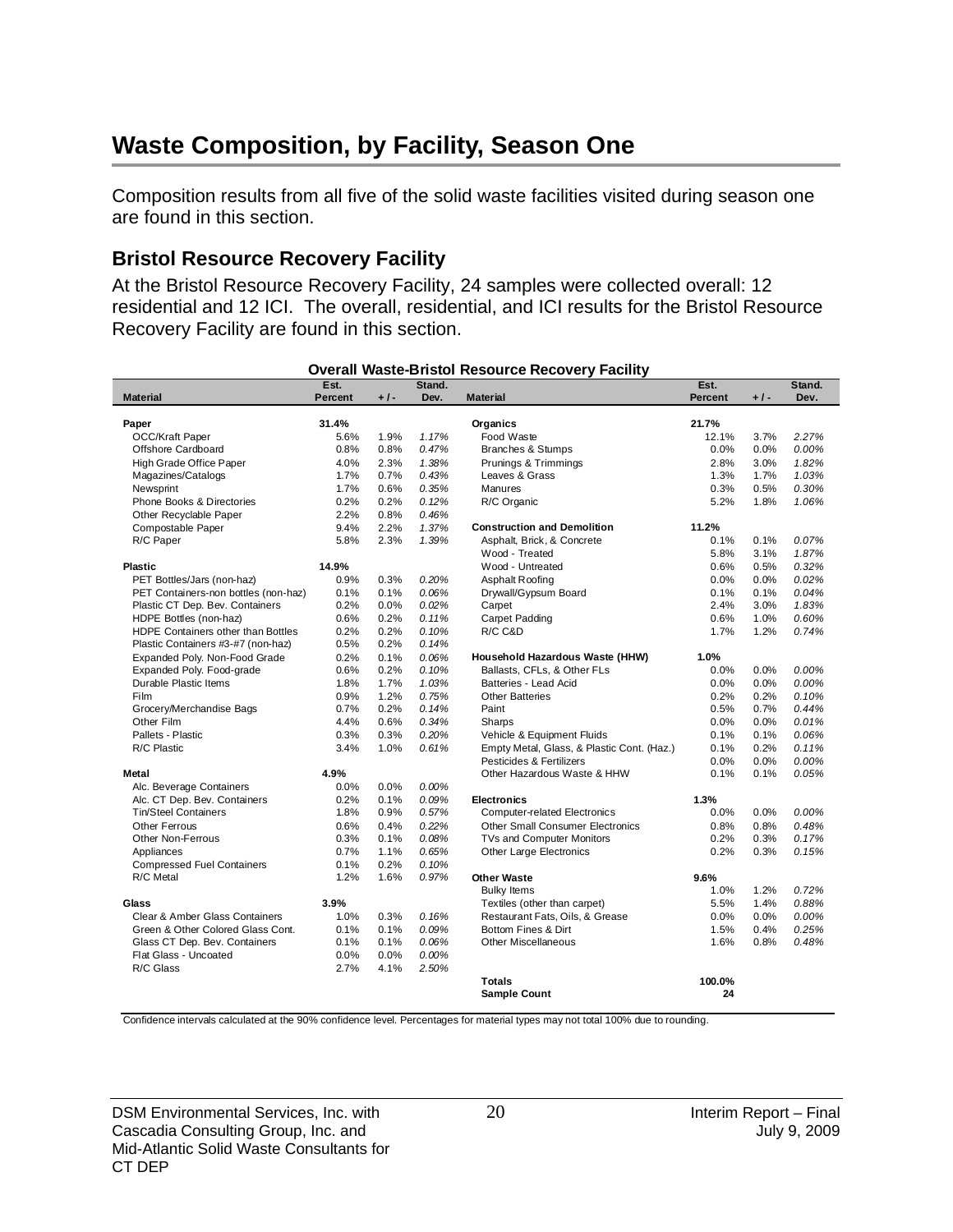# Waste Composition, by Facility, Season One

Composition results from all five of the solid waste facilities visited during season one are found in this section.

## Bristol Resource Recovery Facility

At the Bristol Resource Recovery Facility, 24 samples were collected overall: 12 residential and 12 ICI. The overall, residential, and ICI results for the Bristol Resource Recovery Facility are found in this section.

**Overall Waste-Bristol Resource Recovery Facility**

| Material | Est. Percent | + / - | Stand. Dev. | Material | Est. Percent | + / - | Stand. Dev. |
|---|---|---|---|---|---|---|---|
| **Paper** | **31.4%** | | | **Organics** | **21.7%** | | |
| OCC/Kraft Paper | 5.6% | 1.9% | *1.17%* | Food Waste | 12.1% | 3.7% | *2.27%* |
| Offshore Cardboard | 0.8% | 0.8% | *0.47%* | Branches & Stumps | 0.0% | 0.0% | *0.00%* |
| High Grade Office Paper | 4.0% | 2.3% | *1.38%* | Prunings & Trimmings | 2.8% | 3.0% | *1.82%* |
| Magazines/Catalogs | 1.7% | 0.7% | *0.43%* | Leaves & Grass | 1.3% | 1.7% | *1.03%* |
| Newsprint | 1.7% | 0.6% | *0.35%* | Manures | 0.3% | 0.5% | *0.30%* |
| Phone Books & Directories | 0.2% | 0.2% | *0.12%* | R/C Organic | 5.2% | 1.8% | *1.06%* |
| Other Recyclable Paper | 2.2% | 0.8% | *0.46%* | | | | |
| Compostable Paper | 9.4% | 2.2% | *1.37%* | **Construction and Demolition** | **11.2%** | | |
| R/C Paper | 5.8% | 2.3% | *1.39%* | Asphalt, Brick, & Concrete | 0.1% | 0.1% | *0.07%* |
| | | | | Wood - Treated | 5.8% | 3.1% | *1.87%* |
| **Plastic** | **14.9%** | | | Wood - Untreated | 0.6% | 0.5% | *0.32%* |
| PET Bottles/Jars (non-haz) | 0.9% | 0.3% | *0.20%* | Asphalt Roofing | 0.0% | 0.0% | *0.02%* |
| PET Containers-non bottles (non-haz) | 0.1% | 0.1% | *0.06%* | Drywall/Gypsum Board | 0.1% | 0.1% | *0.04%* |
| Plastic CT Dep. Bev. Containers | 0.2% | 0.0% | *0.02%* | Carpet | 2.4% | 3.0% | *1.83%* |
| HDPE Bottles (non-haz) | 0.6% | 0.2% | *0.11%* | Carpet Padding | 0.6% | 1.0% | *0.60%* |
| HDPE Containers other than Bottles | 0.2% | 0.2% | *0.10%* | R/C C&D | 1.7% | 1.2% | *0.74%* |
| Plastic Containers #3-#7 (non-haz) | 0.5% | 0.2% | *0.14%* | | | | |
| Expanded Poly. Non-Food Grade | 0.2% | 0.1% | *0.06%* | **Household Hazardous Waste (HHW)** | **1.0%** | | |
| Expanded Poly. Food-grade | 0.6% | 0.2% | *0.10%* | Ballasts, CFLs, & Other FLs | 0.0% | 0.0% | *0.00%* |
| Durable Plastic Items | 1.8% | 1.7% | *1.03%* | Batteries - Lead Acid | 0.0% | 0.0% | *0.00%* |
| Film | 0.9% | 1.2% | *0.75%* | Other Batteries | 0.2% | 0.2% | *0.10%* |
| Grocery/Merchandise Bags | 0.7% | 0.2% | *0.14%* | Paint | 0.5% | 0.7% | *0.44%* |
| Other Film | 4.4% | 0.6% | *0.34%* | Sharps | 0.0% | 0.0% | *0.01%* |
| Pallets - Plastic | 0.3% | 0.3% | *0.20%* | Vehicle & Equipment Fluids | 0.1% | 0.1% | *0.06%* |
| R/C Plastic | 3.4% | 1.0% | *0.61%* | Empty Metal, Glass, & Plastic Cont. (Haz.) | 0.1% | 0.2% | *0.11%* |
| | | | | Pesticides & Fertilizers | 0.0% | 0.0% | *0.00%* |
| **Metal** | **4.9%** | | | Other Hazardous Waste & HHW | 0.1% | 0.1% | *0.05%* |
| Alc. Beverage Containers | 0.0% | 0.0% | *0.00%* | | | | |
| Alc. CT Dep. Bev. Containers | 0.2% | 0.1% | *0.09%* | **Electronics** | **1.3%** | | |
| Tin/Steel Containers | 1.8% | 0.9% | *0.57%* | Computer-related Electronics | 0.0% | 0.0% | *0.00%* |
| Other Ferrous | 0.6% | 0.4% | *0.22%* | Other Small Consumer Electronics | 0.8% | 0.8% | *0.48%* |
| Other Non-Ferrous | 0.3% | 0.1% | *0.08%* | TVs and Computer Monitors | 0.2% | 0.3% | *0.17%* |
| Appliances | 0.7% | 1.1% | *0.65%* | Other Large Electronics | 0.2% | 0.3% | *0.15%* |
| Compressed Fuel Containers | 0.1% | 0.2% | *0.10%* | | | | |
| R/C Metal | 1.2% | 1.6% | *0.97%* | **Other Waste** | **9.6%** | | |
| | | | | Bulky Items | 1.0% | 1.2% | *0.72%* |
| **Glass** | **3.9%** | | | Textiles (other than carpet) | 5.5% | 1.4% | *0.88%* |
| Clear & Amber Glass Containers | 1.0% | 0.3% | *0.16%* | Restaurant Fats, Oils, & Grease | 0.0% | 0.0% | *0.00%* |
| Green & Other Colored Glass Cont. | 0.1% | 0.1% | *0.09%* | Bottom Fines & Dirt | 1.5% | 0.4% | *0.25%* |
| Glass CT Dep. Bev. Containers | 0.1% | 0.1% | *0.06%* | Other Miscellaneous | 1.6% | 0.8% | *0.48%* |
| Flat Glass - Uncoated | 0.0% | 0.0% | *0.00%* | | | | |
| R/C Glass | 2.7% | 4.1% | *2.50%* | | | | |
| | | | | **Totals** | **100.0%** | | |
| | | | | **Sample Count** | **24** | | |

Confidence intervals calculated at the 90% confidence level. Percentages for material types may not total 100% due to rounding.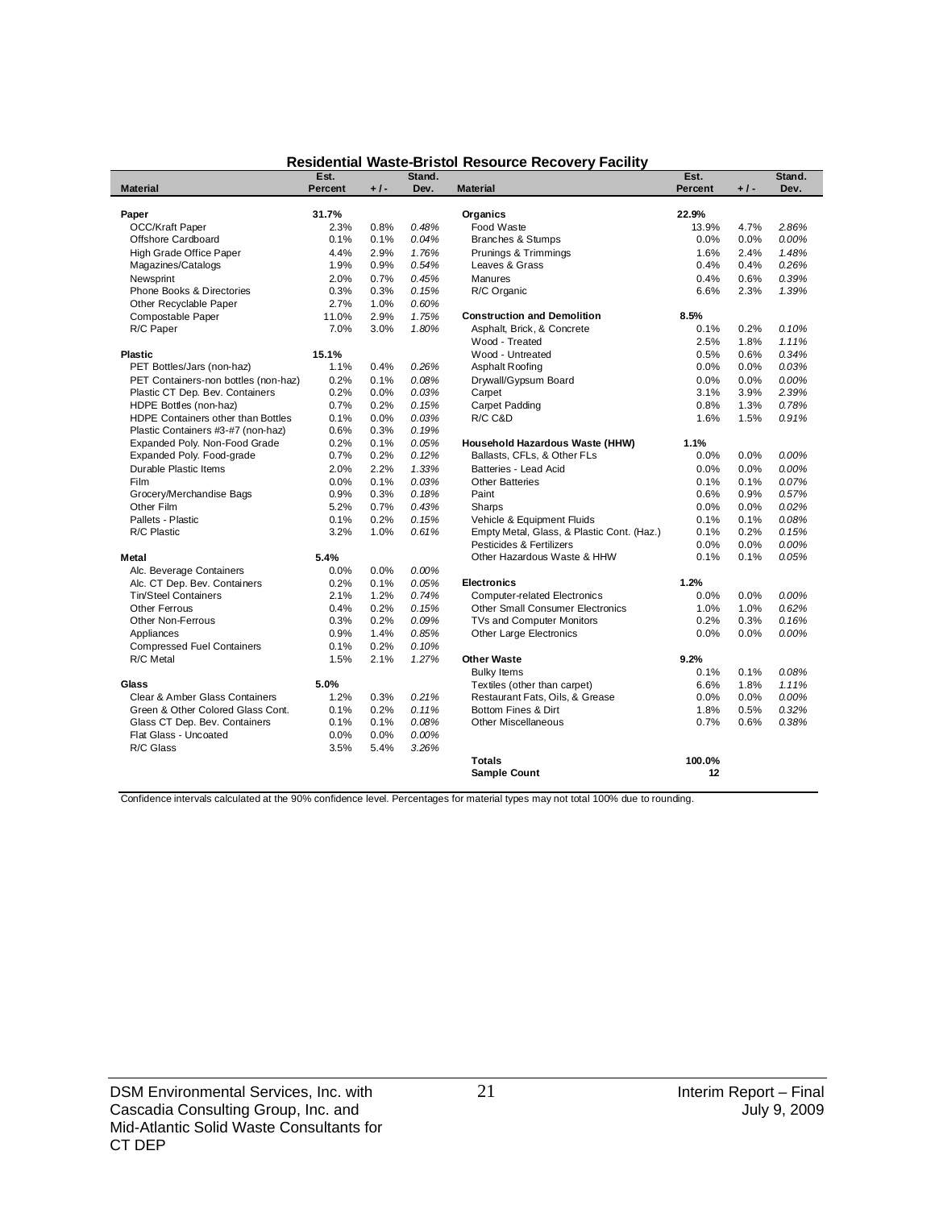**Residential Waste-Bristol Resource Recovery Facility**

| Material | Est. Percent | + / - | Stand. Dev. | Material | Est. Percent | + / - | Stand. Dev. |
|---|---|---|---|---|---|---|---|
| **Paper** | **31.7%** | | | **Organics** | **22.9%** | | |
| OCC/Kraft Paper | 2.3% | 0.8% | *0.48%* | Food Waste | 13.9% | 4.7% | *2.86%* |
| Offshore Cardboard | 0.1% | 0.1% | *0.04%* | Branches & Stumps | 0.0% | 0.0% | *0.00%* |
| High Grade Office Paper | 4.4% | 2.9% | *1.76%* | Prunings & Trimmings | 1.6% | 2.4% | *1.48%* |
| Magazines/Catalogs | 1.9% | 0.9% | *0.54%* | Leaves & Grass | 0.4% | 0.4% | *0.26%* |
| Newsprint | 2.0% | 0.7% | *0.45%* | Manures | 0.4% | 0.6% | *0.39%* |
| Phone Books & Directories | 0.3% | 0.3% | *0.15%* | R/C Organic | 6.6% | 2.3% | *1.39%* |
| Other Recyclable Paper | 2.7% | 1.0% | *0.60%* | | | | |
| Compostable Paper | 11.0% | 2.9% | *1.75%* | **Construction and Demolition** | **8.5%** | | |
| R/C Paper | 7.0% | 3.0% | *1.80%* | Asphalt, Brick, & Concrete | 0.1% | 0.2% | *0.10%* |
| | | | | Wood - Treated | 2.5% | 1.8% | *1.11%* |
| **Plastic** | **15.1%** | | | Wood - Untreated | 0.5% | 0.6% | *0.34%* |
| PET Bottles/Jars (non-haz) | 1.1% | 0.4% | *0.26%* | Asphalt Roofing | 0.0% | 0.0% | *0.03%* |
| PET Containers-non bottles (non-haz) | 0.2% | 0.1% | *0.08%* | Drywall/Gypsum Board | 0.0% | 0.0% | *0.00%* |
| Plastic CT Dep. Bev. Containers | 0.2% | 0.0% | *0.03%* | Carpet | 3.1% | 3.9% | *2.39%* |
| HDPE Bottles (non-haz) | 0.7% | 0.2% | *0.15%* | Carpet Padding | 0.8% | 1.3% | *0.78%* |
| HDPE Containers other than Bottles | 0.1% | 0.0% | *0.03%* | R/C C&D | 1.6% | 1.5% | *0.91%* |
| Plastic Containers #3-#7 (non-haz) | 0.6% | 0.3% | *0.19%* | | | | |
| Expanded Poly. Non-Food Grade | 0.2% | 0.1% | *0.05%* | **Household Hazardous Waste (HHW)** | **1.1%** | | |
| Expanded Poly. Food-grade | 0.7% | 0.2% | *0.12%* | Ballasts, CFLs, & Other FLs | 0.0% | 0.0% | *0.00%* |
| Durable Plastic Items | 2.0% | 2.2% | *1.33%* | Batteries - Lead Acid | 0.0% | 0.0% | *0.00%* |
| Film | 0.0% | 0.1% | *0.03%* | Other Batteries | 0.1% | 0.1% | *0.07%* |
| Grocery/Merchandise Bags | 0.9% | 0.3% | *0.18%* | Paint | 0.6% | 0.9% | *0.57%* |
| Other Film | 5.2% | 0.7% | *0.43%* | Sharps | 0.0% | 0.0% | *0.02%* |
| Pallets - Plastic | 0.1% | 0.2% | *0.15%* | Vehicle & Equipment Fluids | 0.1% | 0.1% | *0.08%* |
| R/C Plastic | 3.2% | 1.0% | *0.61%* | Empty Metal, Glass, & Plastic Cont. (Haz.) | 0.1% | 0.2% | *0.15%* |
| | | | | Pesticides & Fertilizers | 0.0% | 0.0% | *0.00%* |
| **Metal** | **5.4%** | | | Other Hazardous Waste & HHW | 0.1% | 0.1% | *0.05%* |
| Alc. Beverage Containers | 0.0% | 0.0% | *0.00%* | | | | |
| Alc. CT Dep. Bev. Containers | 0.2% | 0.1% | *0.05%* | **Electronics** | **1.2%** | | |
| Tin/Steel Containers | 2.1% | 1.2% | *0.74%* | Computer-related Electronics | 0.0% | 0.0% | *0.00%* |
| Other Ferrous | 0.4% | 0.2% | *0.15%* | Other Small Consumer Electronics | 1.0% | 1.0% | *0.62%* |
| Other Non-Ferrous | 0.3% | 0.2% | *0.09%* | TVs and Computer Monitors | 0.2% | 0.3% | *0.16%* |
| Appliances | 0.9% | 1.4% | *0.85%* | Other Large Electronics | 0.0% | 0.0% | *0.00%* |
| Compressed Fuel Containers | 0.1% | 0.2% | *0.10%* | | | | |
| R/C Metal | 1.5% | 2.1% | *1.27%* | **Other Waste** | **9.2%** | | |
| | | | | Bulky Items | 0.1% | 0.1% | *0.08%* |
| **Glass** | **5.0%** | | | Textiles (other than carpet) | 6.6% | 1.8% | *1.11%* |
| Clear & Amber Glass Containers | 1.2% | 0.3% | *0.21%* | Restaurant Fats, Oils, & Grease | 0.0% | 0.0% | *0.00%* |
| Green & Other Colored Glass Cont. | 0.1% | 0.2% | *0.11%* | Bottom Fines & Dirt | 1.8% | 0.5% | *0.32%* |
| Glass CT Dep. Bev. Containers | 0.1% | 0.1% | *0.08%* | Other Miscellaneous | 0.7% | 0.6% | *0.38%* |
| Flat Glass - Uncoated | 0.0% | 0.0% | *0.00%* | | | | |
| R/C Glass | 3.5% | 5.4% | *3.26%* | | | | |
| | | | | **Totals** | **100.0%** | | |
| | | | | **Sample Count** | **12** | | |

Confidence intervals calculated at the 90% confidence level. Percentages for material types may not total 100% due to rounding.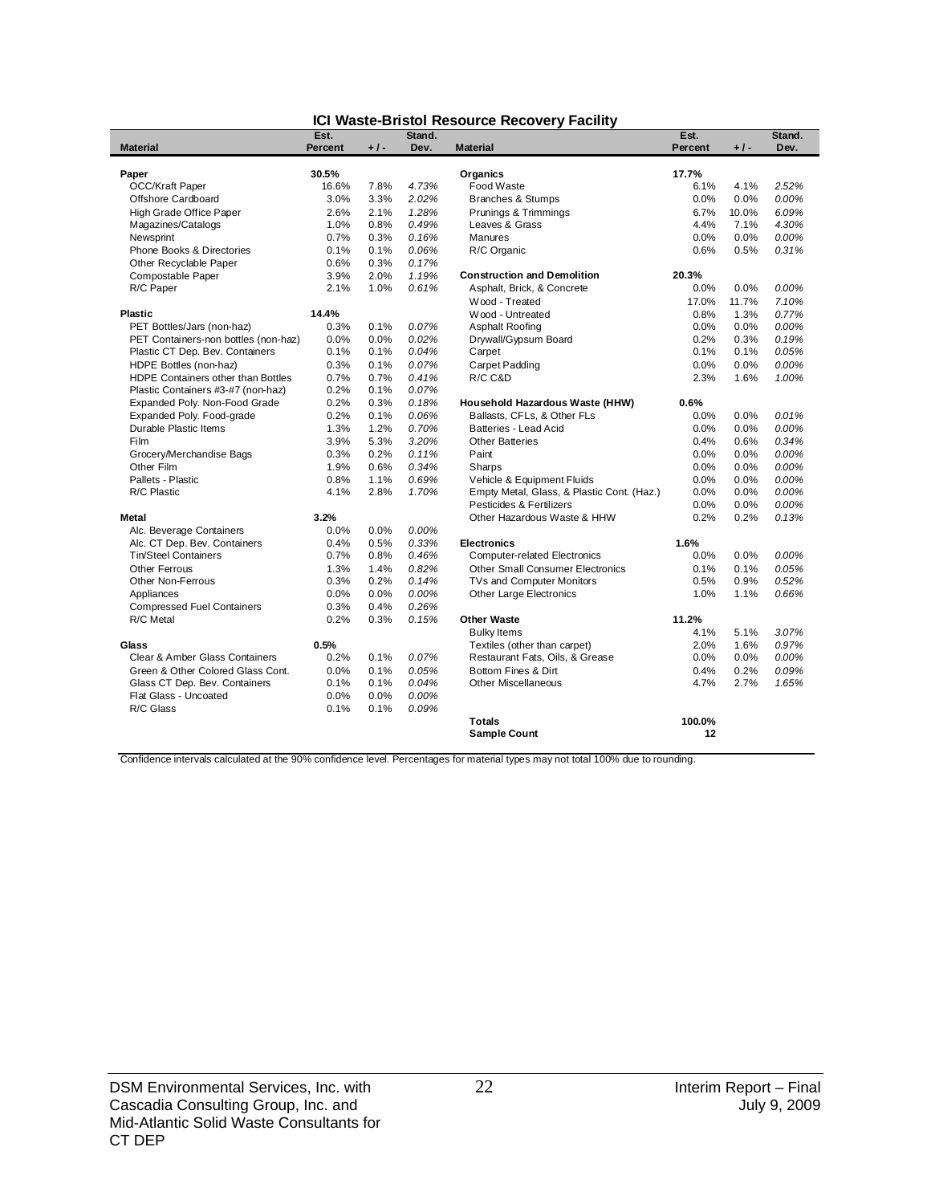## ICI Waste-Bristol Resource Recovery Facility

| Material | Est. Percent | +/- | Stand. Dev. | Material | Est. Percent | +/- | Stand. Dev. |
|---|---|---|---|---|---|---|---|
| **Paper** | **30.5%** | | | **Organics** | **17.7%** | | |
| OCC/Kraft Paper | 16.6% | 7.8% | *4.73%* | Food Waste | 6.1% | 4.1% | *2.52%* |
| Offshore Cardboard | 3.0% | 3.3% | *2.02%* | Branches & Stumps | 0.0% | 0.0% | *0.00%* |
| High Grade Office Paper | 2.6% | 2.1% | *1.28%* | Prunings & Trimmings | 6.7% | 10.0% | *6.09%* |
| Magazines/Catalogs | 1.0% | 0.8% | *0.49%* | Leaves & Grass | 4.4% | 7.1% | *4.30%* |
| Newsprint | 0.7% | 0.3% | *0.16%* | Manures | 0.0% | 0.0% | *0.00%* |
| Phone Books & Directories | 0.1% | 0.1% | *0.06%* | R/C Organic | 0.6% | 0.5% | *0.31%* |
| Other Recyclable Paper | 0.6% | 0.3% | *0.17%* | | | | |
| Compostable Paper | 3.9% | 2.0% | *1.19%* | **Construction and Demolition** | **20.3%** | | |
| R/C Paper | 2.1% | 1.0% | *0.61%* | Asphalt, Brick, & Concrete | 0.0% | 0.0% | *0.00%* |
| | | | | Wood - Treated | 17.0% | 11.7% | *7.10%* |
| **Plastic** | **14.4%** | | | Wood - Untreated | 0.8% | 1.3% | *0.77%* |
| PET Bottles/Jars (non-haz) | 0.3% | 0.1% | *0.07%* | Asphalt Roofing | 0.0% | 0.0% | *0.00%* |
| PET Containers-non bottles (non-haz) | 0.0% | 0.0% | *0.02%* | Drywall/Gypsum Board | 0.2% | 0.3% | *0.19%* |
| Plastic CT Dep. Bev. Containers | 0.1% | 0.1% | *0.04%* | Carpet | 0.1% | 0.1% | *0.05%* |
| HDPE Bottles (non-haz) | 0.3% | 0.1% | *0.07%* | Carpet Padding | 0.0% | 0.0% | *0.00%* |
| HDPE Containers other than Bottles | 0.7% | 0.7% | *0.41%* | R/C C&D | 2.3% | 1.6% | *1.00%* |
| Plastic Containers #3-#7 (non-haz) | 0.2% | 0.1% | *0.07%* | | | | |
| Expanded Poly. Non-Food Grade | 0.2% | 0.3% | *0.18%* | **Household Hazardous Waste (HHW)** | **0.6%** | | |
| Expanded Poly. Food-grade | 0.2% | 0.1% | *0.06%* | Ballasts, CFLs, & Other FLs | 0.0% | 0.0% | *0.01%* |
| Durable Plastic Items | 1.3% | 1.2% | *0.70%* | Batteries - Lead Acid | 0.0% | 0.0% | *0.00%* |
| Film | 3.9% | 5.3% | *3.20%* | Other Batteries | 0.4% | 0.6% | *0.34%* |
| Grocery/Merchandise Bags | 0.3% | 0.2% | *0.11%* | Paint | 0.0% | 0.0% | *0.00%* |
| Other Film | 1.9% | 0.6% | *0.34%* | Sharps | 0.0% | 0.0% | *0.00%* |
| Pallets - Plastic | 0.8% | 1.1% | *0.69%* | Vehicle & Equipment Fluids | 0.0% | 0.0% | *0.00%* |
| R/C Plastic | 4.1% | 2.8% | *1.70%* | Empty Metal, Glass, & Plastic Cont. (Haz.) | 0.0% | 0.0% | *0.00%* |
| | | | | Pesticides & Fertilizers | 0.0% | 0.0% | *0.00%* |
| **Metal** | **3.2%** | | | Other Hazardous Waste & HHW | 0.2% | 0.2% | *0.13%* |
| Alc. Beverage Containers | 0.0% | 0.0% | *0.00%* | | | | |
| Alc. CT Dep. Bev. Containers | 0.4% | 0.5% | *0.33%* | **Electronics** | **1.6%** | | |
| Tin/Steel Containers | 0.7% | 0.8% | *0.46%* | Computer-related Electronics | 0.0% | 0.0% | *0.00%* |
| Other Ferrous | 1.3% | 1.4% | *0.82%* | Other Small Consumer Electronics | 0.1% | 0.1% | *0.05%* |
| Other Non-Ferrous | 0.3% | 0.2% | *0.14%* | TVs and Computer Monitors | 0.5% | 0.9% | *0.52%* |
| Appliances | 0.0% | 0.0% | *0.00%* | Other Large Electronics | 1.0% | 1.1% | *0.66%* |
| Compressed Fuel Containers | 0.3% | 0.4% | *0.26%* | | | | |
| R/C Metal | 0.2% | 0.3% | *0.15%* | **Other Waste** | **11.2%** | | |
| | | | | Bulky Items | 4.1% | 5.1% | *3.07%* |
| **Glass** | **0.5%** | | | Textiles (other than carpet) | 2.0% | 1.6% | *0.97%* |
| Clear & Amber Glass Containers | 0.2% | 0.1% | *0.07%* | Restaurant Fats, Oils, & Grease | 0.0% | 0.0% | *0.00%* |
| Green & Other Colored Glass Cont. | 0.0% | 0.1% | *0.05%* | Bottom Fines & Dirt | 0.4% | 0.2% | *0.09%* |
| Glass CT Dep. Bev. Containers | 0.1% | 0.1% | *0.04%* | Other Miscellaneous | 4.7% | 2.7% | *1.65%* |
| Flat Glass - Uncoated | 0.0% | 0.0% | *0.00%* | | | | |
| R/C Glass | 0.1% | 0.1% | *0.09%* | | | | |
| | | | | **Totals** | **100.0%** | | |
| | | | | **Sample Count** | **12** | | |

Confidence intervals calculated at the 90% confidence level. Percentages for material types may not total 100% due to rounding.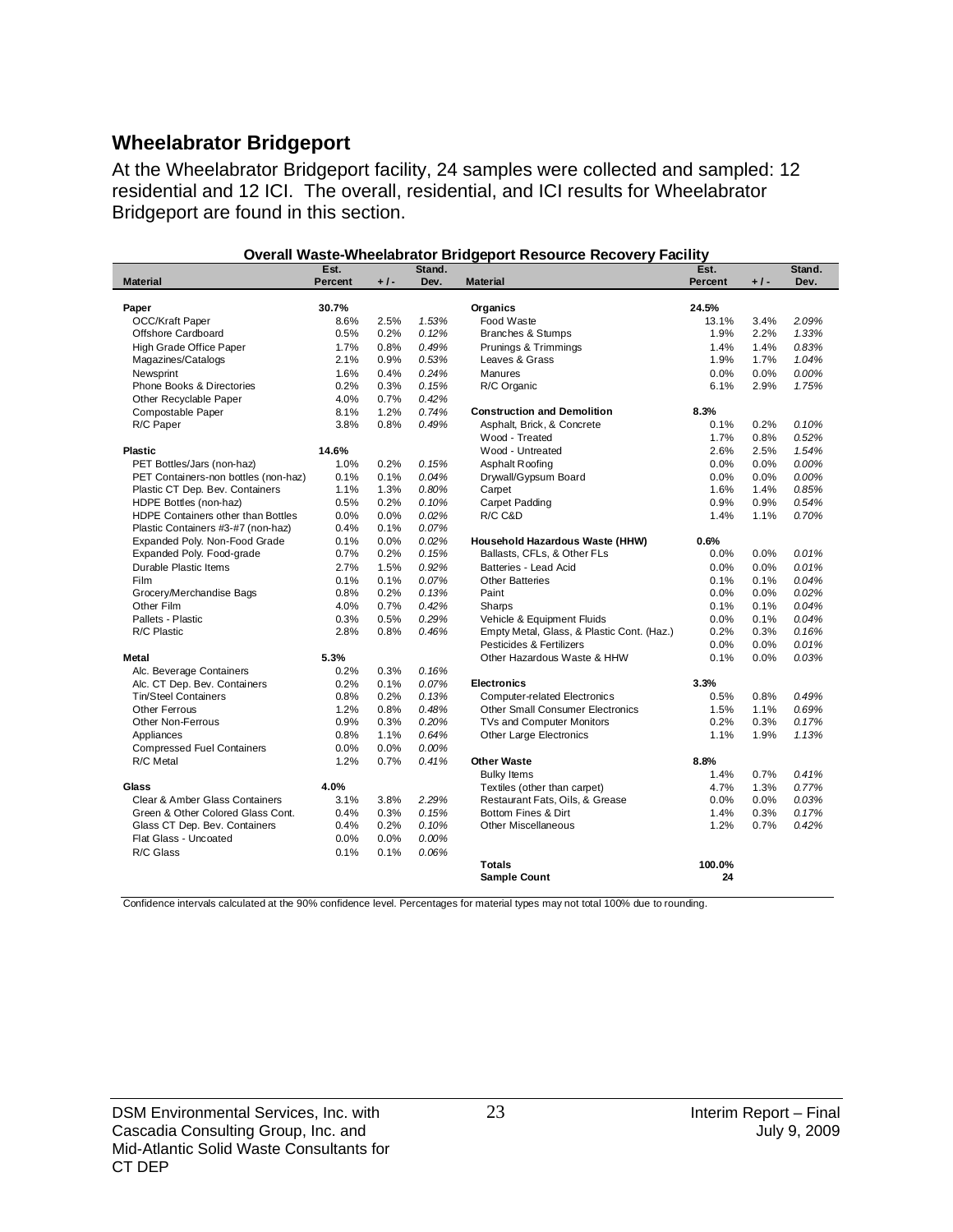## Wheelabrator Bridgeport

At the Wheelabrator Bridgeport facility, 24 samples were collected and sampled: 12 residential and 12 ICI. The overall, residential, and ICI results for Wheelabrator Bridgeport are found in this section.

**Overall Waste-Wheelabrator Bridgeport Resource Recovery Facility**

| Material | Est. Percent | +/- | Stand. Dev. | Material | Est. Percent | +/- | Stand. Dev. |
|---|---|---|---|---|---|---|---|
| **Paper** | **30.7%** | | | **Organics** | **24.5%** | | |
| OCC/Kraft Paper | 8.6% | 2.5% | *1.53%* | Food Waste | 13.1% | 3.4% | *2.09%* |
| Offshore Cardboard | 0.5% | 0.2% | *0.12%* | Branches & Stumps | 1.9% | 2.2% | *1.33%* |
| High Grade Office Paper | 1.7% | 0.8% | *0.49%* | Prunings & Trimmings | 1.4% | 1.4% | *0.83%* |
| Magazines/Catalogs | 2.1% | 0.9% | *0.53%* | Leaves & Grass | 1.9% | 1.7% | *1.04%* |
| Newsprint | 1.6% | 0.4% | *0.24%* | Manures | 0.0% | 0.0% | *0.00%* |
| Phone Books & Directories | 0.2% | 0.3% | *0.15%* | R/C Organic | 6.1% | 2.9% | *1.75%* |
| Other Recyclable Paper | 4.0% | 0.7% | *0.42%* | | | | |
| Compostable Paper | 8.1% | 1.2% | *0.74%* | **Construction and Demolition** | **8.3%** | | |
| R/C Paper | 3.8% | 0.8% | *0.49%* | Asphalt, Brick, & Concrete | 0.1% | 0.2% | *0.10%* |
| | | | | Wood - Treated | 1.7% | 0.8% | *0.52%* |
| **Plastic** | **14.6%** | | | Wood - Untreated | 2.6% | 2.5% | *1.54%* |
| PET Bottles/Jars (non-haz) | 1.0% | 0.2% | *0.15%* | Asphalt Roofing | 0.0% | 0.0% | *0.00%* |
| PET Containers-non bottles (non-haz) | 0.1% | 0.1% | *0.04%* | Drywall/Gypsum Board | 0.0% | 0.0% | *0.00%* |
| Plastic CT Dep. Bev. Containers | 1.1% | 1.3% | *0.80%* | Carpet | 1.6% | 1.4% | *0.85%* |
| HDPE Bottles (non-haz) | 0.5% | 0.2% | *0.10%* | Carpet Padding | 0.9% | 0.9% | *0.54%* |
| HDPE Containers other than Bottles | 0.0% | 0.0% | *0.02%* | R/C C&D | 1.4% | 1.1% | *0.70%* |
| Plastic Containers #3-#7 (non-haz) | 0.4% | 0.1% | *0.07%* | | | | |
| Expanded Poly. Non-Food Grade | 0.1% | 0.0% | *0.02%* | **Household Hazardous Waste (HHW)** | **0.6%** | | |
| Expanded Poly. Food-grade | 0.7% | 0.2% | *0.15%* | Ballasts, CFLs, & Other FLs | 0.0% | 0.0% | *0.01%* |
| Durable Plastic Items | 2.7% | 1.5% | *0.92%* | Batteries - Lead Acid | 0.0% | 0.0% | *0.01%* |
| Film | 0.1% | 0.1% | *0.07%* | Other Batteries | 0.1% | 0.1% | *0.04%* |
| Grocery/Merchandise Bags | 0.8% | 0.2% | *0.13%* | Paint | 0.0% | 0.0% | *0.02%* |
| Other Film | 4.0% | 0.7% | *0.42%* | Sharps | 0.1% | 0.1% | *0.04%* |
| Pallets - Plastic | 0.3% | 0.5% | *0.29%* | Vehicle & Equipment Fluids | 0.0% | 0.1% | *0.04%* |
| R/C Plastic | 2.8% | 0.8% | *0.46%* | Empty Metal, Glass, & Plastic Cont. (Haz.) | 0.2% | 0.3% | *0.16%* |
| | | | | Pesticides & Fertilizers | 0.0% | 0.0% | *0.01%* |
| **Metal** | **5.3%** | | | Other Hazardous Waste & HHW | 0.1% | 0.0% | *0.03%* |
| Alc. Beverage Containers | 0.2% | 0.3% | *0.16%* | | | | |
| Alc. CT Dep. Bev. Containers | 0.2% | 0.1% | *0.07%* | **Electronics** | **3.3%** | | |
| Tin/Steel Containers | 0.8% | 0.2% | *0.13%* | Computer-related Electronics | 0.5% | 0.8% | *0.49%* |
| Other Ferrous | 1.2% | 0.8% | *0.48%* | Other Small Consumer Electronics | 1.5% | 1.1% | *0.69%* |
| Other Non-Ferrous | 0.9% | 0.3% | *0.20%* | TVs and Computer Monitors | 0.2% | 0.3% | *0.17%* |
| Appliances | 0.8% | 1.1% | *0.64%* | Other Large Electronics | 1.1% | 1.9% | *1.13%* |
| Compressed Fuel Containers | 0.0% | 0.0% | *0.00%* | | | | |
| R/C Metal | 1.2% | 0.7% | *0.41%* | **Other Waste** | **8.8%** | | |
| | | | | Bulky Items | 1.4% | 0.7% | *0.41%* |
| **Glass** | **4.0%** | | | Textiles (other than carpet) | 4.7% | 1.3% | *0.77%* |
| Clear & Amber Glass Containers | 3.1% | 3.8% | *2.29%* | Restaurant Fats, Oils, & Grease | 0.0% | 0.0% | *0.03%* |
| Green & Other Colored Glass Cont. | 0.4% | 0.3% | *0.15%* | Bottom Fines & Dirt | 1.4% | 0.3% | *0.17%* |
| Glass CT Dep. Bev. Containers | 0.4% | 0.2% | *0.10%* | Other Miscellaneous | 1.2% | 0.7% | *0.42%* |
| Flat Glass - Uncoated | 0.0% | 0.0% | *0.00%* | | | | |
| R/C Glass | 0.1% | 0.1% | *0.06%* | | | | |
| | | | | **Totals** | **100.0%** | | |
| | | | | **Sample Count** | **24** | | |

Confidence intervals calculated at the 90% confidence level. Percentages for material types may not total 100% due to rounding.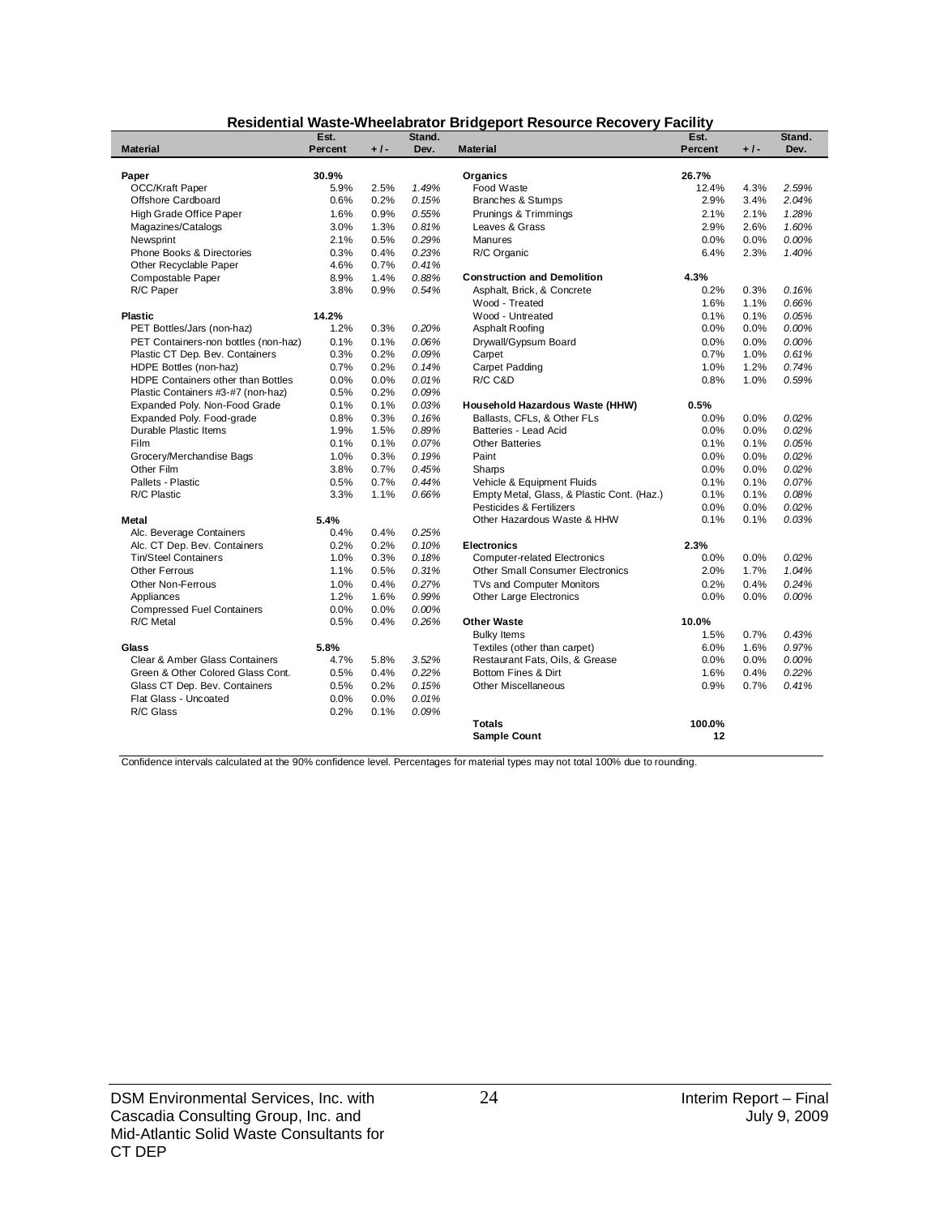### Residential Waste-Wheelabrator Bridgeport Resource Recovery Facility

| Material | Est. Percent | +/- | Stand. Dev. | Material | Est. Percent | +/- | Stand. Dev. |
|---|---|---|---|---|---|---|---|
| **Paper** | **30.9%** | | | **Organics** | **26.7%** | | |
| OCC/Kraft Paper | 5.9% | 2.5% | *1.49%* | Food Waste | 12.4% | 4.3% | *2.59%* |
| Offshore Cardboard | 0.6% | 0.2% | *0.15%* | Branches & Stumps | 2.9% | 3.4% | *2.04%* |
| High Grade Office Paper | 1.6% | 0.9% | *0.55%* | Prunings & Trimmings | 2.1% | 2.1% | *1.28%* |
| Magazines/Catalogs | 3.0% | 1.3% | *0.81%* | Leaves & Grass | 2.9% | 2.6% | *1.60%* |
| Newsprint | 2.1% | 0.5% | *0.29%* | Manures | 0.0% | 0.0% | *0.00%* |
| Phone Books & Directories | 0.3% | 0.4% | *0.23%* | R/C Organic | 6.4% | 2.3% | *1.40%* |
| Other Recyclable Paper | 4.6% | 0.7% | *0.41%* | | | | |
| Compostable Paper | 8.9% | 1.4% | *0.88%* | **Construction and Demolition** | **4.3%** | | |
| R/C Paper | 3.8% | 0.9% | *0.54%* | Asphalt, Brick, & Concrete | 0.2% | 0.3% | *0.16%* |
| | | | | Wood - Treated | 1.6% | 1.1% | *0.66%* |
| **Plastic** | **14.2%** | | | Wood - Untreated | 0.1% | 0.1% | *0.05%* |
| PET Bottles/Jars (non-haz) | 1.2% | 0.3% | *0.20%* | Asphalt Roofing | 0.0% | 0.0% | *0.00%* |
| PET Containers-non bottles (non-haz) | 0.1% | 0.1% | *0.06%* | Drywall/Gypsum Board | 0.0% | 0.0% | *0.00%* |
| Plastic CT Dep. Bev. Containers | 0.3% | 0.2% | *0.09%* | Carpet | 0.7% | 1.0% | *0.61%* |
| HDPE Bottles (non-haz) | 0.7% | 0.2% | *0.14%* | Carpet Padding | 1.0% | 1.2% | *0.74%* |
| HDPE Containers other than Bottles | 0.0% | 0.0% | *0.01%* | R/C C&D | 0.8% | 1.0% | *0.59%* |
| Plastic Containers #3-#7 (non-haz) | 0.5% | 0.2% | *0.09%* | | | | |
| Expanded Poly. Non-Food Grade | 0.1% | 0.1% | *0.03%* | **Household Hazardous Waste (HHW)** | **0.5%** | | |
| Expanded Poly. Food-grade | 0.8% | 0.3% | *0.16%* | Ballasts, CFLs, & Other FLs | 0.0% | 0.0% | *0.02%* |
| Durable Plastic Items | 1.9% | 1.5% | *0.89%* | Batteries - Lead Acid | 0.0% | 0.0% | *0.02%* |
| Film | 0.1% | 0.1% | *0.07%* | Other Batteries | 0.1% | 0.1% | *0.05%* |
| Grocery/Merchandise Bags | 1.0% | 0.3% | *0.19%* | Paint | 0.0% | 0.0% | *0.02%* |
| Other Film | 3.8% | 0.7% | *0.45%* | Sharps | 0.0% | 0.0% | *0.02%* |
| Pallets - Plastic | 0.5% | 0.7% | *0.44%* | Vehicle & Equipment Fluids | 0.1% | 0.1% | *0.07%* |
| R/C Plastic | 3.3% | 1.1% | *0.66%* | Empty Metal, Glass, & Plastic Cont. (Haz.) | 0.1% | 0.1% | *0.08%* |
| | | | | Pesticides & Fertilizers | 0.0% | 0.0% | *0.02%* |
| **Metal** | **5.4%** | | | Other Hazardous Waste & HHW | 0.1% | 0.1% | *0.03%* |
| Alc. Beverage Containers | 0.4% | 0.4% | *0.25%* | | | | |
| Alc. CT Dep. Bev. Containers | 0.2% | 0.2% | *0.10%* | **Electronics** | **2.3%** | | |
| Tin/Steel Containers | 1.0% | 0.3% | *0.18%* | Computer-related Electronics | 0.0% | 0.0% | *0.02%* |
| Other Ferrous | 1.1% | 0.5% | *0.31%* | Other Small Consumer Electronics | 2.0% | 1.7% | *1.04%* |
| Other Non-Ferrous | 1.0% | 0.4% | *0.27%* | TVs and Computer Monitors | 0.2% | 0.4% | *0.24%* |
| Appliances | 1.2% | 1.6% | *0.99%* | Other Large Electronics | 0.0% | 0.0% | *0.00%* |
| Compressed Fuel Containers | 0.0% | 0.0% | *0.00%* | | | | |
| R/C Metal | 0.5% | 0.4% | *0.26%* | **Other Waste** | **10.0%** | | |
| | | | | Bulky Items | 1.5% | 0.7% | *0.43%* |
| **Glass** | **5.8%** | | | Textiles (other than carpet) | 6.0% | 1.6% | *0.97%* |
| Clear & Amber Glass Containers | 4.7% | 5.8% | *3.52%* | Restaurant Fats, Oils, & Grease | 0.0% | 0.0% | *0.00%* |
| Green & Other Colored Glass Cont. | 0.5% | 0.4% | *0.22%* | Bottom Fines & Dirt | 1.6% | 0.4% | *0.22%* |
| Glass CT Dep. Bev. Containers | 0.5% | 0.2% | *0.15%* | Other Miscellaneous | 0.9% | 0.7% | *0.41%* |
| Flat Glass - Uncoated | 0.0% | 0.0% | *0.01%* | | | | |
| R/C Glass | 0.2% | 0.1% | *0.09%* | | | | |
| | | | | **Totals** | **100.0%** | | |
| | | | | **Sample Count** | **12** | | |

Confidence intervals calculated at the 90% confidence level. Percentages for material types may not total 100% due to rounding.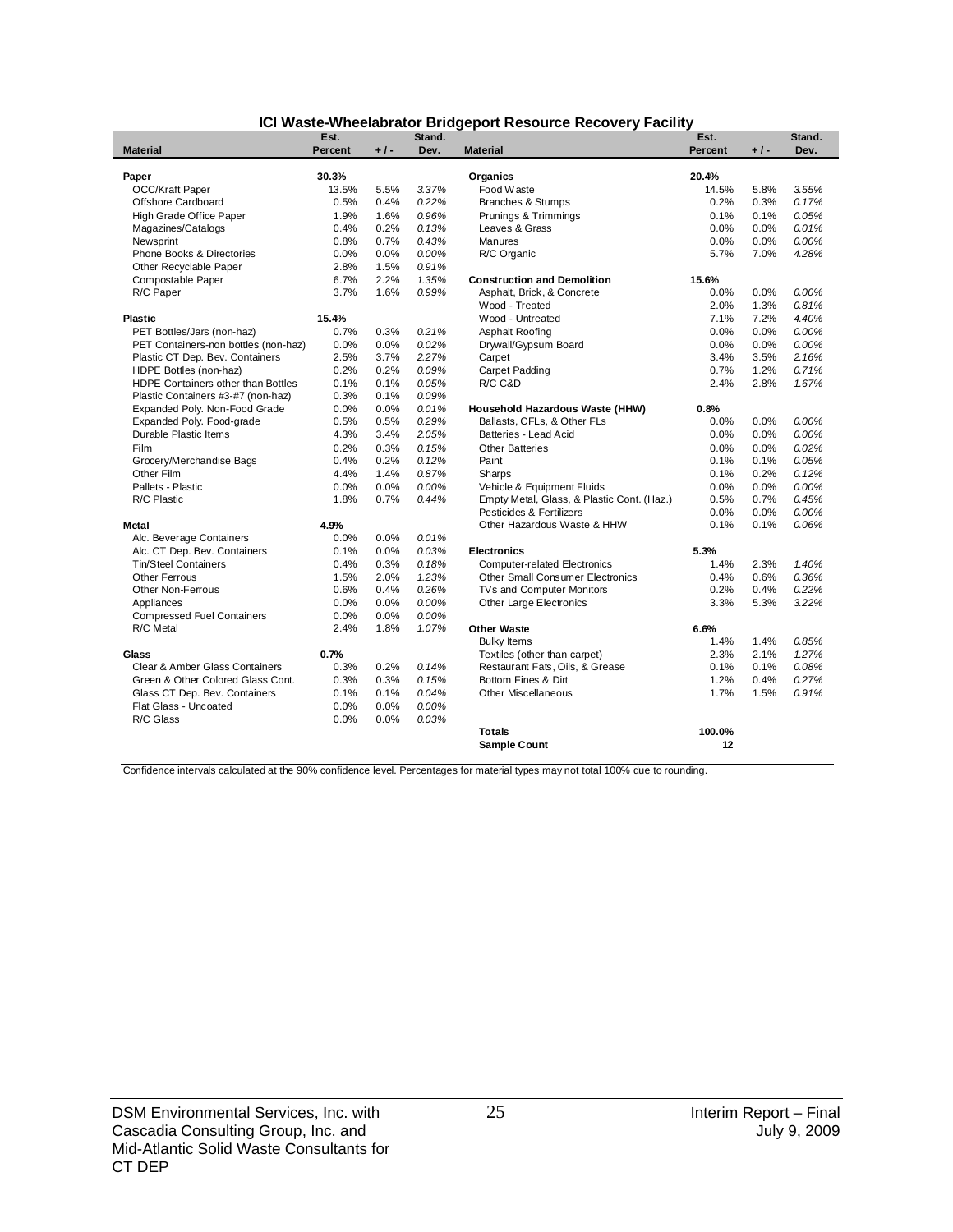**ICI Waste-Wheelabrator Bridgeport Resource Recovery Facility**

| Material | Est. Percent | +/- | Stand. Dev. | Material | Est. Percent | +/- | Stand. Dev. |
|---|---|---|---|---|---|---|---|
| **Paper** | **30.3%** | | | **Organics** | **20.4%** | | |
| OCC/Kraft Paper | 13.5% | 5.5% | *3.37%* | Food Waste | 14.5% | 5.8% | *3.55%* |
| Offshore Cardboard | 0.5% | 0.4% | *0.22%* | Branches & Stumps | 0.2% | 0.3% | *0.17%* |
| High Grade Office Paper | 1.9% | 1.6% | *0.96%* | Prunings & Trimmings | 0.1% | 0.1% | *0.05%* |
| Magazines/Catalogs | 0.4% | 0.2% | *0.13%* | Leaves & Grass | 0.0% | 0.0% | *0.01%* |
| Newsprint | 0.8% | 0.7% | *0.43%* | Manures | 0.0% | 0.0% | *0.00%* |
| Phone Books & Directories | 0.0% | 0.0% | *0.00%* | R/C Organic | 5.7% | 7.0% | *4.28%* |
| Other Recyclable Paper | 2.8% | 1.5% | *0.91%* | | | | |
| Compostable Paper | 6.7% | 2.2% | *1.35%* | **Construction and Demolition** | **15.6%** | | |
| R/C Paper | 3.7% | 1.6% | *0.99%* | Asphalt, Brick, & Concrete | 0.0% | 0.0% | *0.00%* |
| | | | | Wood - Treated | 2.0% | 1.3% | *0.81%* |
| **Plastic** | **15.4%** | | | Wood - Untreated | 7.1% | 7.2% | *4.40%* |
| PET Bottles/Jars (non-haz) | 0.7% | 0.3% | *0.21%* | Asphalt Roofing | 0.0% | 0.0% | *0.00%* |
| PET Containers-non bottles (non-haz) | 0.0% | 0.0% | *0.02%* | Drywall/Gypsum Board | 0.0% | 0.0% | *0.00%* |
| Plastic CT Dep. Bev. Containers | 2.5% | 3.7% | *2.27%* | Carpet | 3.4% | 3.5% | *2.16%* |
| HDPE Bottles (non-haz) | 0.2% | 0.2% | *0.09%* | Carpet Padding | 0.7% | 1.2% | *0.71%* |
| HDPE Containers other than Bottles | 0.1% | 0.1% | *0.05%* | R/C C&D | 2.4% | 2.8% | *1.67%* |
| Plastic Containers #3-#7 (non-haz) | 0.3% | 0.1% | *0.09%* | | | | |
| Expanded Poly. Non-Food Grade | 0.0% | 0.0% | *0.01%* | **Household Hazardous Waste (HHW)** | **0.8%** | | |
| Expanded Poly. Food-grade | 0.5% | 0.5% | *0.29%* | Ballasts, CFLs, & Other FLs | 0.0% | 0.0% | *0.00%* |
| Durable Plastic Items | 4.3% | 3.4% | *2.05%* | Batteries - Lead Acid | 0.0% | 0.0% | *0.00%* |
| Film | 0.2% | 0.3% | *0.15%* | Other Batteries | 0.0% | 0.0% | *0.02%* |
| Grocery/Merchandise Bags | 0.4% | 0.2% | *0.12%* | Paint | 0.1% | 0.1% | *0.05%* |
| Other Film | 4.4% | 1.4% | *0.87%* | Sharps | 0.1% | 0.2% | *0.12%* |
| Pallets - Plastic | 0.0% | 0.0% | *0.00%* | Vehicle & Equipment Fluids | 0.0% | 0.0% | *0.00%* |
| R/C Plastic | 1.8% | 0.7% | *0.44%* | Empty Metal, Glass, & Plastic Cont. (Haz.) | 0.5% | 0.7% | *0.45%* |
| | | | | Pesticides & Fertilizers | 0.0% | 0.0% | *0.00%* |
| **Metal** | **4.9%** | | | Other Hazardous Waste & HHW | 0.1% | 0.1% | *0.06%* |
| Alc. Beverage Containers | 0.0% | 0.0% | *0.01%* | | | | |
| Alc. CT Dep. Bev. Containers | 0.1% | 0.0% | *0.03%* | **Electronics** | **5.3%** | | |
| Tin/Steel Containers | 0.4% | 0.3% | *0.18%* | Computer-related Electronics | 1.4% | 2.3% | *1.40%* |
| Other Ferrous | 1.5% | 2.0% | *1.23%* | Other Small Consumer Electronics | 0.4% | 0.6% | *0.36%* |
| Other Non-Ferrous | 0.6% | 0.4% | *0.26%* | TVs and Computer Monitors | 0.2% | 0.4% | *0.22%* |
| Appliances | 0.0% | 0.0% | *0.00%* | Other Large Electronics | 3.3% | 5.3% | *3.22%* |
| Compressed Fuel Containers | 0.0% | 0.0% | *0.00%* | | | | |
| R/C Metal | 2.4% | 1.8% | *1.07%* | **Other Waste** | **6.6%** | | |
| | | | | Bulky Items | 1.4% | 1.4% | *0.85%* |
| **Glass** | **0.7%** | | | Textiles (other than carpet) | 2.3% | 2.1% | *1.27%* |
| Clear & Amber Glass Containers | 0.3% | 0.2% | *0.14%* | Restaurant Fats, Oils, & Grease | 0.1% | 0.1% | *0.08%* |
| Green & Other Colored Glass Cont. | 0.3% | 0.3% | *0.15%* | Bottom Fines & Dirt | 1.2% | 0.4% | *0.27%* |
| Glass CT Dep. Bev. Containers | 0.1% | 0.1% | *0.04%* | Other Miscellaneous | 1.7% | 1.5% | *0.91%* |
| Flat Glass - Uncoated | 0.0% | 0.0% | *0.00%* | | | | |
| R/C Glass | 0.0% | 0.0% | *0.03%* | | | | |
| | | | | **Totals** | **100.0%** | | |
| | | | | **Sample Count** | **12** | | |

Confidence intervals calculated at the 90% confidence level. Percentages for material types may not total 100% due to rounding.

DSM Environmental Services, Inc. with Cascadia Consulting Group, Inc. and Mid-Atlantic Solid Waste Consultants for CT DEP

Interim Report – Final
July 9, 2009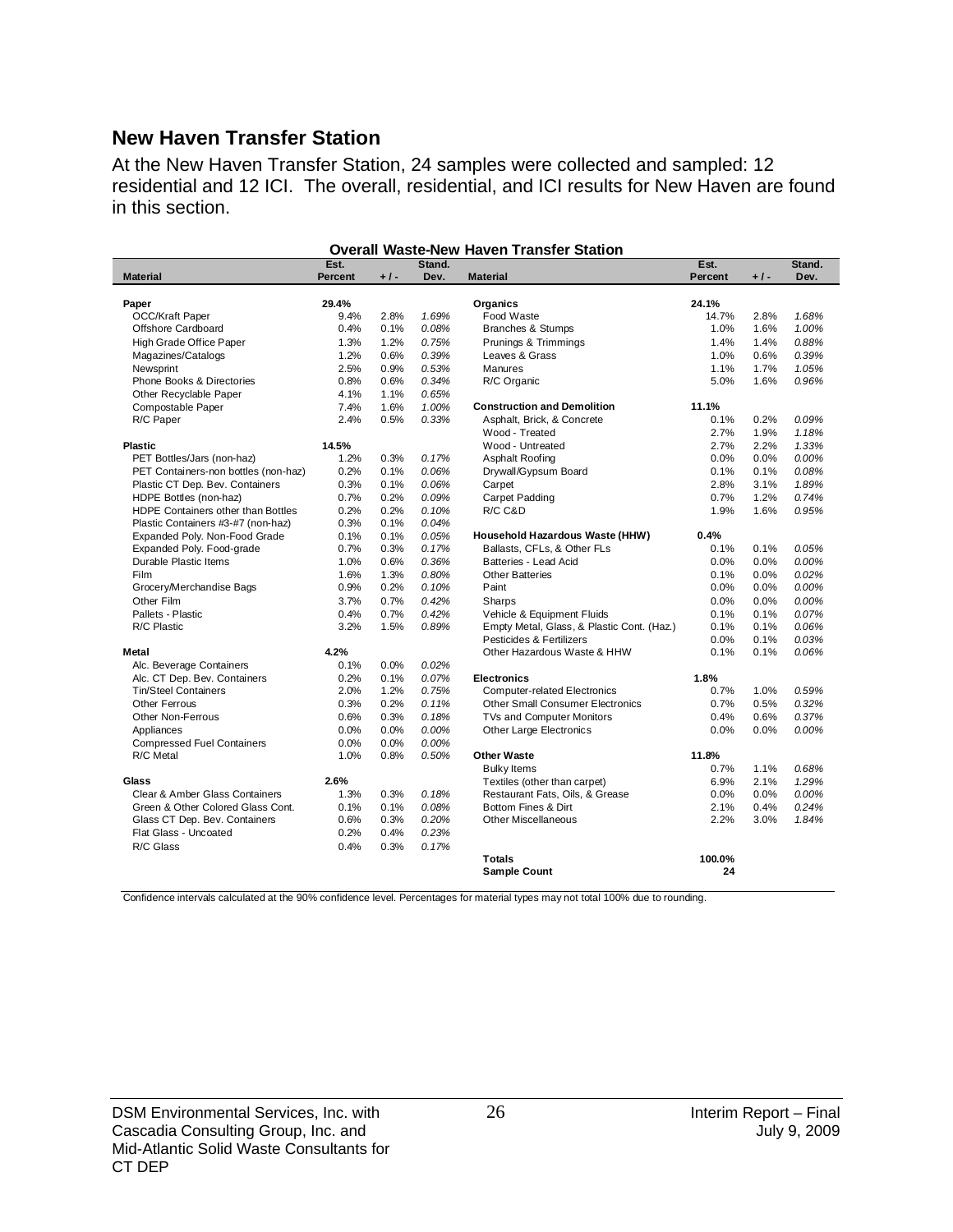## New Haven Transfer Station

At the New Haven Transfer Station, 24 samples were collected and sampled: 12 residential and 12 ICI. The overall, residential, and ICI results for New Haven are found in this section.

**Overall Waste-New Haven Transfer Station**

| Material | Est. Percent | +/- | Stand. Dev. | Material | Est. Percent | +/- | Stand. Dev. |
|---|---|---|---|---|---|---|---|
| **Paper** | **29.4%** | | | **Organics** | **24.1%** | | |
| OCC/Kraft Paper | 9.4% | 2.8% | *1.69%* | Food Waste | 14.7% | 2.8% | *1.68%* |
| Offshore Cardboard | 0.4% | 0.1% | *0.08%* | Branches & Stumps | 1.0% | 1.6% | *1.00%* |
| High Grade Office Paper | 1.3% | 1.2% | *0.75%* | Prunings & Trimmings | 1.4% | 1.4% | *0.88%* |
| Magazines/Catalogs | 1.2% | 0.6% | *0.39%* | Leaves & Grass | 1.0% | 0.6% | *0.39%* |
| Newsprint | 2.5% | 0.9% | *0.53%* | Manures | 1.1% | 1.7% | *1.05%* |
| Phone Books & Directories | 0.8% | 0.6% | *0.34%* | R/C Organic | 5.0% | 1.6% | *0.96%* |
| Other Recyclable Paper | 4.1% | 1.1% | *0.65%* | | | | |
| Compostable Paper | 7.4% | 1.6% | *1.00%* | **Construction and Demolition** | **11.1%** | | |
| R/C Paper | 2.4% | 0.5% | *0.33%* | Asphalt, Brick, & Concrete | 0.1% | 0.2% | *0.09%* |
| | | | | Wood - Treated | 2.7% | 1.9% | *1.18%* |
| **Plastic** | **14.5%** | | | Wood - Untreated | 2.7% | 2.2% | *1.33%* |
| PET Bottles/Jars (non-haz) | 1.2% | 0.3% | *0.17%* | Asphalt Roofing | 0.0% | 0.0% | *0.00%* |
| PET Containers-non bottles (non-haz) | 0.2% | 0.1% | *0.06%* | Drywall/Gypsum Board | 0.1% | 0.1% | *0.08%* |
| Plastic CT Dep. Bev. Containers | 0.3% | 0.1% | *0.06%* | Carpet | 2.8% | 3.1% | *1.89%* |
| HDPE Bottles (non-haz) | 0.7% | 0.2% | *0.09%* | Carpet Padding | 0.7% | 1.2% | *0.74%* |
| HDPE Containers other than Bottles | 0.2% | 0.2% | *0.10%* | R/C C&D | 1.9% | 1.6% | *0.95%* |
| Plastic Containers #3-#7 (non-haz) | 0.3% | 0.1% | *0.04%* | | | | |
| Expanded Poly. Non-Food Grade | 0.1% | 0.1% | *0.05%* | **Household Hazardous Waste (HHW)** | **0.4%** | | |
| Expanded Poly. Food-grade | 0.7% | 0.3% | *0.17%* | Ballasts, CFLs, & Other FLs | 0.1% | 0.1% | *0.05%* |
| Durable Plastic Items | 1.0% | 0.6% | *0.36%* | Batteries - Lead Acid | 0.0% | 0.0% | *0.00%* |
| Film | 1.6% | 1.3% | *0.80%* | Other Batteries | 0.1% | 0.0% | *0.02%* |
| Grocery/Merchandise Bags | 0.9% | 0.2% | *0.10%* | Paint | 0.0% | 0.0% | *0.00%* |
| Other Film | 3.7% | 0.7% | *0.42%* | Sharps | 0.0% | 0.0% | *0.00%* |
| Pallets - Plastic | 0.4% | 0.7% | *0.42%* | Vehicle & Equipment Fluids | 0.1% | 0.1% | *0.07%* |
| R/C Plastic | 3.2% | 1.5% | *0.89%* | Empty Metal, Glass, & Plastic Cont. (Haz.) | 0.1% | 0.1% | *0.06%* |
| | | | | Pesticides & Fertilizers | 0.0% | 0.1% | *0.03%* |
| **Metal** | **4.2%** | | | Other Hazardous Waste & HHW | 0.1% | 0.1% | *0.06%* |
| Alc. Beverage Containers | 0.1% | 0.0% | *0.02%* | | | | |
| Alc. CT Dep. Bev. Containers | 0.2% | 0.1% | *0.07%* | **Electronics** | **1.8%** | | |
| Tin/Steel Containers | 2.0% | 1.2% | *0.75%* | Computer-related Electronics | 0.7% | 1.0% | *0.59%* |
| Other Ferrous | 0.3% | 0.2% | *0.11%* | Other Small Consumer Electronics | 0.7% | 0.5% | *0.32%* |
| Other Non-Ferrous | 0.6% | 0.3% | *0.18%* | TVs and Computer Monitors | 0.4% | 0.6% | *0.37%* |
| Appliances | 0.0% | 0.0% | *0.00%* | Other Large Electronics | 0.0% | 0.0% | *0.00%* |
| Compressed Fuel Containers | 0.0% | 0.0% | *0.00%* | | | | |
| R/C Metal | 1.0% | 0.8% | *0.50%* | **Other Waste** | **11.8%** | | |
| | | | | Bulky Items | 0.7% | 1.1% | *0.68%* |
| **Glass** | **2.6%** | | | Textiles (other than carpet) | 6.9% | 2.1% | *1.29%* |
| Clear & Amber Glass Containers | 1.3% | 0.3% | *0.18%* | Restaurant Fats, Oils, & Grease | 0.0% | 0.0% | *0.00%* |
| Green & Other Colored Glass Cont. | 0.1% | 0.1% | *0.08%* | Bottom Fines & Dirt | 2.1% | 0.4% | *0.24%* |
| Glass CT Dep. Bev. Containers | 0.6% | 0.3% | *0.20%* | Other Miscellaneous | 2.2% | 3.0% | *1.84%* |
| Flat Glass - Uncoated | 0.2% | 0.4% | *0.23%* | | | | |
| R/C Glass | 0.4% | 0.3% | *0.17%* | | | | |
| | | | | **Totals** | **100.0%** | | |
| | | | | **Sample Count** | **24** | | |

Confidence intervals calculated at the 90% confidence level. Percentages for material types may not total 100% due to rounding.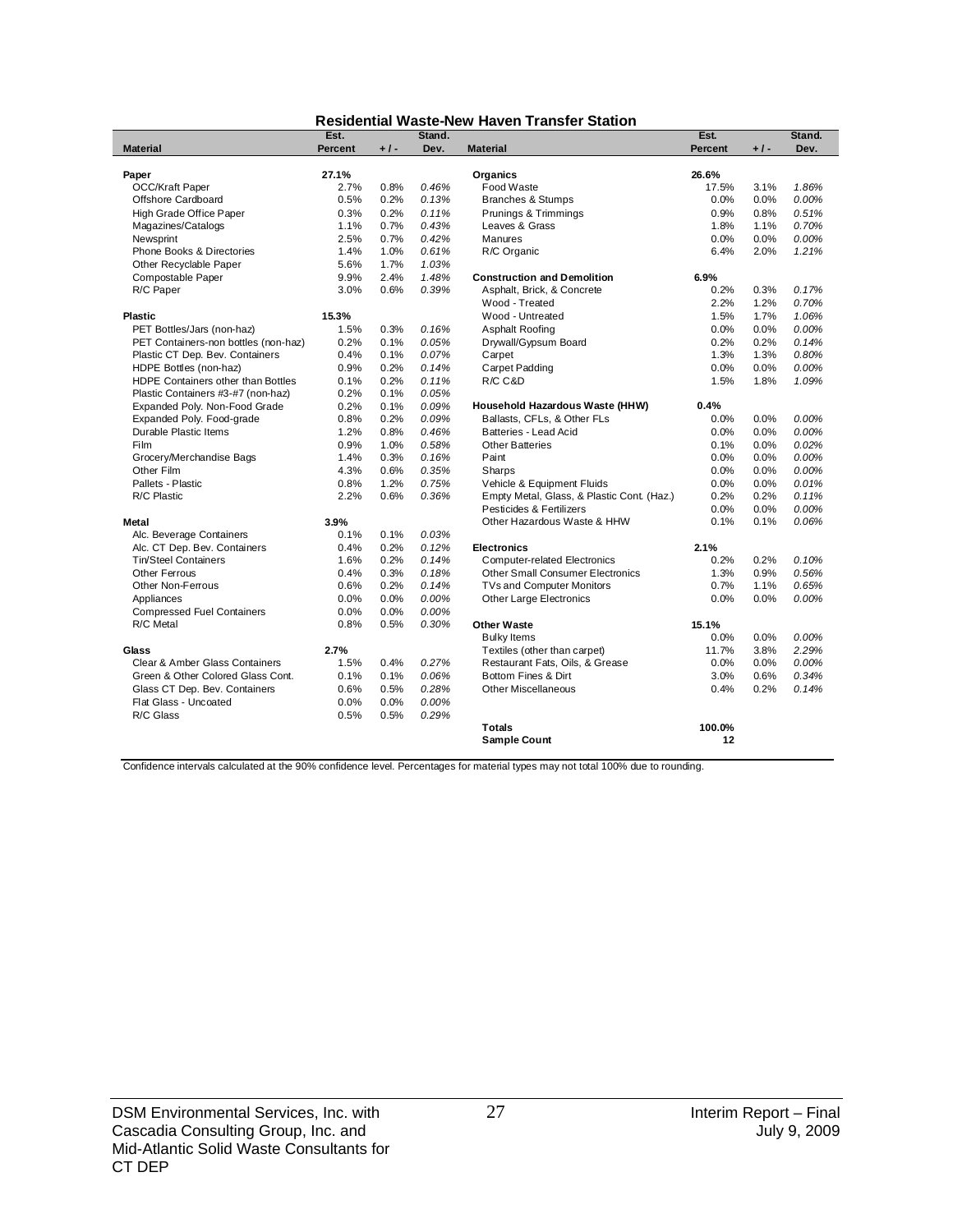## Residential Waste-New Haven Transfer Station

| Material | Est. Percent | + / - | Stand. Dev. | Material | Est. Percent | + / - | Stand. Dev. |
|---|---|---|---|---|---|---|---|
| **Paper** | **27.1%** | | | **Organics** | **26.6%** | | |
| OCC/Kraft Paper | 2.7% | 0.8% | *0.46%* | Food Waste | 17.5% | 3.1% | *1.86%* |
| Offshore Cardboard | 0.5% | 0.2% | *0.13%* | Branches & Stumps | 0.0% | 0.0% | *0.00%* |
| High Grade Office Paper | 0.3% | 0.2% | *0.11%* | Prunings & Trimmings | 0.9% | 0.8% | *0.51%* |
| Magazines/Catalogs | 1.1% | 0.7% | *0.43%* | Leaves & Grass | 1.8% | 1.1% | *0.70%* |
| Newsprint | 2.5% | 0.7% | *0.42%* | Manures | 0.0% | 0.0% | *0.00%* |
| Phone Books & Directories | 1.4% | 1.0% | *0.61%* | R/C Organic | 6.4% | 2.0% | *1.21%* |
| Other Recyclable Paper | 5.6% | 1.7% | *1.03%* | | | | |
| Compostable Paper | 9.9% | 2.4% | *1.48%* | **Construction and Demolition** | **6.9%** | | |
| R/C Paper | 3.0% | 0.6% | *0.39%* | Asphalt, Brick, & Concrete | 0.2% | 0.3% | *0.17%* |
| | | | | Wood - Treated | 2.2% | 1.2% | *0.70%* |
| **Plastic** | **15.3%** | | | Wood - Untreated | 1.5% | 1.7% | *1.06%* |
| PET Bottles/Jars (non-haz) | 1.5% | 0.3% | *0.16%* | Asphalt Roofing | 0.0% | 0.0% | *0.00%* |
| PET Containers-non bottles (non-haz) | 0.2% | 0.1% | *0.05%* | Drywall/Gypsum Board | 0.2% | 0.2% | *0.14%* |
| Plastic CT Dep. Bev. Containers | 0.4% | 0.1% | *0.07%* | Carpet | 1.3% | 1.3% | *0.80%* |
| HDPE Bottles (non-haz) | 0.9% | 0.2% | *0.14%* | Carpet Padding | 0.0% | 0.0% | *0.00%* |
| HDPE Containers other than Bottles | 0.1% | 0.2% | *0.11%* | R/C C&D | 1.5% | 1.8% | *1.09%* |
| Plastic Containers #3-#7 (non-haz) | 0.2% | 0.1% | *0.05%* | | | | |
| Expanded Poly. Non-Food Grade | 0.2% | 0.1% | *0.09%* | **Household Hazardous Waste (HHW)** | **0.4%** | | |
| Expanded Poly. Food-grade | 0.8% | 0.2% | *0.09%* | Ballasts, CFLs, & Other FLs | 0.0% | 0.0% | *0.00%* |
| Durable Plastic Items | 1.2% | 0.8% | *0.46%* | Batteries - Lead Acid | 0.0% | 0.0% | *0.00%* |
| Film | 0.9% | 1.0% | *0.58%* | Other Batteries | 0.1% | 0.0% | *0.02%* |
| Grocery/Merchandise Bags | 1.4% | 0.3% | *0.16%* | Paint | 0.0% | 0.0% | *0.00%* |
| Other Film | 4.3% | 0.6% | *0.35%* | Sharps | 0.0% | 0.0% | *0.00%* |
| Pallets - Plastic | 0.8% | 1.2% | *0.75%* | Vehicle & Equipment Fluids | 0.0% | 0.0% | *0.01%* |
| R/C Plastic | 2.2% | 0.6% | *0.36%* | Empty Metal, Glass, & Plastic Cont. (Haz.) | 0.2% | 0.2% | *0.11%* |
| | | | | Pesticides & Fertilizers | 0.0% | 0.0% | *0.00%* |
| **Metal** | **3.9%** | | | Other Hazardous Waste & HHW | 0.1% | 0.1% | *0.06%* |
| Alc. Beverage Containers | 0.1% | 0.1% | *0.03%* | | | | |
| Alc. CT Dep. Bev. Containers | 0.4% | 0.2% | *0.12%* | **Electronics** | **2.1%** | | |
| Tin/Steel Containers | 1.6% | 0.2% | *0.14%* | Computer-related Electronics | 0.2% | 0.2% | *0.10%* |
| Other Ferrous | 0.4% | 0.3% | *0.18%* | Other Small Consumer Electronics | 1.3% | 0.9% | *0.56%* |
| Other Non-Ferrous | 0.6% | 0.2% | *0.14%* | TVs and Computer Monitors | 0.7% | 1.1% | *0.65%* |
| Appliances | 0.0% | 0.0% | *0.00%* | Other Large Electronics | 0.0% | 0.0% | *0.00%* |
| Compressed Fuel Containers | 0.0% | 0.0% | *0.00%* | | | | |
| R/C Metal | 0.8% | 0.5% | *0.30%* | **Other Waste** | **15.1%** | | |
| | | | | Bulky Items | 0.0% | 0.0% | *0.00%* |
| **Glass** | **2.7%** | | | Textiles (other than carpet) | 11.7% | 3.8% | *2.29%* |
| Clear & Amber Glass Containers | 1.5% | 0.4% | *0.27%* | Restaurant Fats, Oils, & Grease | 0.0% | 0.0% | *0.00%* |
| Green & Other Colored Glass Cont. | 0.1% | 0.1% | *0.06%* | Bottom Fines & Dirt | 3.0% | 0.6% | *0.34%* |
| Glass CT Dep. Bev. Containers | 0.6% | 0.5% | *0.28%* | Other Miscellaneous | 0.4% | 0.2% | *0.14%* |
| Flat Glass - Uncoated | 0.0% | 0.0% | *0.00%* | | | | |
| R/C Glass | 0.5% | 0.5% | *0.29%* | | | | |
| | | | | **Totals** | **100.0%** | | |
| | | | | **Sample Count** | **12** | | |

Confidence intervals calculated at the 90% confidence level. Percentages for material types may not total 100% due to rounding.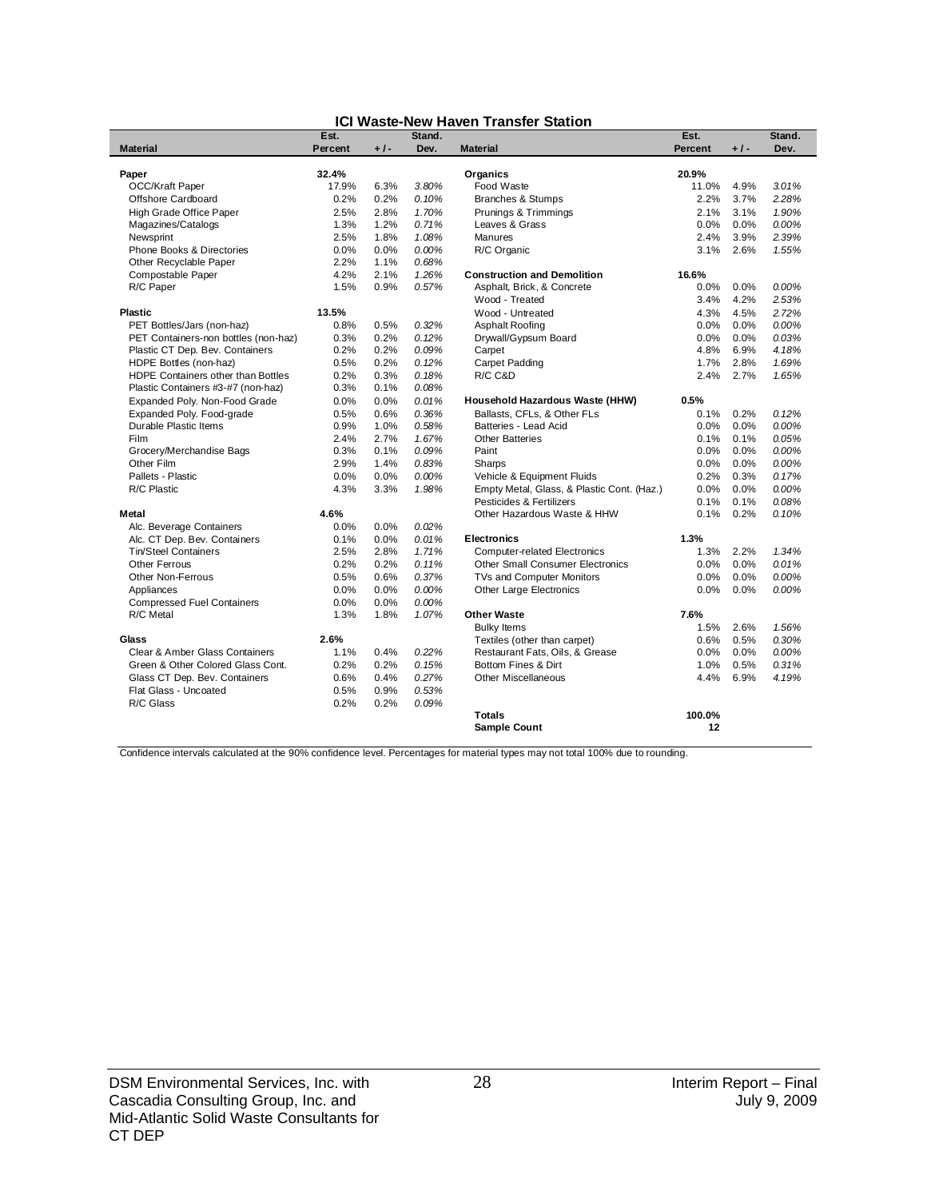**ICI Waste-New Haven Transfer Station**

| Material | Est. Percent | +/- | Stand. Dev. | Material | Est. Percent | +/- | Stand. Dev. |
|---|---|---|---|---|---|---|---|
| **Paper** | **32.4%** | | | **Organics** | **20.9%** | | |
| OCC/Kraft Paper | 17.9% | 6.3% | *3.80%* | Food Waste | 11.0% | 4.9% | *3.01%* |
| Offshore Cardboard | 0.2% | 0.2% | *0.10%* | Branches & Stumps | 2.2% | 3.7% | *2.28%* |
| High Grade Office Paper | 2.5% | 2.8% | *1.70%* | Prunings & Trimmings | 2.1% | 3.1% | *1.90%* |
| Magazines/Catalogs | 1.3% | 1.2% | *0.71%* | Leaves & Grass | 0.0% | 0.0% | *0.00%* |
| Newsprint | 2.5% | 1.8% | *1.08%* | Manures | 2.4% | 3.9% | *2.39%* |
| Phone Books & Directories | 0.0% | 0.0% | *0.00%* | R/C Organic | 3.1% | 2.6% | *1.55%* |
| Other Recyclable Paper | 2.2% | 1.1% | *0.68%* | | | | |
| Compostable Paper | 4.2% | 2.1% | *1.26%* | **Construction and Demolition** | **16.6%** | | |
| R/C Paper | 1.5% | 0.9% | *0.57%* | Asphalt, Brick, & Concrete | 0.0% | 0.0% | *0.00%* |
| | | | | Wood - Treated | 3.4% | 4.2% | *2.53%* |
| **Plastic** | **13.5%** | | | Wood - Untreated | 4.3% | 4.5% | *2.72%* |
| PET Bottles/Jars (non-haz) | 0.8% | 0.5% | *0.32%* | Asphalt Roofing | 0.0% | 0.0% | *0.00%* |
| PET Containers-non bottles (non-haz) | 0.3% | 0.2% | *0.12%* | Drywall/Gypsum Board | 0.0% | 0.0% | *0.03%* |
| Plastic CT Dep. Bev. Containers | 0.2% | 0.2% | *0.09%* | Carpet | 4.8% | 6.9% | *4.18%* |
| HDPE Bottles (non-haz) | 0.5% | 0.2% | *0.12%* | Carpet Padding | 1.7% | 2.8% | *1.69%* |
| HDPE Containers other than Bottles | 0.2% | 0.3% | *0.18%* | R/C C&D | 2.4% | 2.7% | *1.65%* |
| Plastic Containers #3-#7 (non-haz) | 0.3% | 0.1% | *0.08%* | | | | |
| Expanded Poly. Non-Food Grade | 0.0% | 0.0% | *0.01%* | **Household Hazardous Waste (HHW)** | **0.5%** | | |
| Expanded Poly. Food-grade | 0.5% | 0.6% | *0.36%* | Ballasts, CFLs, & Other FLs | 0.1% | 0.2% | *0.12%* |
| Durable Plastic Items | 0.9% | 1.0% | *0.58%* | Batteries - Lead Acid | 0.0% | 0.0% | *0.00%* |
| Film | 2.4% | 2.7% | *1.67%* | Other Batteries | 0.1% | 0.1% | *0.05%* |
| Grocery/Merchandise Bags | 0.3% | 0.1% | *0.09%* | Paint | 0.0% | 0.0% | *0.00%* |
| Other Film | 2.9% | 1.4% | *0.83%* | Sharps | 0.0% | 0.0% | *0.00%* |
| Pallets - Plastic | 0.0% | 0.0% | *0.00%* | Vehicle & Equipment Fluids | 0.2% | 0.3% | *0.17%* |
| R/C Plastic | 4.3% | 3.3% | *1.98%* | Empty Metal, Glass, & Plastic Cont. (Haz.) | 0.0% | 0.0% | *0.00%* |
| | | | | Pesticides & Fertilizers | 0.1% | 0.1% | *0.08%* |
| **Metal** | **4.6%** | | | Other Hazardous Waste & HHW | 0.1% | 0.2% | *0.10%* |
| Alc. Beverage Containers | 0.0% | 0.0% | *0.02%* | | | | |
| Alc. CT Dep. Bev. Containers | 0.1% | 0.0% | *0.01%* | **Electronics** | **1.3%** | | |
| Tin/Steel Containers | 2.5% | 2.8% | *1.71%* | Computer-related Electronics | 1.3% | 2.2% | *1.34%* |
| Other Ferrous | 0.2% | 0.2% | *0.11%* | Other Small Consumer Electronics | 0.0% | 0.0% | *0.01%* |
| Other Non-Ferrous | 0.5% | 0.6% | *0.37%* | TVs and Computer Monitors | 0.0% | 0.0% | *0.00%* |
| Appliances | 0.0% | 0.0% | *0.00%* | Other Large Electronics | 0.0% | 0.0% | *0.00%* |
| Compressed Fuel Containers | 0.0% | 0.0% | *0.00%* | | | | |
| R/C Metal | 1.3% | 1.8% | *1.07%* | **Other Waste** | **7.6%** | | |
| | | | | Bulky Items | 1.5% | 2.6% | *1.56%* |
| **Glass** | **2.6%** | | | Textiles (other than carpet) | 0.6% | 0.5% | *0.30%* |
| Clear & Amber Glass Containers | 1.1% | 0.4% | *0.22%* | Restaurant Fats, Oils, & Grease | 0.0% | 0.0% | *0.00%* |
| Green & Other Colored Glass Cont. | 0.2% | 0.2% | *0.15%* | Bottom Fines & Dirt | 1.0% | 0.5% | *0.31%* |
| Glass CT Dep. Bev. Containers | 0.6% | 0.4% | *0.27%* | Other Miscellaneous | 4.4% | 6.9% | *4.19%* |
| Flat Glass - Uncoated | 0.5% | 0.9% | *0.53%* | | | | |
| R/C Glass | 0.2% | 0.2% | *0.09%* | | | | |
| | | | | **Totals** | **100.0%** | | |
| | | | | **Sample Count** | **12** | | |

Confidence intervals calculated at the 90% confidence level. Percentages for material types may not total 100% due to rounding.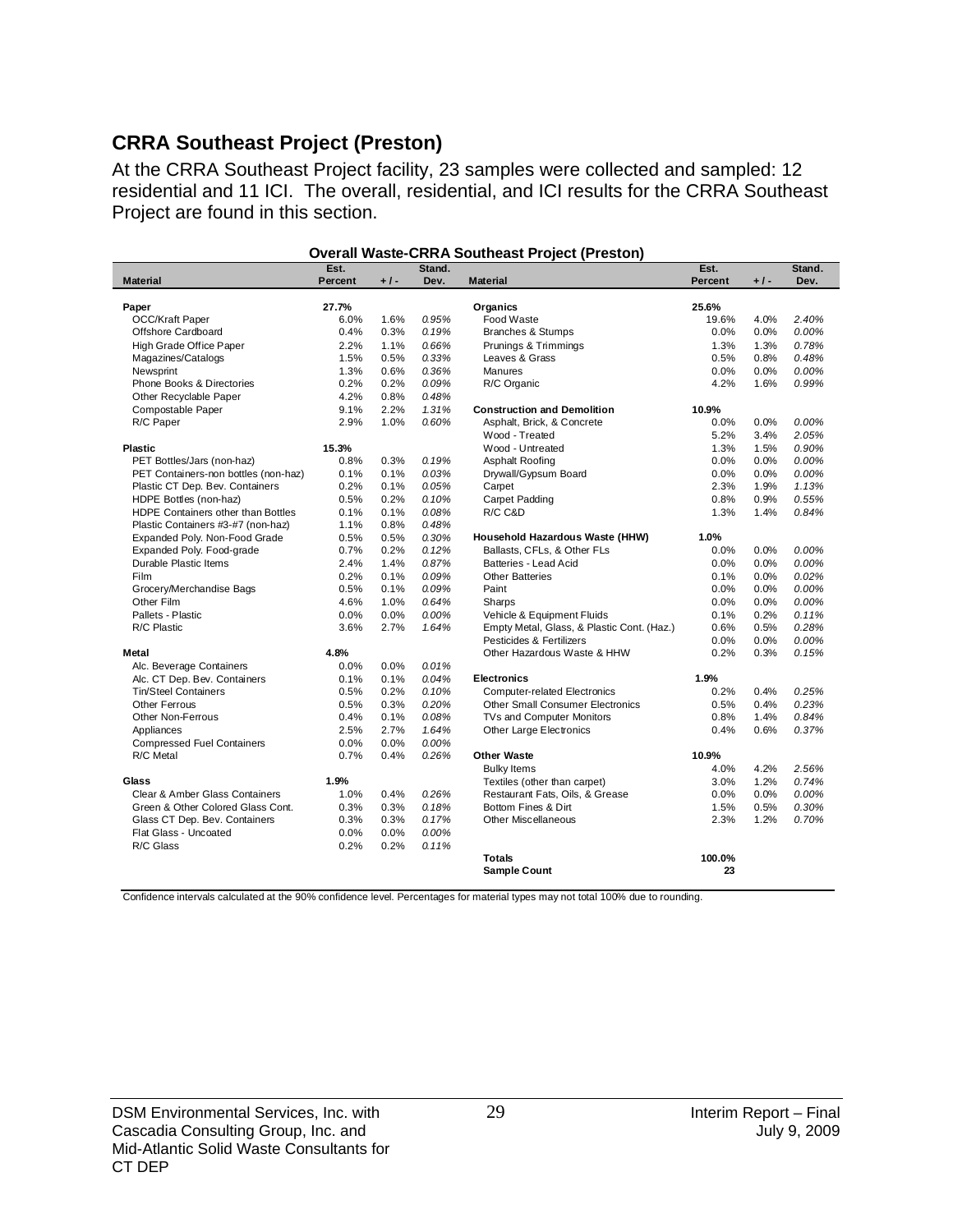## CRRA Southeast Project (Preston)

At the CRRA Southeast Project facility, 23 samples were collected and sampled: 12 residential and 11 ICI. The overall, residential, and ICI results for the CRRA Southeast Project are found in this section.

**Overall Waste-CRRA Southeast Project (Preston)**

| Material | Est. Percent | +/- | Stand. Dev. | Material | Est. Percent | +/- | Stand. Dev. |
|---|---|---|---|---|---|---|---|
| **Paper** | **27.7%** | | | **Organics** | **25.6%** | | |
| OCC/Kraft Paper | 6.0% | 1.6% | *0.95%* | Food Waste | 19.6% | 4.0% | *2.40%* |
| Offshore Cardboard | 0.4% | 0.3% | *0.19%* | Branches & Stumps | 0.0% | 0.0% | *0.00%* |
| High Grade Office Paper | 2.2% | 1.1% | *0.66%* | Prunings & Trimmings | 1.3% | 1.3% | *0.78%* |
| Magazines/Catalogs | 1.5% | 0.5% | *0.33%* | Leaves & Grass | 0.5% | 0.8% | *0.48%* |
| Newsprint | 1.3% | 0.6% | *0.36%* | Manures | 0.0% | 0.0% | *0.00%* |
| Phone Books & Directories | 0.2% | 0.2% | *0.09%* | R/C Organic | 4.2% | 1.6% | *0.99%* |
| Other Recyclable Paper | 4.2% | 0.8% | *0.48%* | | | | |
| Compostable Paper | 9.1% | 2.2% | *1.31%* | **Construction and Demolition** | **10.9%** | | |
| R/C Paper | 2.9% | 1.0% | *0.60%* | Asphalt, Brick, & Concrete | 0.0% | 0.0% | *0.00%* |
| | | | | Wood - Treated | 5.2% | 3.4% | *2.05%* |
| **Plastic** | **15.3%** | | | Wood - Untreated | 1.3% | 1.5% | *0.90%* |
| PET Bottles/Jars (non-haz) | 0.8% | 0.3% | *0.19%* | Asphalt Roofing | 0.0% | 0.0% | *0.00%* |
| PET Containers-non bottles (non-haz) | 0.1% | 0.1% | *0.03%* | Drywall/Gypsum Board | 0.0% | 0.0% | *0.00%* |
| Plastic CT Dep. Bev. Containers | 0.2% | 0.1% | *0.05%* | Carpet | 2.3% | 1.9% | *1.13%* |
| HDPE Bottles (non-haz) | 0.5% | 0.2% | *0.10%* | Carpet Padding | 0.8% | 0.9% | *0.55%* |
| HDPE Containers other than Bottles | 0.1% | 0.1% | *0.08%* | R/C C&D | 1.3% | 1.4% | *0.84%* |
| Plastic Containers #3-#7 (non-haz) | 1.1% | 0.8% | *0.48%* | | | | |
| Expanded Poly. Non-Food Grade | 0.5% | 0.5% | *0.30%* | **Household Hazardous Waste (HHW)** | **1.0%** | | |
| Expanded Poly. Food-grade | 0.7% | 0.2% | *0.12%* | Ballasts, CFLs, & Other FLs | 0.0% | 0.0% | *0.00%* |
| Durable Plastic Items | 2.4% | 1.4% | *0.87%* | Batteries - Lead Acid | 0.0% | 0.0% | *0.00%* |
| Film | 0.2% | 0.1% | *0.09%* | Other Batteries | 0.1% | 0.0% | *0.02%* |
| Grocery/Merchandise Bags | 0.5% | 0.1% | *0.09%* | Paint | 0.0% | 0.0% | *0.00%* |
| Other Film | 4.6% | 1.0% | *0.64%* | Sharps | 0.0% | 0.0% | *0.00%* |
| Pallets - Plastic | 0.0% | 0.0% | *0.00%* | Vehicle & Equipment Fluids | 0.1% | 0.2% | *0.11%* |
| R/C Plastic | 3.6% | 2.7% | *1.64%* | Empty Metal, Glass, & Plastic Cont. (Haz.) | 0.6% | 0.5% | *0.28%* |
| | | | | Pesticides & Fertilizers | 0.0% | 0.0% | *0.00%* |
| **Metal** | **4.8%** | | | Other Hazardous Waste & HHW | 0.2% | 0.3% | *0.15%* |
| Alc. Beverage Containers | 0.0% | 0.0% | *0.01%* | | | | |
| Alc. CT Dep. Bev. Containers | 0.1% | 0.1% | *0.04%* | **Electronics** | **1.9%** | | |
| Tin/Steel Containers | 0.5% | 0.2% | *0.10%* | Computer-related Electronics | 0.2% | 0.4% | *0.25%* |
| Other Ferrous | 0.5% | 0.3% | *0.20%* | Other Small Consumer Electronics | 0.5% | 0.4% | *0.23%* |
| Other Non-Ferrous | 0.4% | 0.1% | *0.08%* | TVs and Computer Monitors | 0.8% | 1.4% | *0.84%* |
| Appliances | 2.5% | 2.7% | *1.64%* | Other Large Electronics | 0.4% | 0.6% | *0.37%* |
| Compressed Fuel Containers | 0.0% | 0.0% | *0.00%* | | | | |
| R/C Metal | 0.7% | 0.4% | *0.26%* | **Other Waste** | **10.9%** | | |
| | | | | Bulky Items | 4.0% | 4.2% | *2.56%* |
| **Glass** | **1.9%** | | | Textiles (other than carpet) | 3.0% | 1.2% | *0.74%* |
| Clear & Amber Glass Containers | 1.0% | 0.4% | *0.26%* | Restaurant Fats, Oils, & Grease | 0.0% | 0.0% | *0.00%* |
| Green & Other Colored Glass Cont. | 0.3% | 0.3% | *0.18%* | Bottom Fines & Dirt | 1.5% | 0.5% | *0.30%* |
| Glass CT Dep. Bev. Containers | 0.3% | 0.3% | *0.17%* | Other Miscellaneous | 2.3% | 1.2% | *0.70%* |
| Flat Glass - Uncoated | 0.0% | 0.0% | *0.00%* | | | | |
| R/C Glass | 0.2% | 0.2% | *0.11%* | | | | |
| | | | | **Totals** | **100.0%** | | |
| | | | | **Sample Count** | **23** | | |

Confidence intervals calculated at the 90% confidence level. Percentages for material types may not total 100% due to rounding.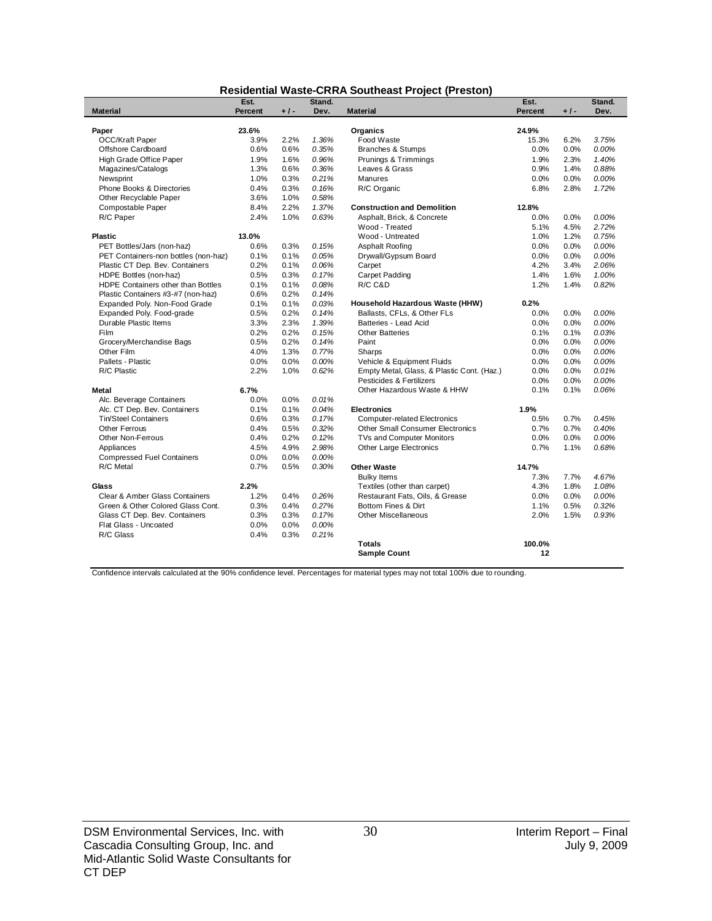# Residential Waste-CRRA Southeast Project (Preston)

| Material | Est. Percent | + / - | Stand. Dev. | Material | Est. Percent | + / - | Stand. Dev. |
|---|---|---|---|---|---|---|---|
| **Paper** | **23.6%** | | | **Organics** | **24.9%** | | |
| OCC/Kraft Paper | 3.9% | 2.2% | *1.36%* | Food Waste | 15.3% | 6.2% | *3.75%* |
| Offshore Cardboard | 0.6% | 0.6% | *0.35%* | Branches & Stumps | 0.0% | 0.0% | *0.00%* |
| High Grade Office Paper | 1.9% | 1.6% | *0.96%* | Prunings & Trimmings | 1.9% | 2.3% | *1.40%* |
| Magazines/Catalogs | 1.3% | 0.6% | *0.36%* | Leaves & Grass | 0.9% | 1.4% | *0.88%* |
| Newsprint | 1.0% | 0.3% | *0.21%* | Manures | 0.0% | 0.0% | *0.00%* |
| Phone Books & Directories | 0.4% | 0.3% | *0.16%* | R/C Organic | 6.8% | 2.8% | *1.72%* |
| Other Recyclable Paper | 3.6% | 1.0% | *0.58%* | | | | |
| Compostable Paper | 8.4% | 2.2% | *1.37%* | **Construction and Demolition** | **12.8%** | | |
| R/C Paper | 2.4% | 1.0% | *0.63%* | Asphalt, Brick, & Concrete | 0.0% | 0.0% | *0.00%* |
| | | | | Wood - Treated | 5.1% | 4.5% | *2.72%* |
| **Plastic** | **13.0%** | | | Wood - Untreated | 1.0% | 1.2% | *0.75%* |
| PET Bottles/Jars (non-haz) | 0.6% | 0.3% | *0.15%* | Asphalt Roofing | 0.0% | 0.0% | *0.00%* |
| PET Containers-non bottles (non-haz) | 0.1% | 0.1% | *0.05%* | Drywall/Gypsum Board | 0.0% | 0.0% | *0.00%* |
| Plastic CT Dep. Bev. Containers | 0.2% | 0.1% | *0.06%* | Carpet | 4.2% | 3.4% | *2.06%* |
| HDPE Bottles (non-haz) | 0.5% | 0.3% | *0.17%* | Carpet Padding | 1.4% | 1.6% | *1.00%* |
| HDPE Containers other than Bottles | 0.1% | 0.1% | *0.08%* | R/C C&D | 1.2% | 1.4% | *0.82%* |
| Plastic Containers #3-#7 (non-haz) | 0.6% | 0.2% | *0.14%* | | | | |
| Expanded Poly. Non-Food Grade | 0.1% | 0.1% | *0.03%* | **Household Hazardous Waste (HHW)** | **0.2%** | | |
| Expanded Poly. Food-grade | 0.5% | 0.2% | *0.14%* | Ballasts, CFLs, & Other FLs | 0.0% | 0.0% | *0.00%* |
| Durable Plastic Items | 3.3% | 2.3% | *1.39%* | Batteries - Lead Acid | 0.0% | 0.0% | *0.00%* |
| Film | 0.2% | 0.2% | *0.15%* | Other Batteries | 0.1% | 0.1% | *0.03%* |
| Grocery/Merchandise Bags | 0.5% | 0.2% | *0.14%* | Paint | 0.0% | 0.0% | *0.00%* |
| Other Film | 4.0% | 1.3% | *0.77%* | Sharps | 0.0% | 0.0% | *0.00%* |
| Pallets - Plastic | 0.0% | 0.0% | *0.00%* | Vehicle & Equipment Fluids | 0.0% | 0.0% | *0.00%* |
| R/C Plastic | 2.2% | 1.0% | *0.62%* | Empty Metal, Glass, & Plastic Cont. (Haz.) | 0.0% | 0.0% | *0.01%* |
| | | | | Pesticides & Fertilizers | 0.0% | 0.0% | *0.00%* |
| **Metal** | **6.7%** | | | Other Hazardous Waste & HHW | 0.1% | 0.1% | *0.06%* |
| Alc. Beverage Containers | 0.0% | 0.0% | *0.01%* | | | | |
| Alc. CT Dep. Bev. Containers | 0.1% | 0.1% | *0.04%* | **Electronics** | **1.9%** | | |
| Tin/Steel Containers | 0.6% | 0.3% | *0.17%* | Computer-related Electronics | 0.5% | 0.7% | *0.45%* |
| Other Ferrous | 0.4% | 0.5% | *0.32%* | Other Small Consumer Electronics | 0.7% | 0.7% | *0.40%* |
| Other Non-Ferrous | 0.4% | 0.2% | *0.12%* | TVs and Computer Monitors | 0.0% | 0.0% | *0.00%* |
| Appliances | 4.5% | 4.9% | *2.98%* | Other Large Electronics | 0.7% | 1.1% | *0.68%* |
| Compressed Fuel Containers | 0.0% | 0.0% | *0.00%* | | | | |
| R/C Metal | 0.7% | 0.5% | *0.30%* | **Other Waste** | **14.7%** | | |
| | | | | Bulky Items | 7.3% | 7.7% | *4.67%* |
| **Glass** | **2.2%** | | | Textiles (other than carpet) | 4.3% | 1.8% | *1.08%* |
| Clear & Amber Glass Containers | 1.2% | 0.4% | *0.26%* | Restaurant Fats, Oils, & Grease | 0.0% | 0.0% | *0.00%* |
| Green & Other Colored Glass Cont. | 0.3% | 0.4% | *0.27%* | Bottom Fines & Dirt | 1.1% | 0.5% | *0.32%* |
| Glass CT Dep. Bev. Containers | 0.3% | 0.3% | *0.17%* | Other Miscellaneous | 2.0% | 1.5% | *0.93%* |
| Flat Glass - Uncoated | 0.0% | 0.0% | *0.00%* | | | | |
| R/C Glass | 0.4% | 0.3% | *0.21%* | | | | |
| | | | | **Totals** | **100.0%** | | |
| | | | | **Sample Count** | **12** | | |

Confidence intervals calculated at the 90% confidence level. Percentages for material types may not total 100% due to rounding.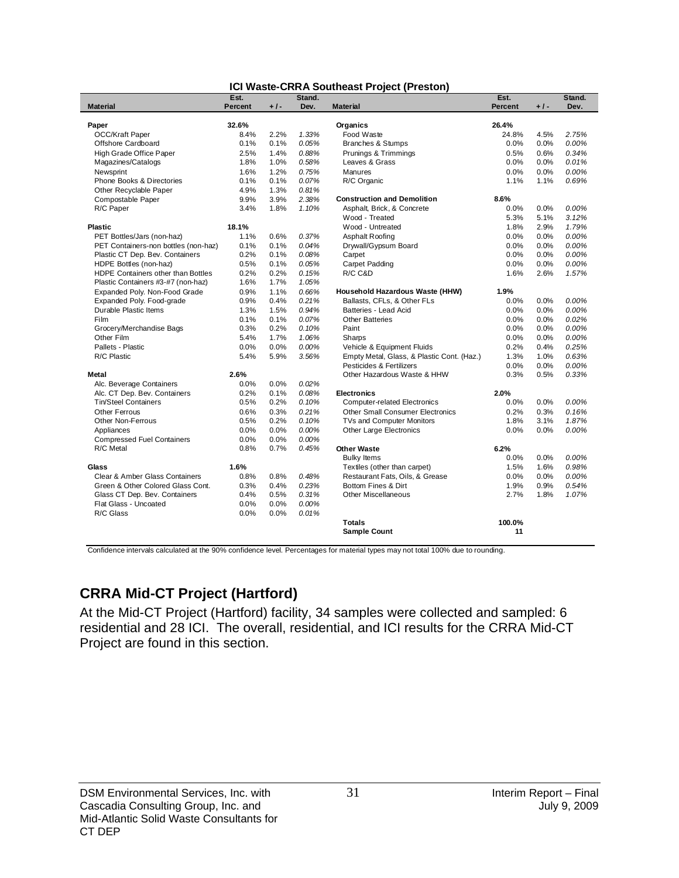**ICI Waste-CRRA Southeast Project (Preston)**

| Material | Est. Percent | +/- | Stand. Dev. | Material | Est. Percent | +/- | Stand. Dev. |
|---|---|---|---|---|---|---|---|
| **Paper** | **32.6%** | | | **Organics** | **26.4%** | | |
| OCC/Kraft Paper | 8.4% | 2.2% | *1.33%* | Food Waste | 24.8% | 4.5% | *2.75%* |
| Offshore Cardboard | 0.1% | 0.1% | *0.05%* | Branches & Stumps | 0.0% | 0.0% | *0.00%* |
| High Grade Office Paper | 2.5% | 1.4% | *0.88%* | Prunings & Trimmings | 0.5% | 0.6% | *0.34%* |
| Magazines/Catalogs | 1.8% | 1.0% | *0.58%* | Leaves & Grass | 0.0% | 0.0% | *0.01%* |
| Newsprint | 1.6% | 1.2% | *0.75%* | Manures | 0.0% | 0.0% | *0.00%* |
| Phone Books & Directories | 0.1% | 0.1% | *0.07%* | R/C Organic | 1.1% | 1.1% | *0.69%* |
| Other Recyclable Paper | 4.9% | 1.3% | *0.81%* | | | | |
| Compostable Paper | 9.9% | 3.9% | *2.38%* | **Construction and Demolition** | **8.6%** | | |
| R/C Paper | 3.4% | 1.8% | *1.10%* | Asphalt, Brick, & Concrete | 0.0% | 0.0% | *0.00%* |
| | | | | Wood - Treated | 5.3% | 5.1% | *3.12%* |
| **Plastic** | **18.1%** | | | Wood - Untreated | 1.8% | 2.9% | *1.79%* |
| PET Bottles/Jars (non-haz) | 1.1% | 0.6% | *0.37%* | Asphalt Roofing | 0.0% | 0.0% | *0.00%* |
| PET Containers-non bottles (non-haz) | 0.1% | 0.1% | *0.04%* | Drywall/Gypsum Board | 0.0% | 0.0% | *0.00%* |
| Plastic CT Dep. Bev. Containers | 0.2% | 0.1% | *0.08%* | Carpet | 0.0% | 0.0% | *0.00%* |
| HDPE Bottles (non-haz) | 0.5% | 0.1% | *0.05%* | Carpet Padding | 0.0% | 0.0% | *0.00%* |
| HDPE Containers other than Bottles | 0.2% | 0.2% | *0.15%* | R/C C&D | 1.6% | 2.6% | *1.57%* |
| Plastic Containers #3-#7 (non-haz) | 1.6% | 1.7% | *1.05%* | | | | |
| Expanded Poly. Non-Food Grade | 0.9% | 1.1% | *0.66%* | **Household Hazardous Waste (HHW)** | **1.9%** | | |
| Expanded Poly. Food-grade | 0.9% | 0.4% | *0.21%* | Ballasts, CFLs, & Other FLs | 0.0% | 0.0% | *0.00%* |
| Durable Plastic Items | 1.3% | 1.5% | *0.94%* | Batteries - Lead Acid | 0.0% | 0.0% | *0.00%* |
| Film | 0.1% | 0.1% | *0.07%* | Other Batteries | 0.0% | 0.0% | *0.02%* |
| Grocery/Merchandise Bags | 0.3% | 0.2% | *0.10%* | Paint | 0.0% | 0.0% | *0.00%* |
| Other Film | 5.4% | 1.7% | *1.06%* | Sharps | 0.0% | 0.0% | *0.00%* |
| Pallets - Plastic | 0.0% | 0.0% | *0.00%* | Vehicle & Equipment Fluids | 0.2% | 0.4% | *0.25%* |
| R/C Plastic | 5.4% | 5.9% | *3.56%* | Empty Metal, Glass, & Plastic Cont. (Haz.) | 1.3% | 1.0% | *0.63%* |
| | | | | Pesticides & Fertilizers | 0.0% | 0.0% | *0.00%* |
| **Metal** | **2.6%** | | | Other Hazardous Waste & HHW | 0.3% | 0.5% | *0.33%* |
| Alc. Beverage Containers | 0.0% | 0.0% | *0.02%* | | | | |
| Alc. CT Dep. Bev. Containers | 0.2% | 0.1% | *0.08%* | **Electronics** | **2.0%** | | |
| Tin/Steel Containers | 0.5% | 0.2% | *0.10%* | Computer-related Electronics | 0.0% | 0.0% | *0.00%* |
| Other Ferrous | 0.6% | 0.3% | *0.21%* | Other Small Consumer Electronics | 0.2% | 0.3% | *0.16%* |
| Other Non-Ferrous | 0.5% | 0.2% | *0.10%* | TVs and Computer Monitors | 1.8% | 3.1% | *1.87%* |
| Appliances | 0.0% | 0.0% | *0.00%* | Other Large Electronics | 0.0% | 0.0% | *0.00%* |
| Compressed Fuel Containers | 0.0% | 0.0% | *0.00%* | | | | |
| R/C Metal | 0.8% | 0.7% | *0.45%* | **Other Waste** | **6.2%** | | |
| | | | | Bulky Items | 0.0% | 0.0% | *0.00%* |
| **Glass** | **1.6%** | | | Textiles (other than carpet) | 1.5% | 1.6% | *0.98%* |
| Clear & Amber Glass Containers | 0.8% | 0.8% | *0.48%* | Restaurant Fats, Oils, & Grease | 0.0% | 0.0% | *0.00%* |
| Green & Other Colored Glass Cont. | 0.3% | 0.4% | *0.23%* | Bottom Fines & Dirt | 1.9% | 0.9% | *0.54%* |
| Glass CT Dep. Bev. Containers | 0.4% | 0.5% | *0.31%* | Other Miscellaneous | 2.7% | 1.8% | *1.07%* |
| Flat Glass - Uncoated | 0.0% | 0.0% | *0.00%* | | | | |
| R/C Glass | 0.0% | 0.0% | *0.01%* | | | | |
| | | | | **Totals** | **100.0%** | | |
| | | | | **Sample Count** | **11** | | |

Confidence intervals calculated at the 90% confidence level. Percentages for material types may not total 100% due to rounding.

## CRRA Mid-CT Project (Hartford)

At the Mid-CT Project (Hartford) facility, 34 samples were collected and sampled: 6 residential and 28 ICI. The overall, residential, and ICI results for the CRRA Mid-CT Project are found in this section.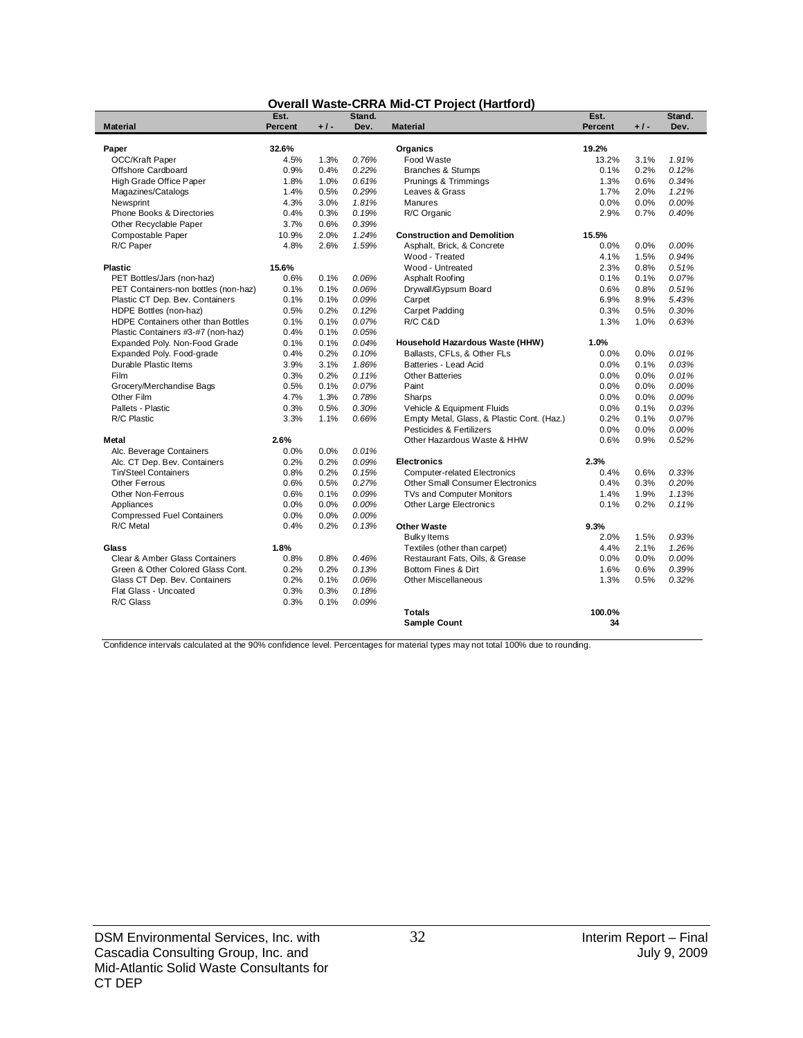**Overall Waste-CRRA Mid-CT Project (Hartford)**

| Material | Est. Percent | + / - | Stand. Dev. | Material | Est. Percent | + / - | Stand. Dev. |
|---|---|---|---|---|---|---|---|
| **Paper** | **32.6%** | | | **Organics** | **19.2%** | | |
| OCC/Kraft Paper | 4.5% | 1.3% | *0.76%* | Food Waste | 13.2% | 3.1% | *1.91%* |
| Offshore Cardboard | 0.9% | 0.4% | *0.22%* | Branches & Stumps | 0.1% | 0.2% | *0.12%* |
| High Grade Office Paper | 1.8% | 1.0% | *0.61%* | Prunings & Trimmings | 1.3% | 0.6% | *0.34%* |
| Magazines/Catalogs | 1.4% | 0.5% | *0.29%* | Leaves & Grass | 1.7% | 2.0% | *1.21%* |
| Newsprint | 4.3% | 3.0% | *1.81%* | Manures | 0.0% | 0.0% | *0.00%* |
| Phone Books & Directories | 0.4% | 0.3% | *0.19%* | R/C Organic | 2.9% | 0.7% | *0.40%* |
| Other Recyclable Paper | 3.7% | 0.6% | *0.39%* | | | | |
| Compostable Paper | 10.9% | 2.0% | *1.24%* | **Construction and Demolition** | **15.5%** | | |
| R/C Paper | 4.8% | 2.6% | *1.59%* | Asphalt, Brick, & Concrete | 0.0% | 0.0% | *0.00%* |
| | | | | Wood - Treated | 4.1% | 1.5% | *0.94%* |
| **Plastic** | **15.6%** | | | Wood - Untreated | 2.3% | 0.8% | *0.51%* |
| PET Bottles/Jars (non-haz) | 0.6% | 0.1% | *0.06%* | Asphalt Roofing | 0.1% | 0.1% | *0.07%* |
| PET Containers-non bottles (non-haz) | 0.1% | 0.1% | *0.06%* | Drywall/Gypsum Board | 0.6% | 0.8% | *0.51%* |
| Plastic CT Dep. Bev. Containers | 0.1% | 0.1% | *0.09%* | Carpet | 6.9% | 8.9% | *5.43%* |
| HDPE Bottles (non-haz) | 0.5% | 0.2% | *0.12%* | Carpet Padding | 0.3% | 0.5% | *0.30%* |
| HDPE Containers other than Bottles | 0.1% | 0.1% | *0.07%* | R/C C&D | 1.3% | 1.0% | *0.63%* |
| Plastic Containers #3-#7 (non-haz) | 0.4% | 0.1% | *0.05%* | | | | |
| Expanded Poly. Non-Food Grade | 0.1% | 0.1% | *0.04%* | **Household Hazardous Waste (HHW)** | **1.0%** | | |
| Expanded Poly. Food-grade | 0.4% | 0.2% | *0.10%* | Ballasts, CFLs, & Other FLs | 0.0% | 0.0% | *0.01%* |
| Durable Plastic Items | 3.9% | 3.1% | *1.86%* | Batteries - Lead Acid | 0.0% | 0.1% | *0.03%* |
| Film | 0.3% | 0.2% | *0.11%* | Other Batteries | 0.0% | 0.0% | *0.01%* |
| Grocery/Merchandise Bags | 0.5% | 0.1% | *0.07%* | Paint | 0.0% | 0.0% | *0.00%* |
| Other Film | 4.7% | 1.3% | *0.78%* | Sharps | 0.0% | 0.0% | *0.00%* |
| Pallets - Plastic | 0.3% | 0.5% | *0.30%* | Vehicle & Equipment Fluids | 0.0% | 0.1% | *0.03%* |
| R/C Plastic | 3.3% | 1.1% | *0.66%* | Empty Metal, Glass, & Plastic Cont. (Haz.) | 0.2% | 0.1% | *0.07%* |
| | | | | Pesticides & Fertilizers | 0.0% | 0.0% | *0.00%* |
| **Metal** | **2.6%** | | | Other Hazardous Waste & HHW | 0.6% | 0.9% | *0.52%* |
| Alc. Beverage Containers | 0.0% | 0.0% | *0.01%* | | | | |
| Alc. CT Dep. Bev. Containers | 0.2% | 0.2% | *0.09%* | **Electronics** | **2.3%** | | |
| Tin/Steel Containers | 0.8% | 0.2% | *0.15%* | Computer-related Electronics | 0.4% | 0.6% | *0.33%* |
| Other Ferrous | 0.6% | 0.5% | *0.27%* | Other Small Consumer Electronics | 0.4% | 0.3% | *0.20%* |
| Other Non-Ferrous | 0.6% | 0.1% | *0.09%* | TVs and Computer Monitors | 1.4% | 1.9% | *1.13%* |
| Appliances | 0.0% | 0.0% | *0.00%* | Other Large Electronics | 0.1% | 0.2% | *0.11%* |
| Compressed Fuel Containers | 0.0% | 0.0% | *0.00%* | | | | |
| R/C Metal | 0.4% | 0.2% | *0.13%* | **Other Waste** | **9.3%** | | |
| | | | | Bulky Items | 2.0% | 1.5% | *0.93%* |
| **Glass** | **1.8%** | | | Textiles (other than carpet) | 4.4% | 2.1% | *1.26%* |
| Clear & Amber Glass Containers | 0.8% | 0.8% | *0.46%* | Restaurant Fats, Oils, & Grease | 0.0% | 0.0% | *0.00%* |
| Green & Other Colored Glass Cont. | 0.2% | 0.2% | *0.13%* | Bottom Fines & Dirt | 1.6% | 0.6% | *0.39%* |
| Glass CT Dep. Bev. Containers | 0.2% | 0.1% | *0.06%* | Other Miscellaneous | 1.3% | 0.5% | *0.32%* |
| Flat Glass - Uncoated | 0.3% | 0.3% | *0.18%* | | | | |
| R/C Glass | 0.3% | 0.1% | *0.09%* | | | | |
| | | | | **Totals** | **100.0%** | | |
| | | | | **Sample Count** | **34** | | |

Confidence intervals calculated at the 90% confidence level. Percentages for material types may not total 100% due to rounding.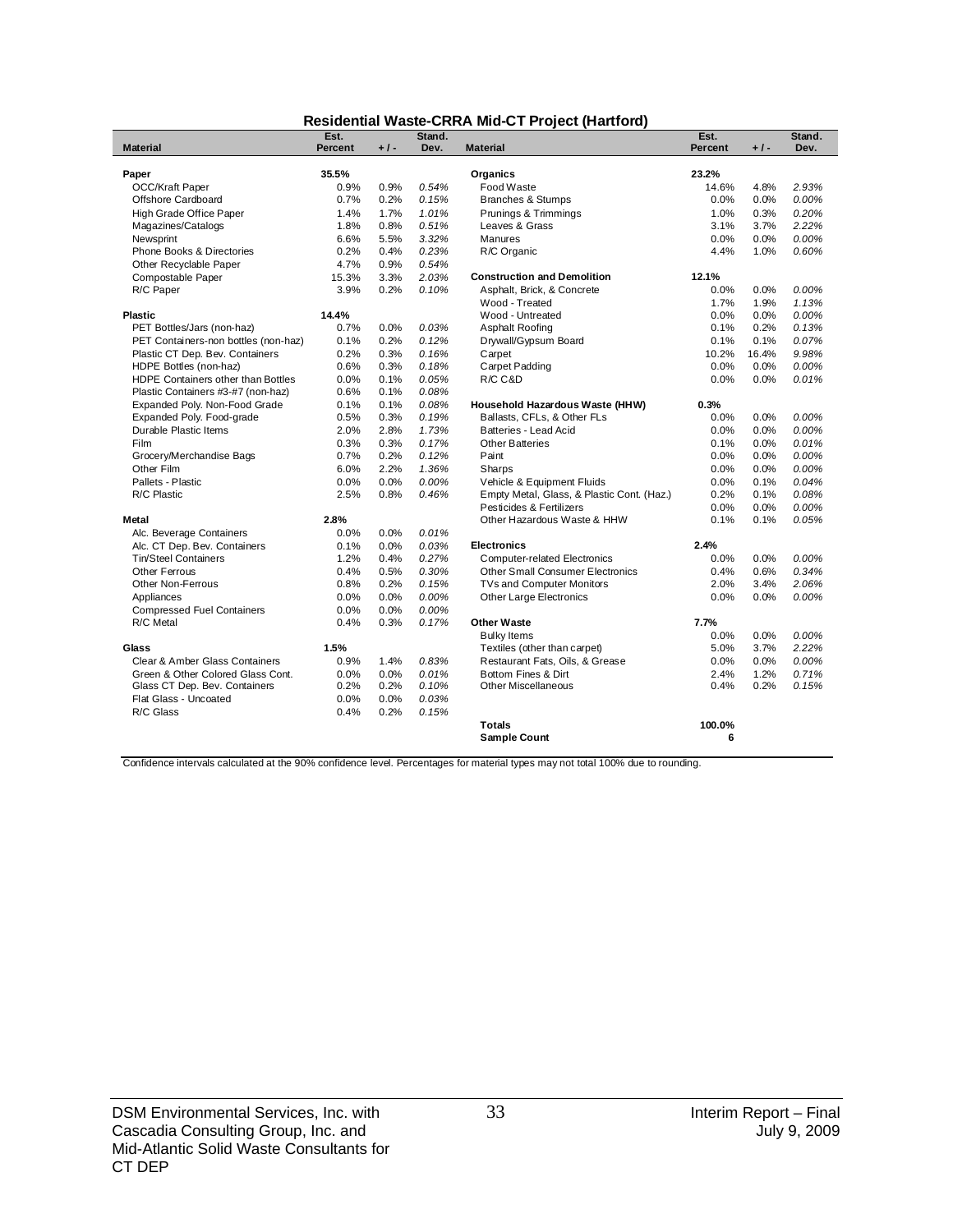## Residential Waste-CRRA Mid-CT Project (Hartford)

| Material | Est. Percent | + / - | Stand. Dev. | Material | Est. Percent | + / - | Stand. Dev. |
|---|---|---|---|---|---|---|---|
| **Paper** | **35.5%** | | | **Organics** | **23.2%** | | |
| OCC/Kraft Paper | 0.9% | 0.9% | *0.54%* | Food Waste | 14.6% | 4.8% | *2.93%* |
| Offshore Cardboard | 0.7% | 0.2% | *0.15%* | Branches & Stumps | 0.0% | 0.0% | *0.00%* |
| High Grade Office Paper | 1.4% | 1.7% | *1.01%* | Prunings & Trimmings | 1.0% | 0.3% | *0.20%* |
| Magazines/Catalogs | 1.8% | 0.8% | *0.51%* | Leaves & Grass | 3.1% | 3.7% | *2.22%* |
| Newsprint | 6.6% | 5.5% | *3.32%* | Manures | 0.0% | 0.0% | *0.00%* |
| Phone Books & Directories | 0.2% | 0.4% | *0.23%* | R/C Organic | 4.4% | 1.0% | *0.60%* |
| Other Recyclable Paper | 4.7% | 0.9% | *0.54%* | | | | |
| Compostable Paper | 15.3% | 3.3% | *2.03%* | **Construction and Demolition** | **12.1%** | | |
| R/C Paper | 3.9% | 0.2% | *0.10%* | Asphalt, Brick, & Concrete | 0.0% | 0.0% | *0.00%* |
| | | | | Wood - Treated | 1.7% | 1.9% | *1.13%* |
| **Plastic** | **14.4%** | | | Wood - Untreated | 0.0% | 0.0% | *0.00%* |
| PET Bottles/Jars (non-haz) | 0.7% | 0.0% | *0.03%* | Asphalt Roofing | 0.1% | 0.2% | *0.13%* |
| PET Containers-non bottles (non-haz) | 0.1% | 0.2% | *0.12%* | Drywall/Gypsum Board | 0.1% | 0.1% | *0.07%* |
| Plastic CT Dep. Bev. Containers | 0.2% | 0.3% | *0.16%* | Carpet | 10.2% | 16.4% | *9.98%* |
| HDPE Bottles (non-haz) | 0.6% | 0.3% | *0.18%* | Carpet Padding | 0.0% | 0.0% | *0.00%* |
| HDPE Containers other than Bottles | 0.0% | 0.1% | *0.05%* | R/C C&D | 0.0% | 0.0% | *0.01%* |
| Plastic Containers #3-#7 (non-haz) | 0.6% | 0.1% | *0.08%* | | | | |
| Expanded Poly. Non-Food Grade | 0.1% | 0.1% | *0.08%* | **Household Hazardous Waste (HHW)** | **0.3%** | | |
| Expanded Poly. Food-grade | 0.5% | 0.3% | *0.19%* | Ballasts, CFLs, & Other FLs | 0.0% | 0.0% | *0.00%* |
| Durable Plastic Items | 2.0% | 2.8% | *1.73%* | Batteries - Lead Acid | 0.0% | 0.0% | *0.00%* |
| Film | 0.3% | 0.3% | *0.17%* | Other Batteries | 0.1% | 0.0% | *0.01%* |
| Grocery/Merchandise Bags | 0.7% | 0.2% | *0.12%* | Paint | 0.0% | 0.0% | *0.00%* |
| Other Film | 6.0% | 2.2% | *1.36%* | Sharps | 0.0% | 0.0% | *0.00%* |
| Pallets - Plastic | 0.0% | 0.0% | *0.00%* | Vehicle & Equipment Fluids | 0.0% | 0.1% | *0.04%* |
| R/C Plastic | 2.5% | 0.8% | *0.46%* | Empty Metal, Glass, & Plastic Cont. (Haz.) | 0.2% | 0.1% | *0.08%* |
| | | | | Pesticides & Fertilizers | 0.0% | 0.0% | *0.00%* |
| **Metal** | **2.8%** | | | Other Hazardous Waste & HHW | 0.1% | 0.1% | *0.05%* |
| Alc. Beverage Containers | 0.0% | 0.0% | *0.01%* | | | | |
| Alc. CT Dep. Bev. Containers | 0.1% | 0.0% | *0.03%* | **Electronics** | **2.4%** | | |
| Tin/Steel Containers | 1.2% | 0.4% | *0.27%* | Computer-related Electronics | 0.0% | 0.0% | *0.00%* |
| Other Ferrous | 0.4% | 0.5% | *0.30%* | Other Small Consumer Electronics | 0.4% | 0.6% | *0.34%* |
| Other Non-Ferrous | 0.8% | 0.2% | *0.15%* | TVs and Computer Monitors | 2.0% | 3.4% | *2.06%* |
| Appliances | 0.0% | 0.0% | *0.00%* | Other Large Electronics | 0.0% | 0.0% | *0.00%* |
| Compressed Fuel Containers | 0.0% | 0.0% | *0.00%* | | | | |
| R/C Metal | 0.4% | 0.3% | *0.17%* | **Other Waste** | **7.7%** | | |
| | | | | Bulky Items | 0.0% | 0.0% | *0.00%* |
| **Glass** | **1.5%** | | | Textiles (other than carpet) | 5.0% | 3.7% | *2.22%* |
| Clear & Amber Glass Containers | 0.9% | 1.4% | *0.83%* | Restaurant Fats, Oils, & Grease | 0.0% | 0.0% | *0.00%* |
| Green & Other Colored Glass Cont. | 0.0% | 0.0% | *0.01%* | Bottom Fines & Dirt | 2.4% | 1.2% | *0.71%* |
| Glass CT Dep. Bev. Containers | 0.2% | 0.2% | *0.10%* | Other Miscellaneous | 0.4% | 0.2% | *0.15%* |
| Flat Glass - Uncoated | 0.0% | 0.0% | *0.03%* | | | | |
| R/C Glass | 0.4% | 0.2% | *0.15%* | | | | |
| | | | | **Totals** | **100.0%** | | |
| | | | | **Sample Count** | **6** | | |

Confidence intervals calculated at the 90% confidence level. Percentages for material types may not total 100% due to rounding.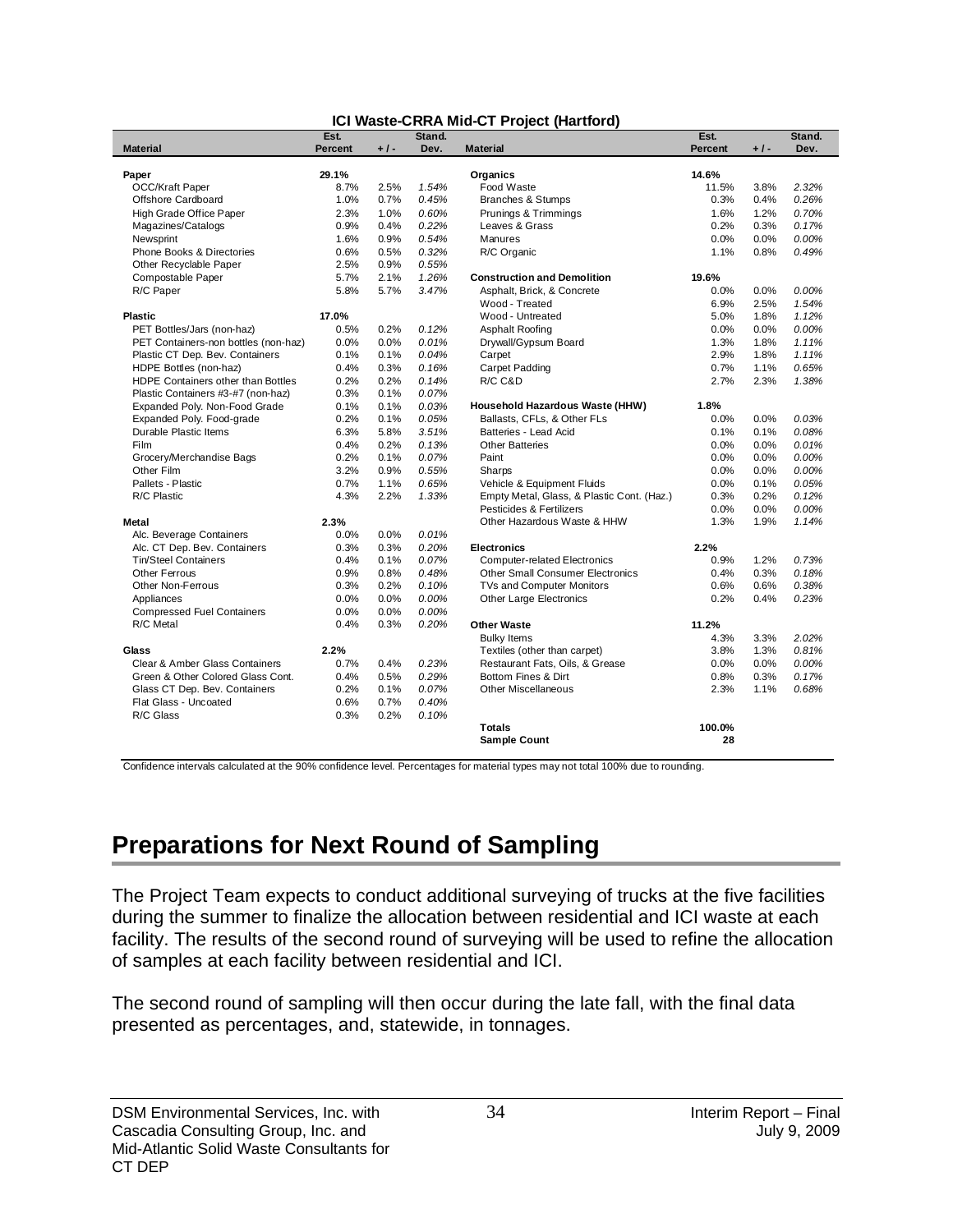**ICI Waste-CRRA Mid-CT Project (Hartford)**

| Material | Est. Percent | + / - | Stand. Dev. | Material | Est. Percent | + / - | Stand. Dev. |
|---|---|---|---|---|---|---|---|
| **Paper** | **29.1%** | | | **Organics** | **14.6%** | | |
| OCC/Kraft Paper | 8.7% | 2.5% | *1.54%* | Food Waste | 11.5% | 3.8% | *2.32%* |
| Offshore Cardboard | 1.0% | 0.7% | *0.45%* | Branches & Stumps | 0.3% | 0.4% | *0.26%* |
| High Grade Office Paper | 2.3% | 1.0% | *0.60%* | Prunings & Trimmings | 1.6% | 1.2% | *0.70%* |
| Magazines/Catalogs | 0.9% | 0.4% | *0.22%* | Leaves & Grass | 0.2% | 0.3% | *0.17%* |
| Newsprint | 1.6% | 0.9% | *0.54%* | Manures | 0.0% | 0.0% | *0.00%* |
| Phone Books & Directories | 0.6% | 0.5% | *0.32%* | R/C Organic | 1.1% | 0.8% | *0.49%* |
| Other Recyclable Paper | 2.5% | 0.9% | *0.55%* | | | | |
| Compostable Paper | 5.7% | 2.1% | *1.26%* | **Construction and Demolition** | **19.6%** | | |
| R/C Paper | 5.8% | 5.7% | *3.47%* | Asphalt, Brick, & Concrete | 0.0% | 0.0% | *0.00%* |
| | | | | Wood - Treated | 6.9% | 2.5% | *1.54%* |
| **Plastic** | **17.0%** | | | Wood - Untreated | 5.0% | 1.8% | *1.12%* |
| PET Bottles/Jars (non-haz) | 0.5% | 0.2% | *0.12%* | Asphalt Roofing | 0.0% | 0.0% | *0.00%* |
| PET Containers-non bottles (non-haz) | 0.0% | 0.0% | *0.01%* | Drywall/Gypsum Board | 1.3% | 1.8% | *1.11%* |
| Plastic CT Dep. Bev. Containers | 0.1% | 0.1% | *0.04%* | Carpet | 2.9% | 1.8% | *1.11%* |
| HDPE Bottles (non-haz) | 0.4% | 0.3% | *0.16%* | Carpet Padding | 0.7% | 1.1% | *0.65%* |
| HDPE Containers other than Bottles | 0.2% | 0.2% | *0.14%* | R/C C&D | 2.7% | 2.3% | *1.38%* |
| Plastic Containers #3-#7 (non-haz) | 0.3% | 0.1% | *0.07%* | | | | |
| Expanded Poly. Non-Food Grade | 0.1% | 0.1% | *0.03%* | **Household Hazardous Waste (HHW)** | **1.8%** | | |
| Expanded Poly. Food-grade | 0.2% | 0.1% | *0.05%* | Ballasts, CFLs, & Other FLs | 0.0% | 0.0% | *0.03%* |
| Durable Plastic Items | 6.3% | 5.8% | *3.51%* | Batteries - Lead Acid | 0.1% | 0.1% | *0.08%* |
| Film | 0.4% | 0.2% | *0.13%* | Other Batteries | 0.0% | 0.0% | *0.01%* |
| Grocery/Merchandise Bags | 0.2% | 0.1% | *0.07%* | Paint | 0.0% | 0.0% | *0.00%* |
| Other Film | 3.2% | 0.9% | *0.55%* | Sharps | 0.0% | 0.0% | *0.00%* |
| Pallets - Plastic | 0.7% | 1.1% | *0.65%* | Vehicle & Equipment Fluids | 0.0% | 0.1% | *0.05%* |
| R/C Plastic | 4.3% | 2.2% | *1.33%* | Empty Metal, Glass, & Plastic Cont. (Haz.) | 0.3% | 0.2% | *0.12%* |
| | | | | Pesticides & Fertilizers | 0.0% | 0.0% | *0.00%* |
| **Metal** | **2.3%** | | | Other Hazardous Waste & HHW | 1.3% | 1.9% | *1.14%* |
| Alc. Beverage Containers | 0.0% | 0.0% | *0.01%* | | | | |
| Alc. CT Dep. Bev. Containers | 0.3% | 0.3% | *0.20%* | **Electronics** | **2.2%** | | |
| Tin/Steel Containers | 0.4% | 0.1% | *0.07%* | Computer-related Electronics | 0.9% | 1.2% | *0.73%* |
| Other Ferrous | 0.9% | 0.8% | *0.48%* | Other Small Consumer Electronics | 0.4% | 0.3% | *0.18%* |
| Other Non-Ferrous | 0.3% | 0.2% | *0.10%* | TVs and Computer Monitors | 0.6% | 0.6% | *0.38%* |
| Appliances | 0.0% | 0.0% | *0.00%* | Other Large Electronics | 0.2% | 0.4% | *0.23%* |
| Compressed Fuel Containers | 0.0% | 0.0% | *0.00%* | | | | |
| R/C Metal | 0.4% | 0.3% | *0.20%* | **Other Waste** | **11.2%** | | |
| | | | | Bulky Items | 4.3% | 3.3% | *2.02%* |
| **Glass** | **2.2%** | | | Textiles (other than carpet) | 3.8% | 1.3% | *0.81%* |
| Clear & Amber Glass Containers | 0.7% | 0.4% | *0.23%* | Restaurant Fats, Oils, & Grease | 0.0% | 0.0% | *0.00%* |
| Green & Other Colored Glass Cont. | 0.4% | 0.5% | *0.29%* | Bottom Fines & Dirt | 0.8% | 0.3% | *0.17%* |
| Glass CT Dep. Bev. Containers | 0.2% | 0.1% | *0.07%* | Other Miscellaneous | 2.3% | 1.1% | *0.68%* |
| Flat Glass - Uncoated | 0.6% | 0.7% | *0.40%* | | | | |
| R/C Glass | 0.3% | 0.2% | *0.10%* | | | | |
| | | | | **Totals** | **100.0%** | | |
| | | | | **Sample Count** | **28** | | |

Confidence intervals calculated at the 90% confidence level. Percentages for material types may not total 100% due to rounding.

## Preparations for Next Round of Sampling

The Project Team expects to conduct additional surveying of trucks at the five facilities during the summer to finalize the allocation between residential and ICI waste at each facility. The results of the second round of surveying will be used to refine the allocation of samples at each facility between residential and ICI.

The second round of sampling will then occur during the late fall, with the final data presented as percentages, and, statewide, in tonnages.